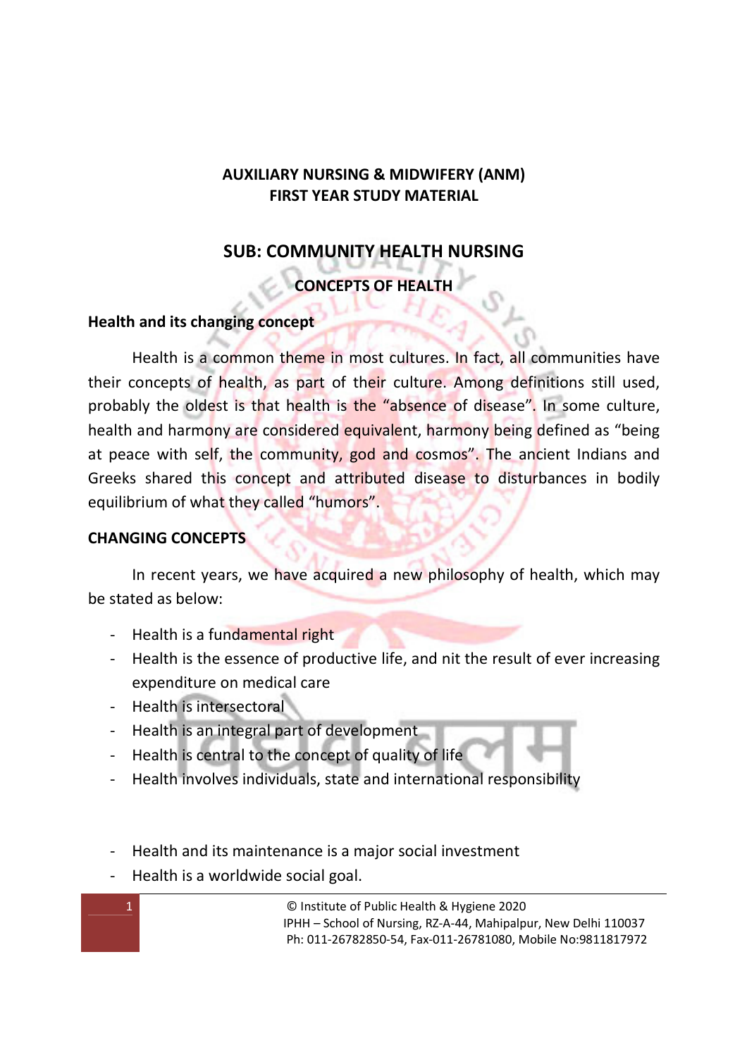# AUXILIARY NURSING & MIDWIFERY (ANM)
## FIRST YEAR STUDY MATERIAL

## SUB: COMMUNITY HEALTH NURSING

### CONCEPTS OF HEALTH

**Health and its changing concept**

Health is a common theme in most cultures. In fact, all communities have their concepts of health, as part of their culture. Among definitions still used, probably the oldest is that health is the "absence of disease". In some culture, health and harmony are considered equivalent, harmony being defined as "being at peace with self, the community, god and cosmos". The ancient Indians and Greeks shared this concept and attributed disease to disturbances in bodily equilibrium of what they called "humors".

**CHANGING CONCEPTS**

In recent years, we have acquired a new philosophy of health, which may be stated as below:

- Health is a fundamental right
- Health is the essence of productive life, and nit the result of ever increasing expenditure on medical care
- Health is intersectoral
- Health is an integral part of development
- Health is central to the concept of quality of life
- Health involves individuals, state and international responsibility
- Health and its maintenance is a major social investment
- Health is a worldwide social goal.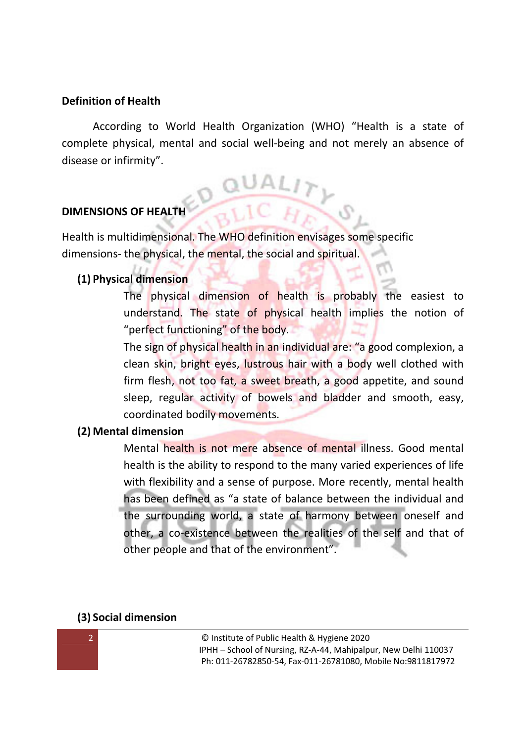## Definition of Health

According to World Health Organization (WHO) “Health is a state of complete physical, mental and social well-being and not merely an absence of disease or infirmity”.

## DIMENSIONS OF HEALTH

Health is multidimensional. The WHO definition envisages some specific dimensions- the physical, the mental, the social and spiritual.

### (1) Physical dimension

The physical dimension of health is probably the easiest to understand. The state of physical health implies the notion of “perfect functioning” of the body.

The sign of physical health in an individual are: “a good complexion, a clean skin, bright eyes, lustrous hair with a body well clothed with firm flesh, not too fat, a sweet breath, a good appetite, and sound sleep, regular activity of bowels and bladder and smooth, easy, coordinated bodily movements.

### (2) Mental dimension

Mental health is not mere absence of mental illness. Good mental health is the ability to respond to the many varied experiences of life with flexibility and a sense of purpose. More recently, mental health has been defined as “a state of balance between the individual and the surrounding world, a state of harmony between oneself and other, a co-existence between the realities of the self and that of other people and that of the environment”.

### (3) Social dimension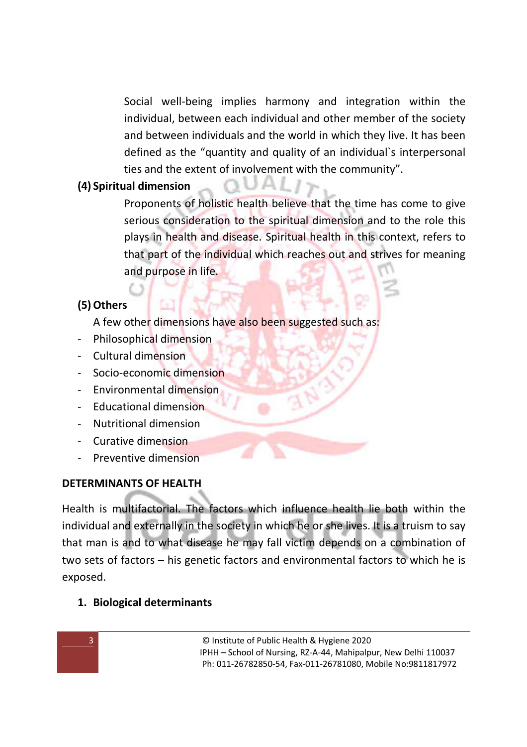Social well-being implies harmony and integration within the individual, between each individual and other member of the society and between individuals and the world in which they live. It has been defined as the "quantity and quality of an individual`s interpersonal ties and the extent of involvement with the community".

**(4) Spiritual dimension**

Proponents of holistic health believe that the time has come to give serious consideration to the spiritual dimension and to the role this plays in health and disease. Spiritual health in this context, refers to that part of the individual which reaches out and strives for meaning and purpose in life.

**(5) Others**

A few other dimensions have also been suggested such as:

- Philosophical dimension
- Cultural dimension
- Socio-economic dimension
- Environmental dimension
- Educational dimension
- Nutritional dimension
- Curative dimension
- Preventive dimension

## DETERMINANTS OF HEALTH

Health is multifactorial. The factors which influence health lie both within the individual and externally in the society in which he or she lives. It is a truism to say that man is and to what disease he may fall victim depends on a combination of two sets of factors – his genetic factors and environmental factors to which he is exposed.

1. **Biological determinants**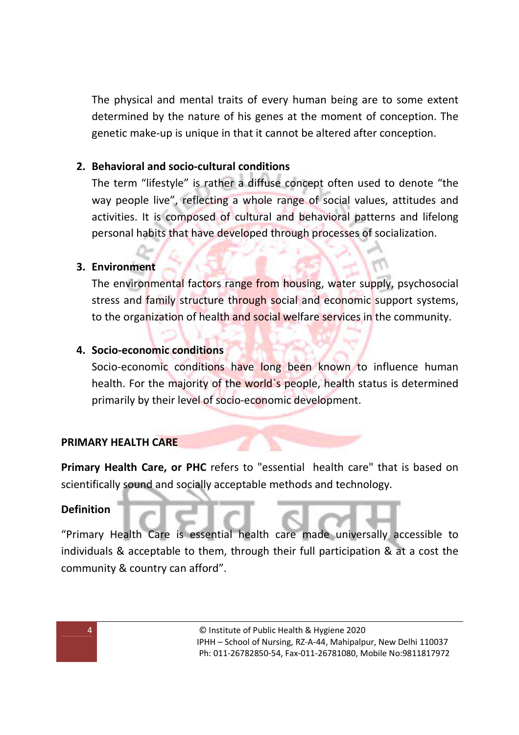The physical and mental traits of every human being are to some extent determined by the nature of his genes at the moment of conception. The genetic make-up is unique in that it cannot be altered after conception.

2. **Behavioral and socio-cultural conditions**

   The term "lifestyle" is rather a diffuse concept often used to denote "the way people live", reflecting a whole range of social values, attitudes and activities. It is composed of cultural and behavioral patterns and lifelong personal habits that have developed through processes of socialization.

3. **Environment**

   The environmental factors range from housing, water supply, psychosocial stress and family structure through social and economic support systems, to the organization of health and social welfare services in the community.

4. **Socio-economic conditions**

   Socio-economic conditions have long been known to influence human health. For the majority of the world`s people, health status is determined primarily by their level of socio-economic development.

**PRIMARY HEALTH CARE**

**Primary Health Care, or PHC** refers to "essential health care" that is based on scientifically sound and socially acceptable methods and technology.

**Definition**

"Primary Health Care is essential health care made universally accessible to individuals & acceptable to them, through their full participation & at a cost the community & country can afford".

© Institute of Public Health & Hygiene 2020
IPHH – School of Nursing, RZ-A-44, Mahipalpur, New Delhi 110037
Ph: 011-26782850-54, Fax-011-26781080, Mobile No:9811817972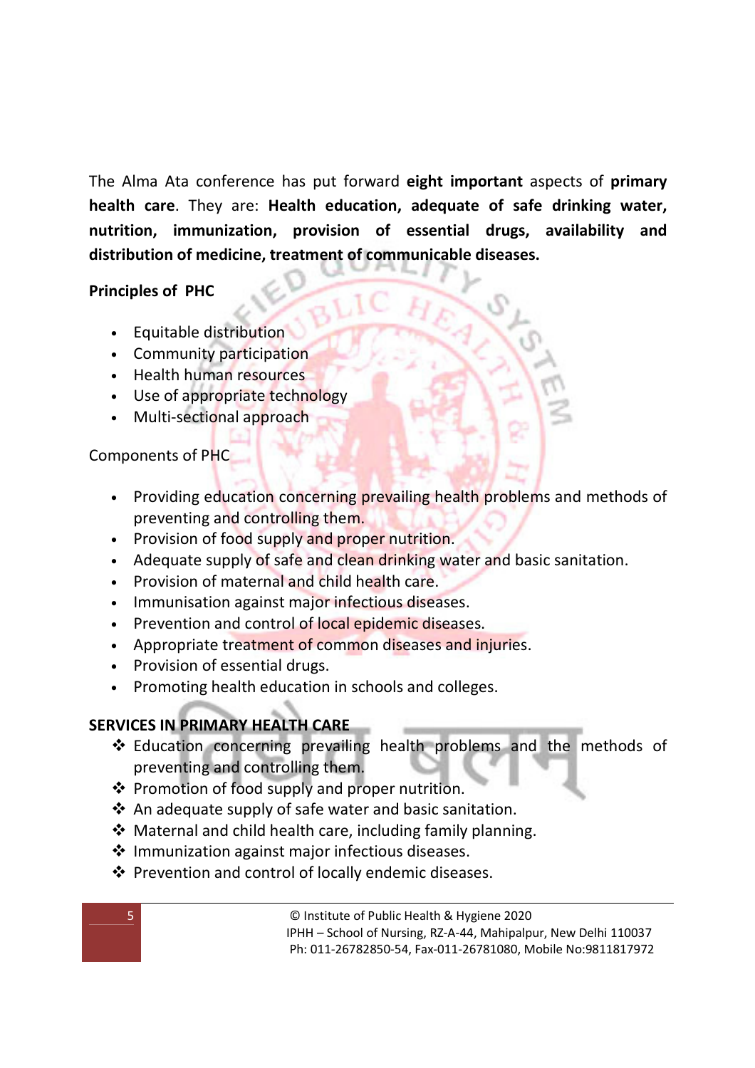The Alma Ata conference has put forward **eight important** aspects of **primary health care**. They are: **Health education, adequate of safe drinking water, nutrition, immunization, provision of essential drugs, availability and distribution of medicine, treatment of communicable diseases.**

**Principles of PHC**

- Equitable distribution
- Community participation
- Health human resources
- Use of appropriate technology
- Multi-sectional approach

Components of PHC

- Providing education concerning prevailing health problems and methods of preventing and controlling them.
- Provision of food supply and proper nutrition.
- Adequate supply of safe and clean drinking water and basic sanitation.
- Provision of maternal and child health care.
- Immunisation against major infectious diseases.
- Prevention and control of local epidemic diseases.
- Appropriate treatment of common diseases and injuries.
- Provision of essential drugs.
- Promoting health education in schools and colleges.

**SERVICES IN PRIMARY HEALTH CARE**

- Education concerning prevailing health problems and the methods of preventing and controlling them.
- Promotion of food supply and proper nutrition.
- An adequate supply of safe water and basic sanitation.
- Maternal and child health care, including family planning.
- Immunization against major infectious diseases.
- Prevention and control of locally endemic diseases.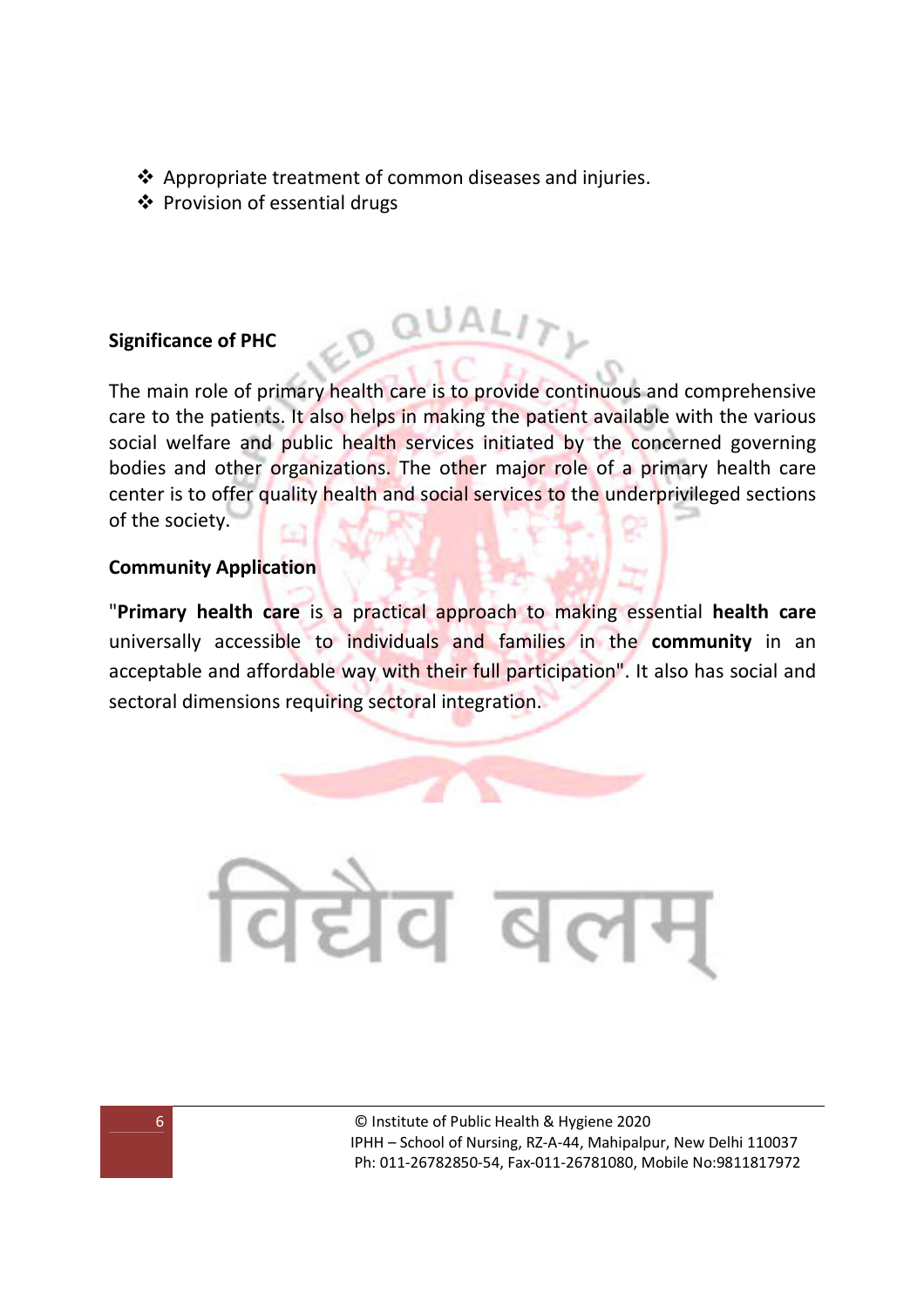- Appropriate treatment of common diseases and injuries.
- Provision of essential drugs

**Significance of PHC**

The main role of primary health care is to provide continuous and comprehensive care to the patients. It also helps in making the patient available with the various social welfare and public health services initiated by the concerned governing bodies and other organizations. The other major role of a primary health care center is to offer quality health and social services to the underprivileged sections of the society.

**Community Application**

"**Primary health care** is a practical approach to making essential **health care** universally accessible to individuals and families in the **community** in an acceptable and affordable way with their full participation". It also has social and sectoral dimensions requiring sectoral integration.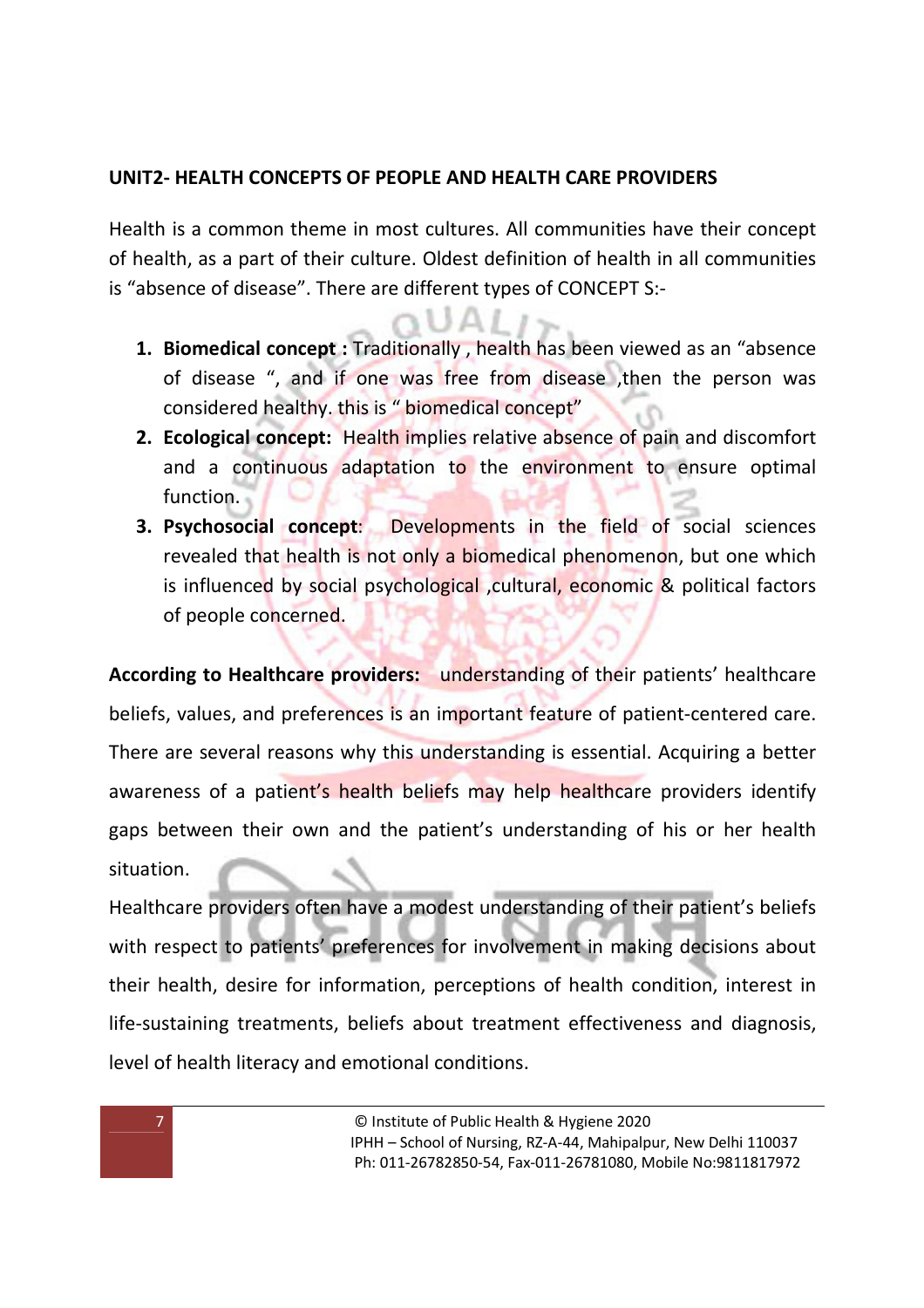**UNIT2- HEALTH CONCEPTS OF PEOPLE AND HEALTH CARE PROVIDERS**

Health is a common theme in most cultures. All communities have their concept of health, as a part of their culture. Oldest definition of health in all communities is "absence of disease". There are different types of CONCEPT S:-

1. **Biomedical concept :** Traditionally , health has been viewed as an "absence of disease ", and if one was free from disease ,then the person was considered healthy. this is " biomedical concept"
2. **Ecological concept:** Health implies relative absence of pain and discomfort and a continuous adaptation to the environment to ensure optimal function.
3. **Psychosocial concept**: Developments in the field of social sciences revealed that health is not only a biomedical phenomenon, but one which is influenced by social psychological ,cultural, economic & political factors of people concerned.

**According to Healthcare providers:** understanding of their patients' healthcare beliefs, values, and preferences is an important feature of patient-centered care. There are several reasons why this understanding is essential. Acquiring a better awareness of a patient's health beliefs may help healthcare providers identify gaps between their own and the patient's understanding of his or her health situation.

Healthcare providers often have a modest understanding of their patient's beliefs with respect to patients' preferences for involvement in making decisions about their health, desire for information, perceptions of health condition, interest in life-sustaining treatments, beliefs about treatment effectiveness and diagnosis, level of health literacy and emotional conditions.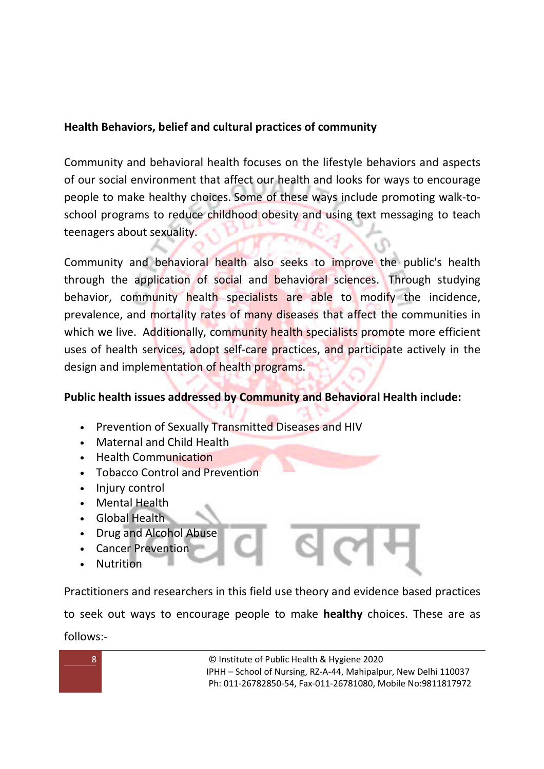**Health Behaviors, belief and cultural practices of community**

Community and behavioral health focuses on the lifestyle behaviors and aspects of our social environment that affect our health and looks for ways to encourage people to make healthy choices. Some of these ways include promoting walk-to-school programs to reduce childhood obesity and using text messaging to teach teenagers about sexuality.

Community and behavioral health also seeks to improve the public's health through the application of social and behavioral sciences. Through studying behavior, community health specialists are able to modify the incidence, prevalence, and mortality rates of many diseases that affect the communities in which we live. Additionally, community health specialists promote more efficient uses of health services, adopt self-care practices, and participate actively in the design and implementation of health programs.

**Public health issues addressed by Community and Behavioral Health include:**

- Prevention of Sexually Transmitted Diseases and HIV
- Maternal and Child Health
- Health Communication
- Tobacco Control and Prevention
- Injury control
- Mental Health
- Global Health
- Drug and Alcohol Abuse
- Cancer Prevention
- Nutrition

Practitioners and researchers in this field use theory and evidence based practices to seek out ways to encourage people to make **healthy** choices. These are as follows:-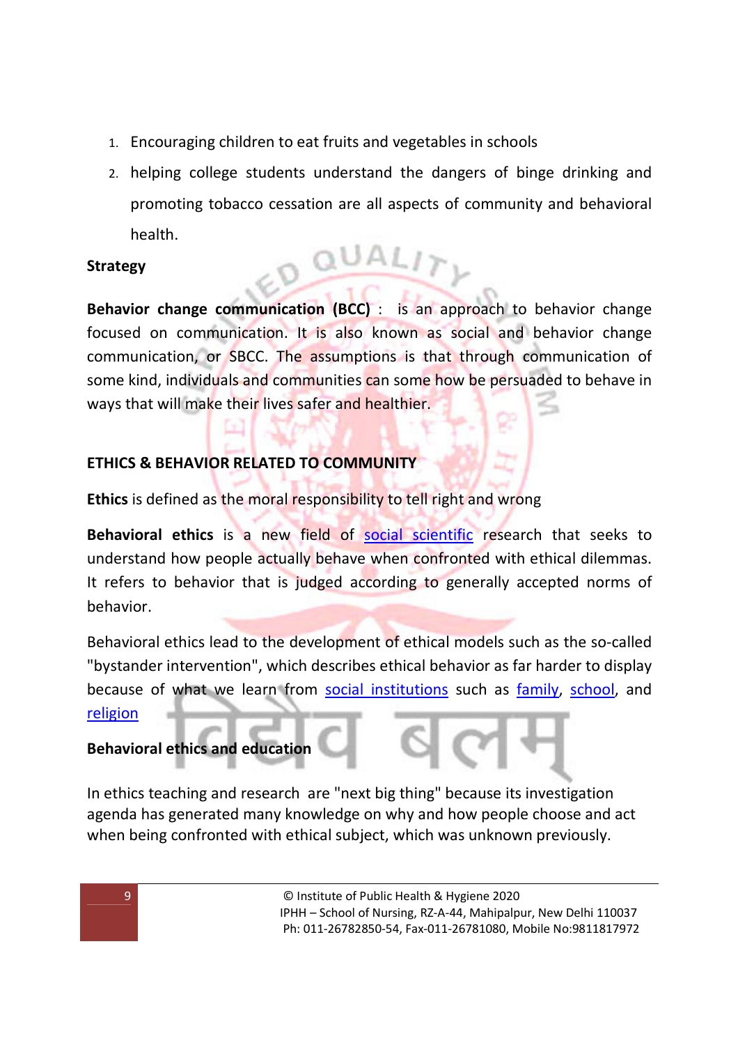1. Encouraging children to eat fruits and vegetables in schools
2. helping college students understand the dangers of binge drinking and promoting tobacco cessation are all aspects of community and behavioral health.

**Strategy**

**Behavior change communication (BCC)** : is an approach to behavior change focused on communication. It is also known as social and behavior change communication, or SBCC. The assumptions is that through communication of some kind, individuals and communities can some how be persuaded to behave in ways that will make their lives safer and healthier.

**ETHICS & BEHAVIOR RELATED TO COMMUNITY**

**Ethics** is defined as the moral responsibility to tell right and wrong

**Behavioral ethics** is a new field of social scientific research that seeks to understand how people actually behave when confronted with ethical dilemmas. It refers to behavior that is judged according to generally accepted norms of behavior.

Behavioral ethics lead to the development of ethical models such as the so-called "bystander intervention", which describes ethical behavior as far harder to display because of what we learn from social institutions such as family, school, and religion

**Behavioral ethics and education**

In ethics teaching and research are "next big thing" because its investigation agenda has generated many knowledge on why and how people choose and act when being confronted with ethical subject, which was unknown previously.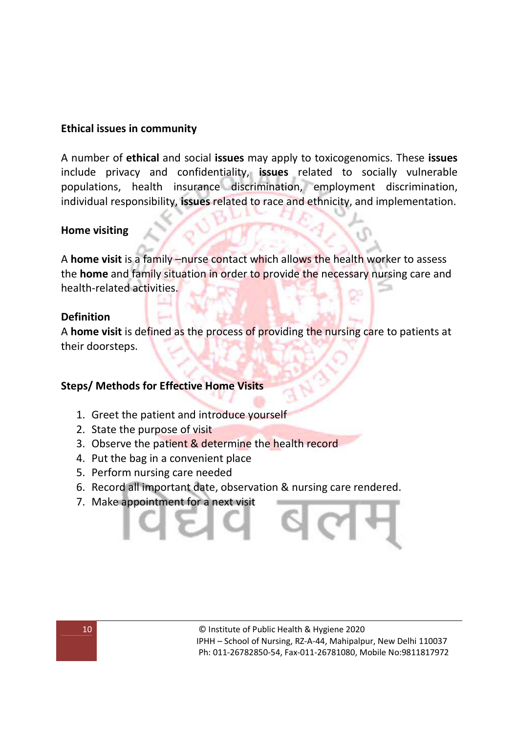**Ethical issues in community**

A number of **ethical** and social **issues** may apply to toxicogenomics. These **issues** include privacy and confidentiality, **issues** related to socially vulnerable populations, health insurance discrimination, employment discrimination, individual responsibility, **issues** related to race and ethnicity, and implementation.

**Home visiting**

A **home visit** is a family –nurse contact which allows the health worker to assess the **home** and family situation in order to provide the necessary nursing care and health-related activities.

**Definition**

A **home visit** is defined as the process of providing the nursing care to patients at their doorsteps.

**Steps/ Methods for Effective Home Visits**

1. Greet the patient and introduce yourself
2. State the purpose of visit
3. Observe the patient & determine the health record
4. Put the bag in a convenient place
5. Perform nursing care needed
6. Record all important date, observation & nursing care rendered.
7. Make appointment for a next visit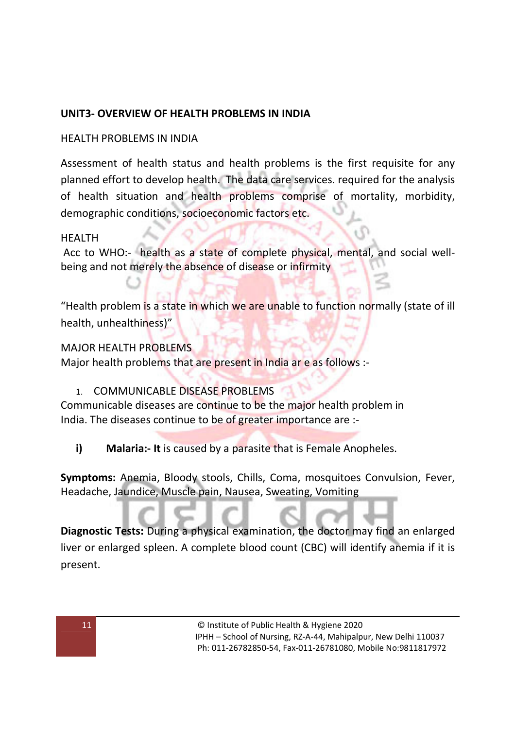## UNIT3- OVERVIEW OF HEALTH PROBLEMS IN INDIA

HEALTH PROBLEMS IN INDIA

Assessment of health status and health problems is the first requisite for any planned effort to develop health. The data care services. required for the analysis of health situation and health problems comprise of mortality, morbidity, demographic conditions, socioeconomic factors etc.

HEALTH

Acc to WHO:- health as a state of complete physical, mental, and social well-being and not merely the absence of disease or infirmity

"Health problem is a state in which we are unable to function normally (state of ill health, unhealthiness)"

MAJOR HEALTH PROBLEMS

Major health problems that are present in India ar e as follows :-

1. COMMUNICABLE DISEASE PROBLEMS

Communicable diseases are continue to be the major health problem in India. The diseases continue to be of greater importance are :-

**i) Malaria:- It** is caused by a parasite that is Female Anopheles.

**Symptoms:** Anemia, Bloody stools, Chills, Coma, mosquitoes Convulsion, Fever, Headache, Jaundice, Muscle pain, Nausea, Sweating, Vomiting

**Diagnostic Tests:** During a physical examination, the doctor may find an enlarged liver or enlarged spleen. A complete blood count (CBC) will identify anemia if it is present.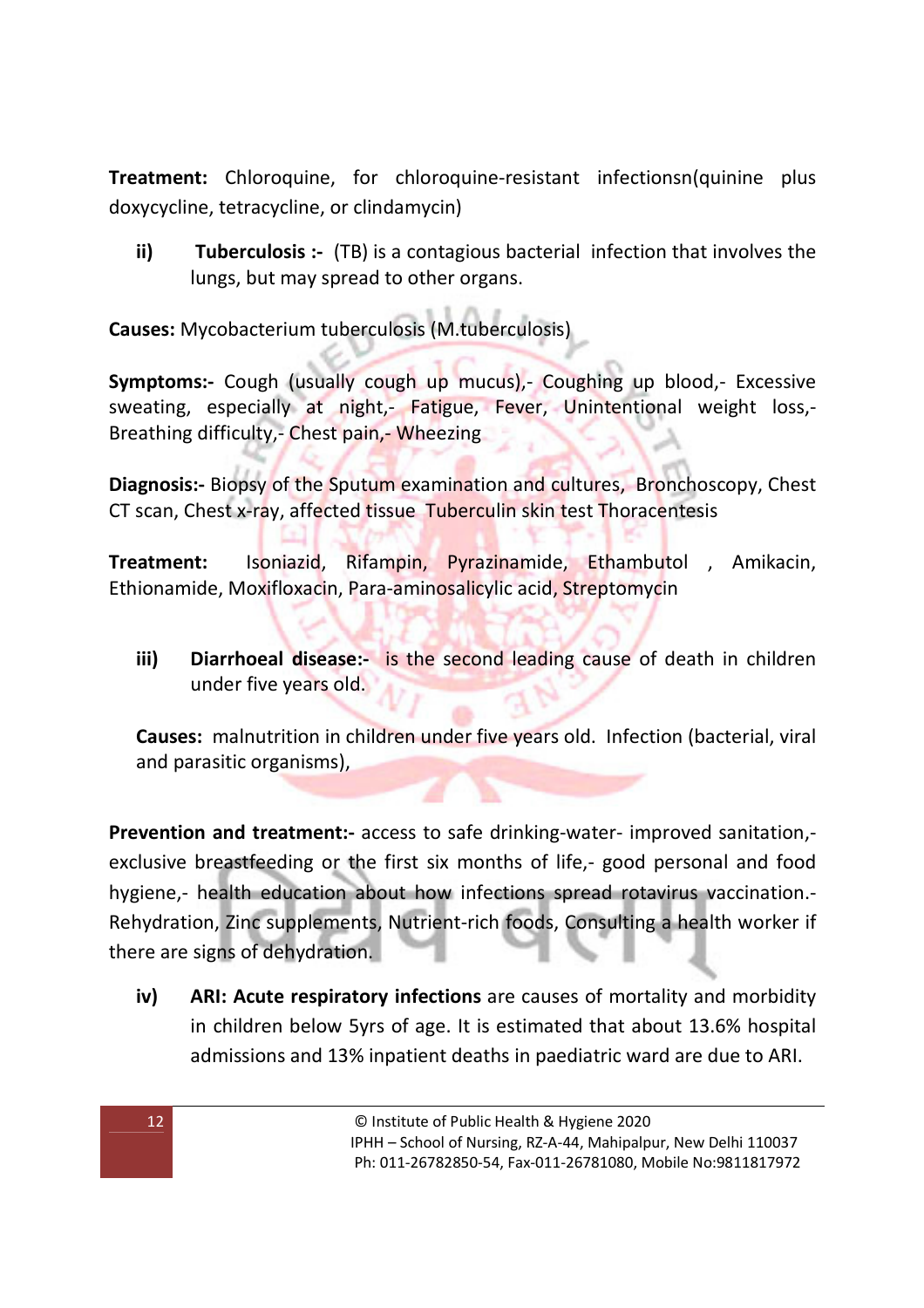**Treatment:** Chloroquine, for chloroquine-resistant infectionsn(quinine plus doxycycline, tetracycline, or clindamycin)

**ii) Tuberculosis :-** (TB) is a contagious bacterial infection that involves the lungs, but may spread to other organs.

**Causes:** Mycobacterium tuberculosis (M.tuberculosis)

**Symptoms:-** Cough (usually cough up mucus),- Coughing up blood,- Excessive sweating, especially at night,- Fatigue, Fever, Unintentional weight loss,- Breathing difficulty,- Chest pain,- Wheezing

**Diagnosis:-** Biopsy of the Sputum examination and cultures, Bronchoscopy, Chest CT scan, Chest x-ray, affected tissue Tuberculin skin test Thoracentesis

**Treatment:** Isoniazid, Rifampin, Pyrazinamide, Ethambutol , Amikacin, Ethionamide, Moxifloxacin, Para-aminosalicylic acid, Streptomycin

**iii) Diarrhoeal disease:-** is the second leading cause of death in children under five years old.

**Causes:** malnutrition in children under five years old. Infection (bacterial, viral and parasitic organisms),

**Prevention and treatment:-** access to safe drinking-water- improved sanitation,- exclusive breastfeeding or the first six months of life,- good personal and food hygiene,- health education about how infections spread rotavirus vaccination.- Rehydration, Zinc supplements, Nutrient-rich foods, Consulting a health worker if there are signs of dehydration.

**iv) ARI: Acute respiratory infections** are causes of mortality and morbidity in children below 5yrs of age. It is estimated that about 13.6% hospital admissions and 13% inpatient deaths in paediatric ward are due to ARI.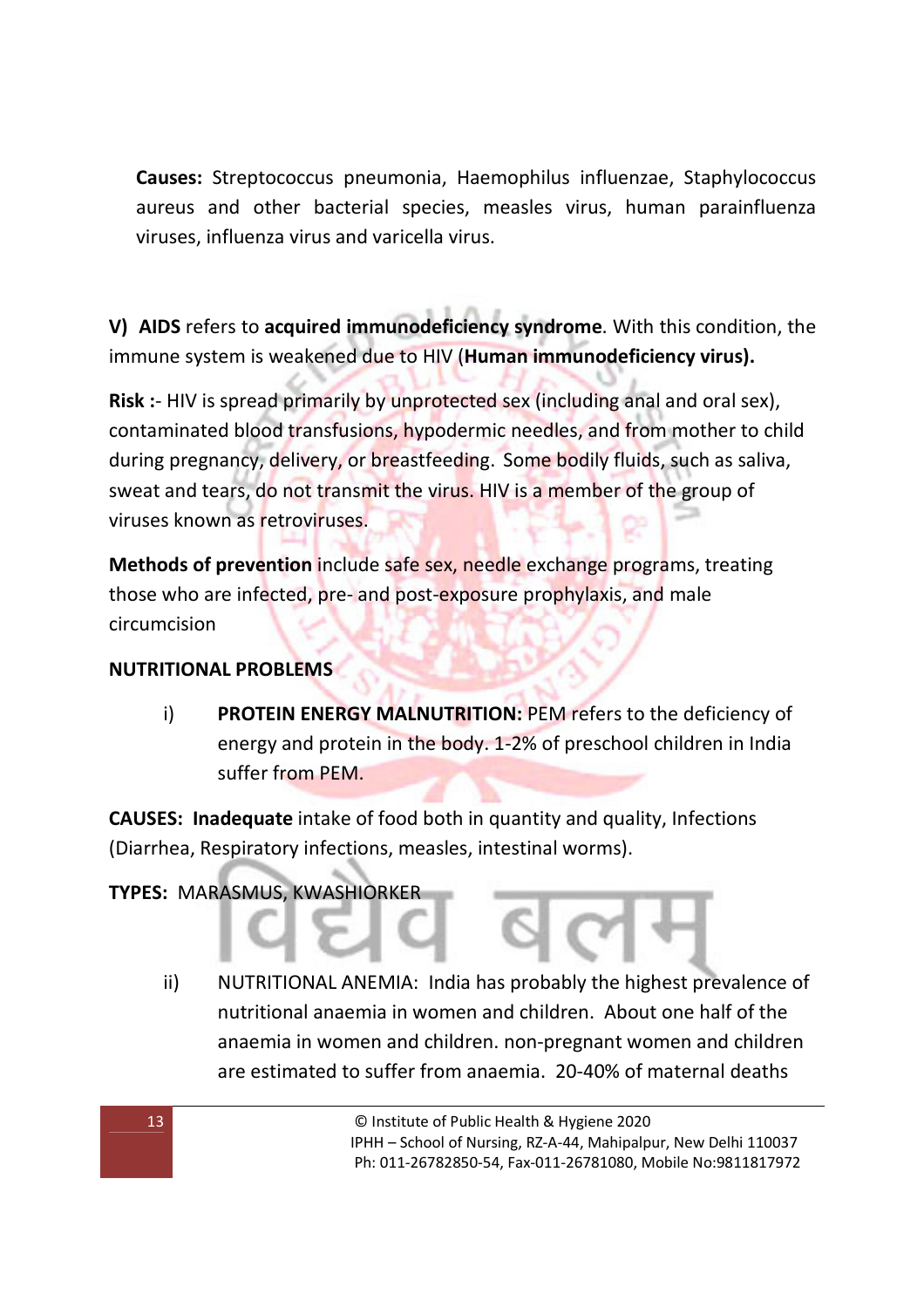**Causes:** Streptococcus pneumonia, Haemophilus influenzae, Staphylococcus aureus and other bacterial species, measles virus, human parainfluenza viruses, influenza virus and varicella virus.

**V) AIDS** refers to **acquired immunodeficiency syndrome**. With this condition, the immune system is weakened due to HIV (**Human immunodeficiency virus).**

**Risk :**- HIV is spread primarily by unprotected sex (including anal and oral sex), contaminated blood transfusions, hypodermic needles, and from mother to child during pregnancy, delivery, or breastfeeding. Some bodily fluids, such as saliva, sweat and tears, do not transmit the virus. HIV is a member of the group of viruses known as retroviruses.

**Methods of prevention** include safe sex, needle exchange programs, treating those who are infected, pre- and post-exposure prophylaxis, and male circumcision

**NUTRITIONAL PROBLEMS**

i) **PROTEIN ENERGY MALNUTRITION:** PEM refers to the deficiency of energy and protein in the body. 1-2% of preschool children in India suffer from PEM.

**CAUSES: Inadequate** intake of food both in quantity and quality, Infections (Diarrhea, Respiratory infections, measles, intestinal worms).

**TYPES:** MARASMUS, KWASHIORKER

ii) NUTRITIONAL ANEMIA: India has probably the highest prevalence of nutritional anaemia in women and children. About one half of the anaemia in women and children. non-pregnant women and children are estimated to suffer from anaemia. 20-40% of maternal deaths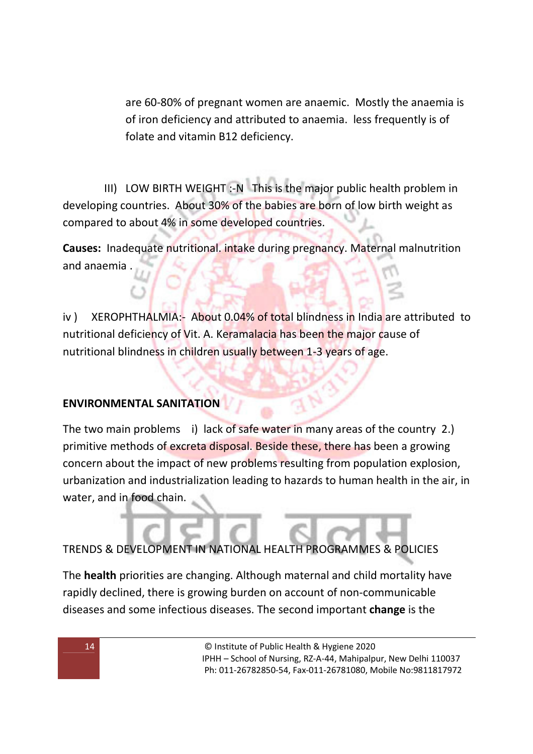are 60-80% of pregnant women are anaemic. Mostly the anaemia is of iron deficiency and attributed to anaemia. less frequently is of folate and vitamin B12 deficiency.

III) LOW BIRTH WEIGHT :-N This is the major public health problem in developing countries. About 30% of the babies are born of low birth weight as compared to about 4% in some developed countries.

**Causes:** Inadequate nutritional. intake during pregnancy. Maternal malnutrition and anaemia .

iv ) XEROPHTHALMIA:- About 0.04% of total blindness in India are attributed to nutritional deficiency of Vit. A. Keramalacia has been the major cause of nutritional blindness in children usually between 1-3 years of age.

**ENVIRONMENTAL SANITATION**

The two main problems i) lack of safe water in many areas of the country 2.) primitive methods of excreta disposal. Beside these, there has been a growing concern about the impact of new problems resulting from population explosion, urbanization and industrialization leading to hazards to human health in the air, in water, and in food chain.

TRENDS & DEVELOPMENT IN NATIONAL HEALTH PROGRAMMES & POLICIES

The **health** priorities are changing. Although maternal and child mortality have rapidly declined, there is growing burden on account of non-communicable diseases and some infectious diseases. The second important **change** is the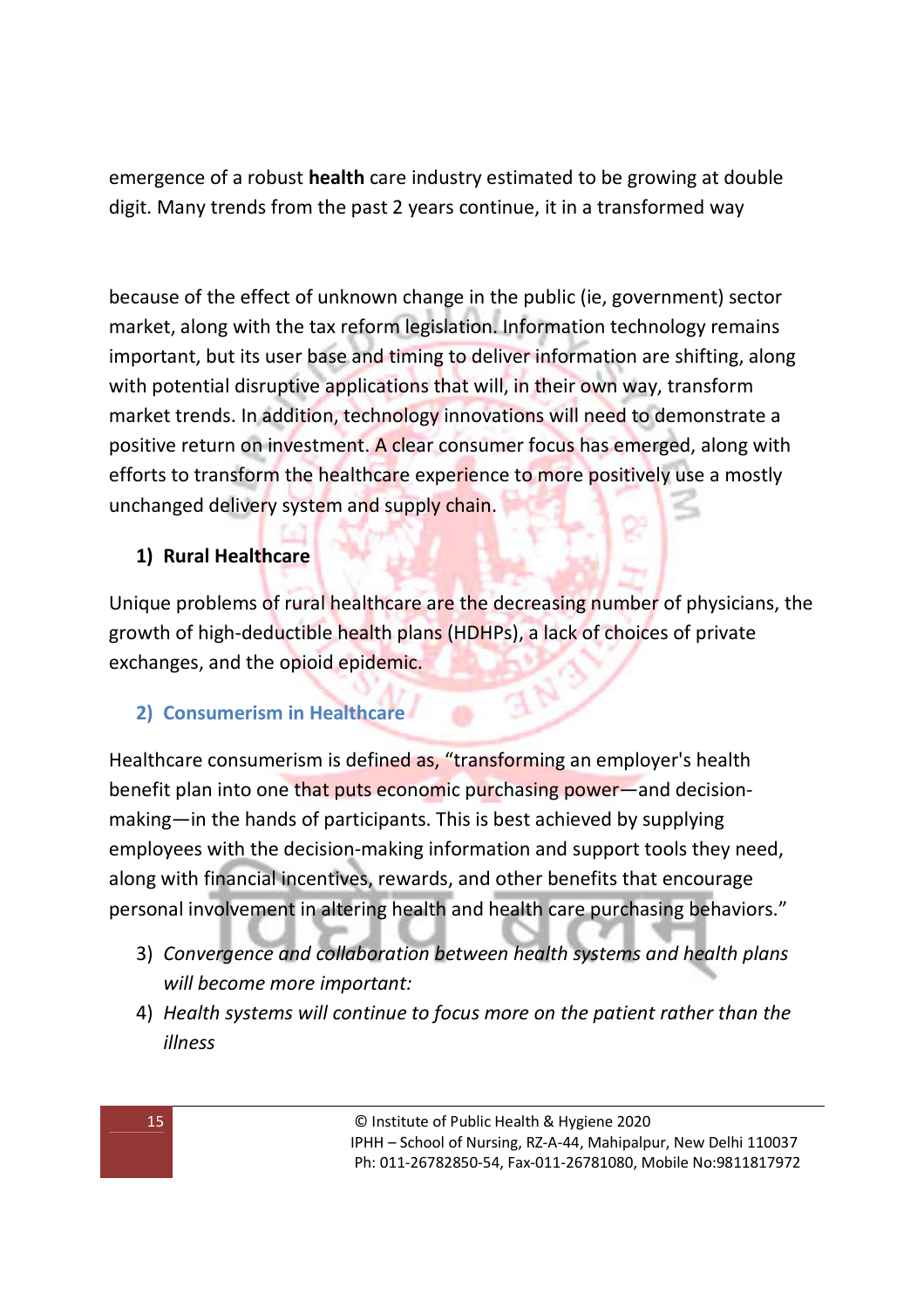emergence of a robust **health** care industry estimated to be growing at double digit. Many trends from the past 2 years continue, it in a transformed way

because of the effect of unknown change in the public (ie, government) sector market, along with the tax reform legislation. Information technology remains important, but its user base and timing to deliver information are shifting, along with potential disruptive applications that will, in their own way, transform market trends. In addition, technology innovations will need to demonstrate a positive return on investment. A clear consumer focus has emerged, along with efforts to transform the healthcare experience to more positively use a mostly unchanged delivery system and supply chain.

### 1) Rural Healthcare

Unique problems of rural healthcare are the decreasing number of physicians, the growth of high-deductible health plans (HDHPs), a lack of choices of private exchanges, and the opioid epidemic.

### 2) Consumerism in Healthcare

Healthcare consumerism is defined as, "transforming an employer's health benefit plan into one that puts economic purchasing power—and decision-making—in the hands of participants. This is best achieved by supplying employees with the decision-making information and support tools they need, along with financial incentives, rewards, and other benefits that encourage personal involvement in altering health and health care purchasing behaviors."

3) *Convergence and collaboration between health systems and health plans will become more important:*
4) *Health systems will continue to focus more on the patient rather than the illness*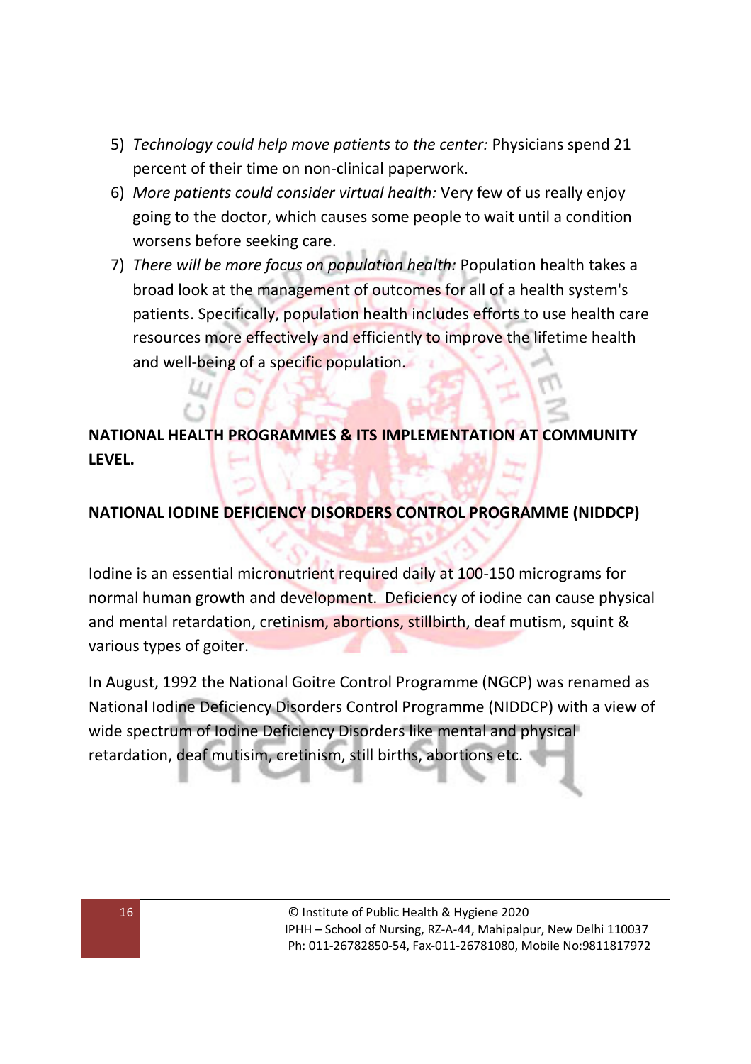5) *Technology could help move patients to the center:* Physicians spend 21 percent of their time on non-clinical paperwork.
6) *More patients could consider virtual health:* Very few of us really enjoy going to the doctor, which causes some people to wait until a condition worsens before seeking care.
7) *There will be more focus on population health:* Population health takes a broad look at the management of outcomes for all of a health system's patients. Specifically, population health includes efforts to use health care resources more effectively and efficiently to improve the lifetime health and well-being of a specific population.

## NATIONAL HEALTH PROGRAMMES & ITS IMPLEMENTATION AT COMMUNITY LEVEL.

### NATIONAL IODINE DEFICIENCY DISORDERS CONTROL PROGRAMME (NIDDCP)

Iodine is an essential micronutrient required daily at 100-150 micrograms for normal human growth and development. Deficiency of iodine can cause physical and mental retardation, cretinism, abortions, stillbirth, deaf mutism, squint & various types of goiter.

In August, 1992 the National Goitre Control Programme (NGCP) was renamed as National Iodine Deficiency Disorders Control Programme (NIDDCP) with a view of wide spectrum of Iodine Deficiency Disorders like mental and physical retardation, deaf mutisim, cretinism, still births, abortions etc.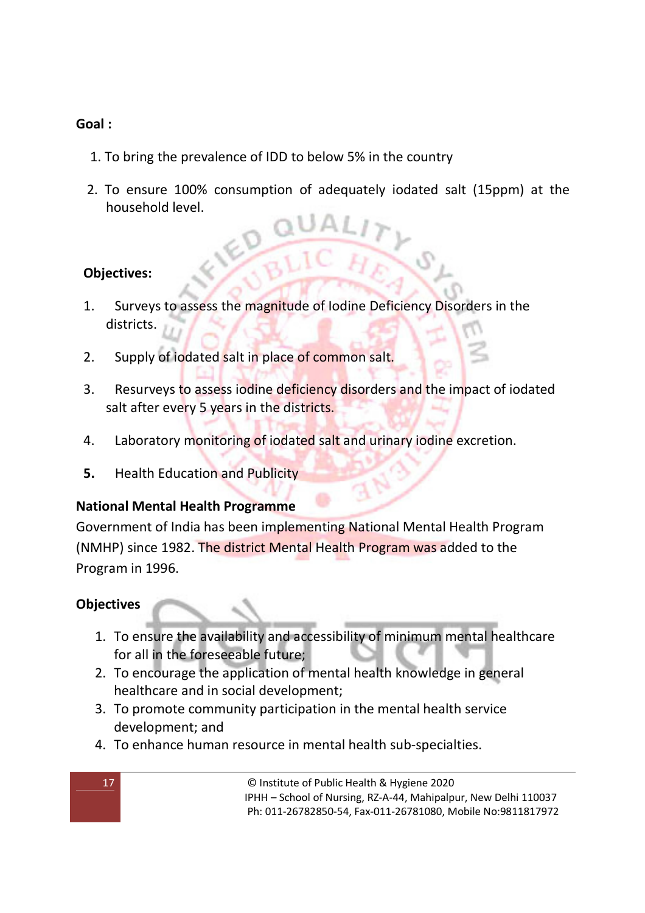**Goal :**

1. To bring the prevalence of IDD to below 5% in the country
2. To ensure 100% consumption of adequately iodated salt (15ppm) at the household level.

**Objectives:**

1. Surveys to assess the magnitude of Iodine Deficiency Disorders in the districts.
2. Supply of iodated salt in place of common salt.
3. Resurveys to assess iodine deficiency disorders and the impact of iodated salt after every 5 years in the districts.
4. Laboratory monitoring of iodated salt and urinary iodine excretion.
5. Health Education and Publicity

**National Mental Health Programme**

Government of India has been implementing National Mental Health Program (NMHP) since 1982. The district Mental Health Program was added to the Program in 1996.

**Objectives**

1. To ensure the availability and accessibility of minimum mental healthcare for all in the foreseeable future;
2. To encourage the application of mental health knowledge in general healthcare and in social development;
3. To promote community participation in the mental health service development; and
4. To enhance human resource in mental health sub-specialties.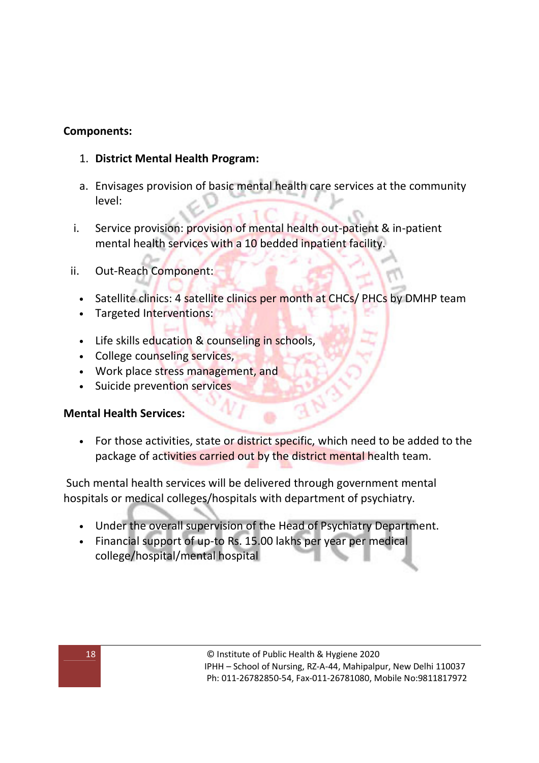**Components:**

1. **District Mental Health Program:**

a. Envisages provision of basic mental health care services at the community level:

i. Service provision: provision of mental health out-patient & in-patient mental health services with a 10 bedded inpatient facility.

ii. Out-Reach Component:

- Satellite clinics: 4 satellite clinics per month at CHCs/ PHCs by DMHP team
- Targeted Interventions:

- Life skills education & counseling in schools,
- College counseling services,
- Work place stress management, and
- Suicide prevention services

**Mental Health Services:**

- For those activities, state or district specific, which need to be added to the package of activities carried out by the district mental health team.

Such mental health services will be delivered through government mental hospitals or medical colleges/hospitals with department of psychiatry.

- Under the overall supervision of the Head of Psychiatry Department.
- Financial support of up-to Rs. 15.00 lakhs per year per medical college/hospital/mental hospital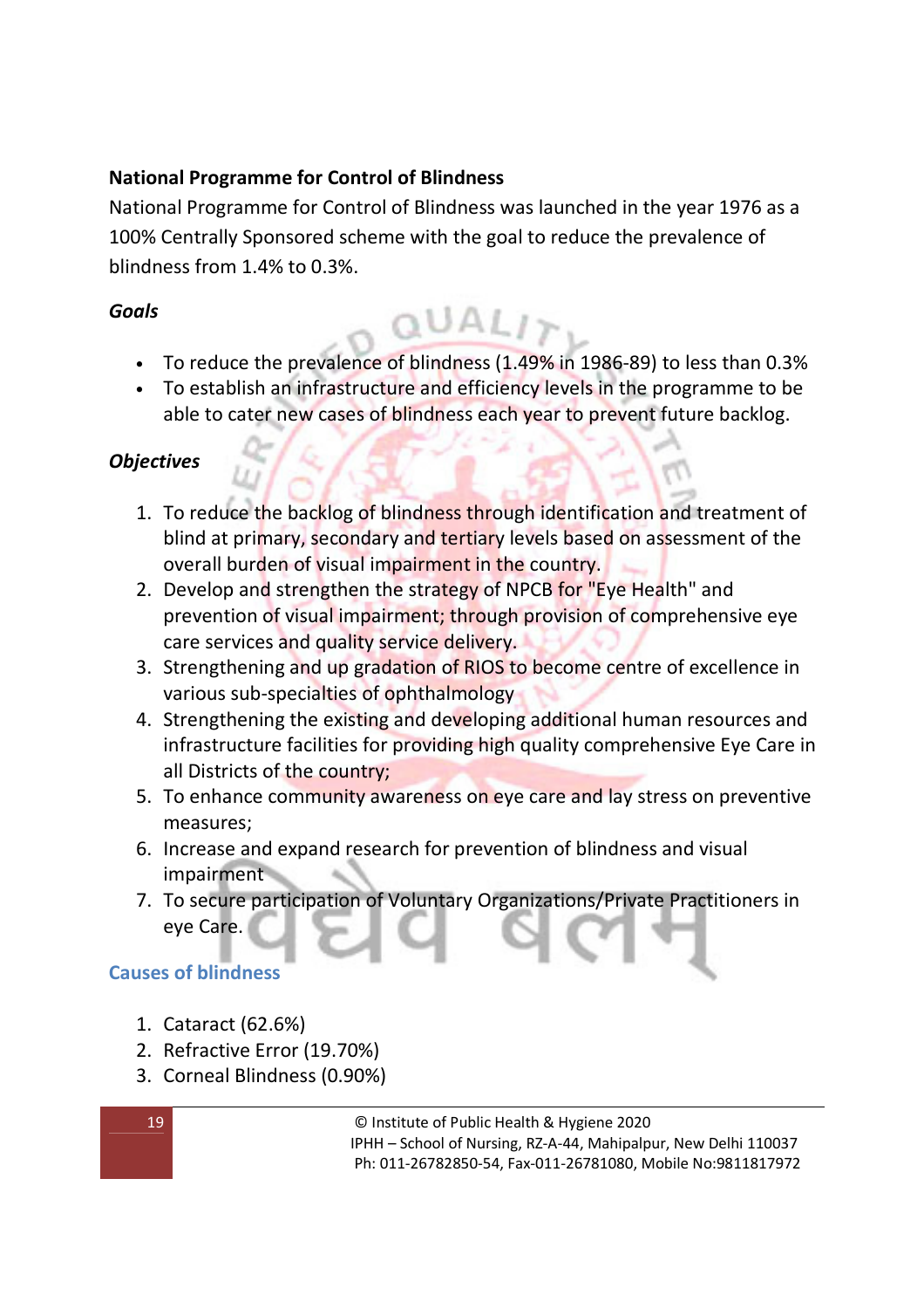**National Programme for Control of Blindness**

National Programme for Control of Blindness was launched in the year 1976 as a 100% Centrally Sponsored scheme with the goal to reduce the prevalence of blindness from 1.4% to 0.3%.

***Goals***

- To reduce the prevalence of blindness (1.49% in 1986-89) to less than 0.3%
- To establish an infrastructure and efficiency levels in the programme to be able to cater new cases of blindness each year to prevent future backlog.

***Objectives***

1. To reduce the backlog of blindness through identification and treatment of blind at primary, secondary and tertiary levels based on assessment of the overall burden of visual impairment in the country.
2. Develop and strengthen the strategy of NPCB for "Eye Health" and prevention of visual impairment; through provision of comprehensive eye care services and quality service delivery.
3. Strengthening and up gradation of RIOS to become centre of excellence in various sub-specialties of ophthalmology
4. Strengthening the existing and developing additional human resources and infrastructure facilities for providing high quality comprehensive Eye Care in all Districts of the country;
5. To enhance community awareness on eye care and lay stress on preventive measures;
6. Increase and expand research for prevention of blindness and visual impairment
7. To secure participation of Voluntary Organizations/Private Practitioners in eye Care.

## Causes of blindness

1. Cataract (62.6%)
2. Refractive Error (19.70%)
3. Corneal Blindness (0.90%)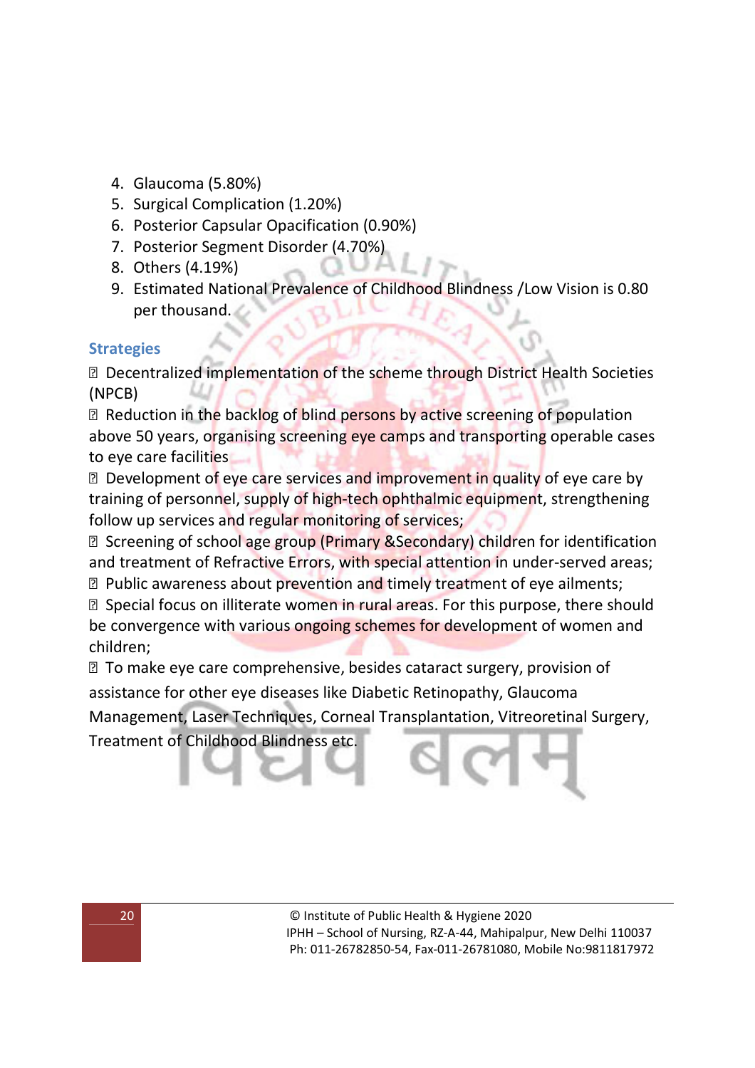4. Glaucoma (5.80%)
5. Surgical Complication (1.20%)
6. Posterior Capsular Opacification (0.90%)
7. Posterior Segment Disorder (4.70%)
8. Others (4.19%)
9. Estimated National Prevalence of Childhood Blindness /Low Vision is 0.80 per thousand.

### Strategies

- Decentralized implementation of the scheme through District Health Societies (NPCB)
- Reduction in the backlog of blind persons by active screening of population above 50 years, organising screening eye camps and transporting operable cases to eye care facilities
- Development of eye care services and improvement in quality of eye care by training of personnel, supply of high-tech ophthalmic equipment, strengthening follow up services and regular monitoring of services;
- Screening of school age group (Primary &Secondary) children for identification and treatment of Refractive Errors, with special attention in under-served areas;
- Public awareness about prevention and timely treatment of eye ailments;
- Special focus on illiterate women in rural areas. For this purpose, there should be convergence with various ongoing schemes for development of women and children;
- To make eye care comprehensive, besides cataract surgery, provision of assistance for other eye diseases like Diabetic Retinopathy, Glaucoma Management, Laser Techniques, Corneal Transplantation, Vitreoretinal Surgery, Treatment of Childhood Blindness etc.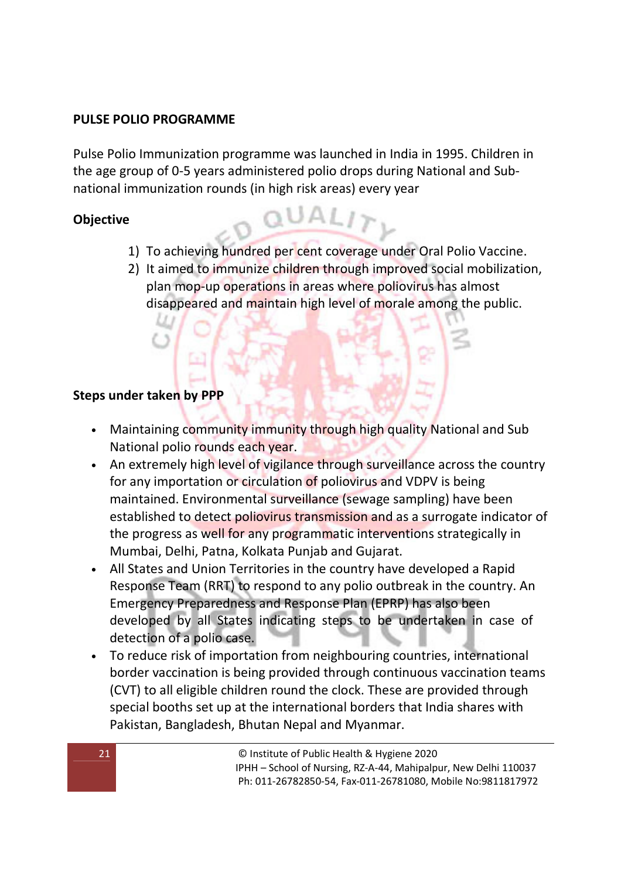**PULSE POLIO PROGRAMME**

Pulse Polio Immunization programme was launched in India in 1995. Children in the age group of 0-5 years administered polio drops during National and Sub-national immunization rounds (in high risk areas) every year

**Objective**

1) To achieving hundred per cent coverage under Oral Polio Vaccine.
2) It aimed to immunize children through improved social mobilization, plan mop-up operations in areas where poliovirus has almost disappeared and maintain high level of morale among the public.

**Steps under taken by PPP**

- Maintaining community immunity through high quality National and Sub National polio rounds each year.
- An extremely high level of vigilance through surveillance across the country for any importation or circulation of poliovirus and VDPV is being maintained. Environmental surveillance (sewage sampling) have been established to detect poliovirus transmission and as a surrogate indicator of the progress as well for any programmatic interventions strategically in Mumbai, Delhi, Patna, Kolkata Punjab and Gujarat.
- All States and Union Territories in the country have developed a Rapid Response Team (RRT) to respond to any polio outbreak in the country. An Emergency Preparedness and Response Plan (EPRP) has also been developed by all States indicating steps to be undertaken in case of detection of a polio case.
- To reduce risk of importation from neighbouring countries, international border vaccination is being provided through continuous vaccination teams (CVT) to all eligible children round the clock. These are provided through special booths set up at the international borders that India shares with Pakistan, Bangladesh, Bhutan Nepal and Myanmar.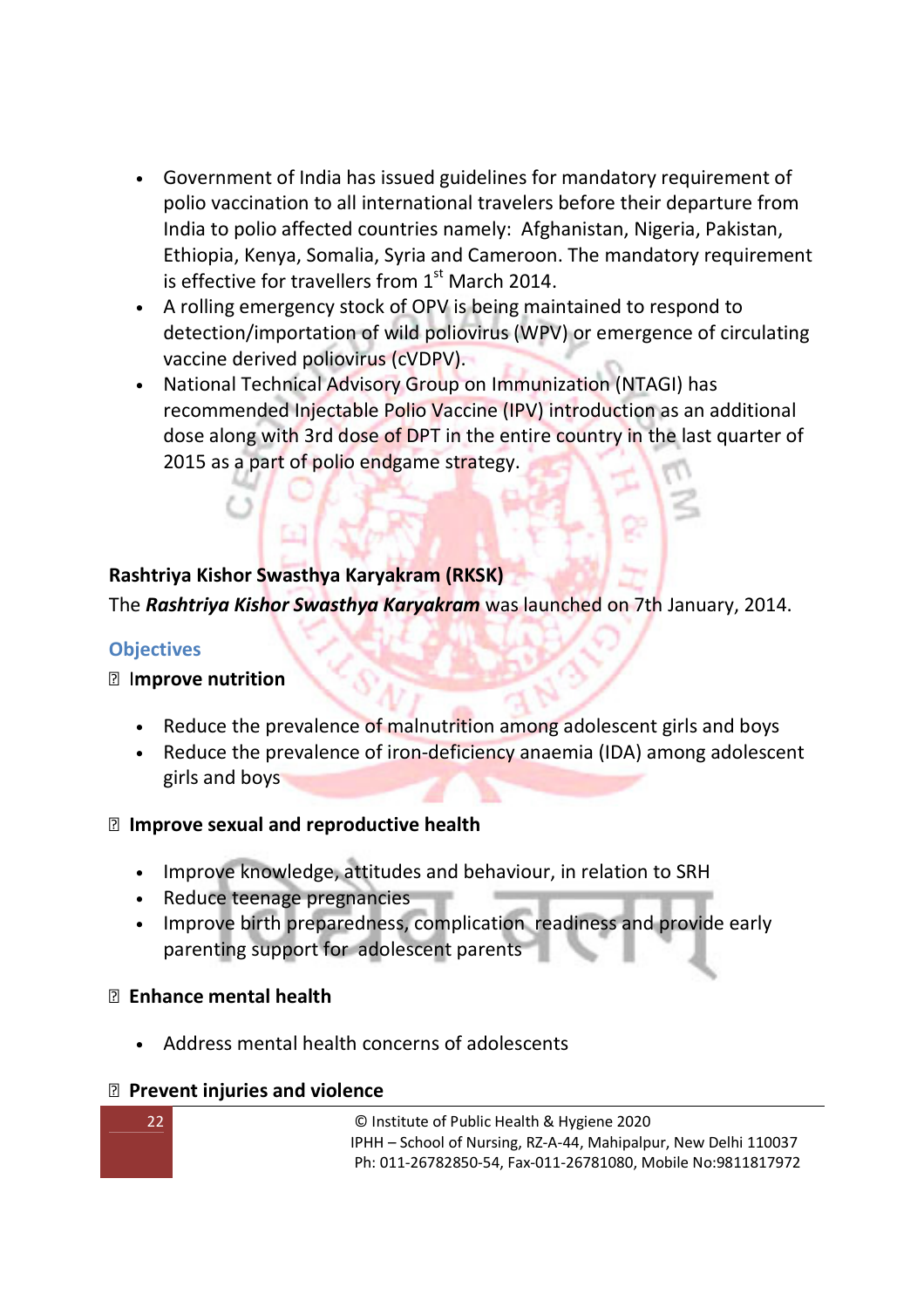- Government of India has issued guidelines for mandatory requirement of polio vaccination to all international travelers before their departure from India to polio affected countries namely: Afghanistan, Nigeria, Pakistan, Ethiopia, Kenya, Somalia, Syria and Cameroon. The mandatory requirement is effective for travellers from 1st March 2014.
- A rolling emergency stock of OPV is being maintained to respond to detection/importation of wild poliovirus (WPV) or emergence of circulating vaccine derived poliovirus (cVDPV).
- National Technical Advisory Group on Immunization (NTAGI) has recommended Injectable Polio Vaccine (IPV) introduction as an additional dose along with 3rd dose of DPT in the entire country in the last quarter of 2015 as a part of polio endgame strategy.

**Rashtriya Kishor Swasthya Karyakram (RKSK)**

The ***Rashtriya Kishor Swasthya Karyakram*** was launched on 7th January, 2014.

### Objectives

**Improve nutrition**

- Reduce the prevalence of malnutrition among adolescent girls and boys
- Reduce the prevalence of iron-deficiency anaemia (IDA) among adolescent girls and boys

**Improve sexual and reproductive health**

- Improve knowledge, attitudes and behaviour, in relation to SRH
- Reduce teenage pregnancies
- Improve birth preparedness, complication readiness and provide early parenting support for adolescent parents

**Enhance mental health**

- Address mental health concerns of adolescents

**Prevent injuries and violence**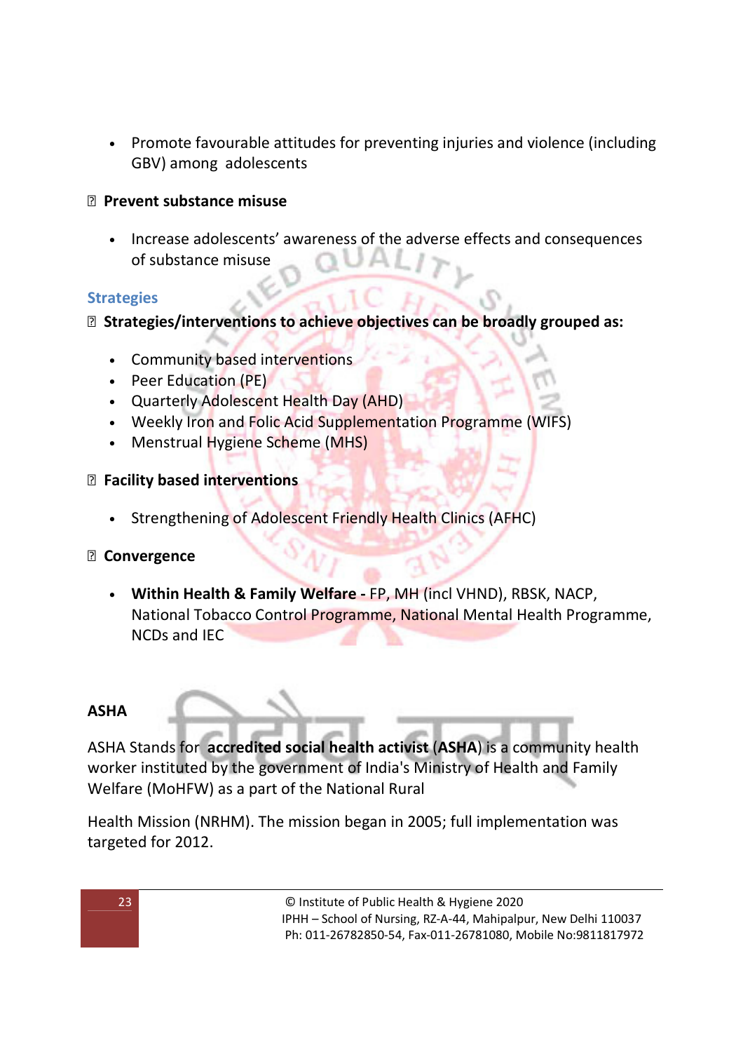- Promote favourable attitudes for preventing injuries and violence (including GBV) among adolescents

**Prevent substance misuse**

- Increase adolescents' awareness of the adverse effects and consequences of substance misuse

### Strategies

**Strategies/interventions to achieve objectives can be broadly grouped as:**

- Community based interventions
- Peer Education (PE)
- Quarterly Adolescent Health Day (AHD)
- Weekly Iron and Folic Acid Supplementation Programme (WIFS)
- Menstrual Hygiene Scheme (MHS)

**Facility based interventions**

- Strengthening of Adolescent Friendly Health Clinics (AFHC)

**Convergence**

- **Within Health & Family Welfare -** FP, MH (incl VHND), RBSK, NACP, National Tobacco Control Programme, National Mental Health Programme, NCDs and IEC

### ASHA

ASHA Stands for **accredited social health activist** (**ASHA**) is a community health worker instituted by the government of India's Ministry of Health and Family Welfare (MoHFW) as a part of the National Rural

Health Mission (NRHM). The mission began in 2005; full implementation was targeted for 2012.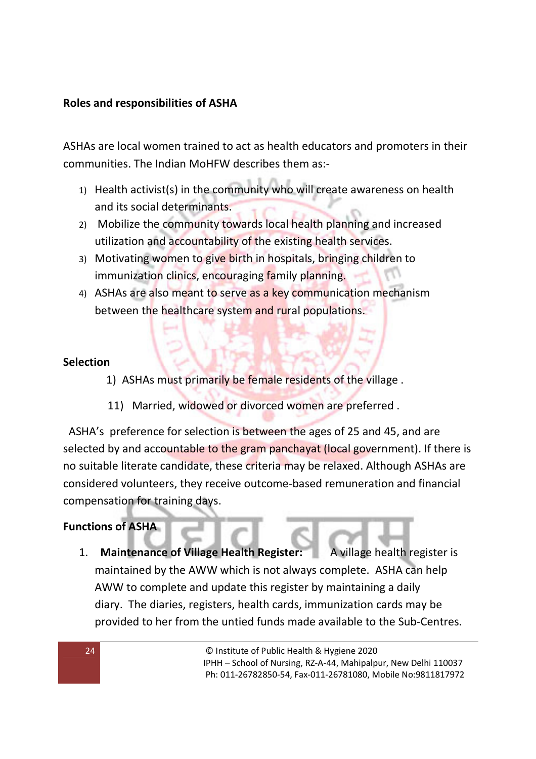**Roles and responsibilities of ASHA**

ASHAs are local women trained to act as health educators and promoters in their communities. The Indian MoHFW describes them as:-

1) Health activist(s) in the community who will create awareness on health and its social determinants.
2) Mobilize the community towards local health planning and increased utilization and accountability of the existing health services.
3) Motivating women to give birth in hospitals, bringing children to immunization clinics, encouraging family planning.
4) ASHAs are also meant to serve as a key communication mechanism between the healthcare system and rural populations.

**Selection**

1) ASHAs must primarily be female residents of the village .

11) Married, widowed or divorced women are preferred .

ASHA's preference for selection is between the ages of 25 and 45, and are selected by and accountable to the gram panchayat (local government). If there is no suitable literate candidate, these criteria may be relaxed. Although ASHAs are considered volunteers, they receive outcome-based remuneration and financial compensation for training days.

**Functions of ASHA**

1. **Maintenance of Village Health Register:** A village health register is maintained by the AWW which is not always complete. ASHA can help AWW to complete and update this register by maintaining a daily diary. The diaries, registers, health cards, immunization cards may be provided to her from the untied funds made available to the Sub-Centres.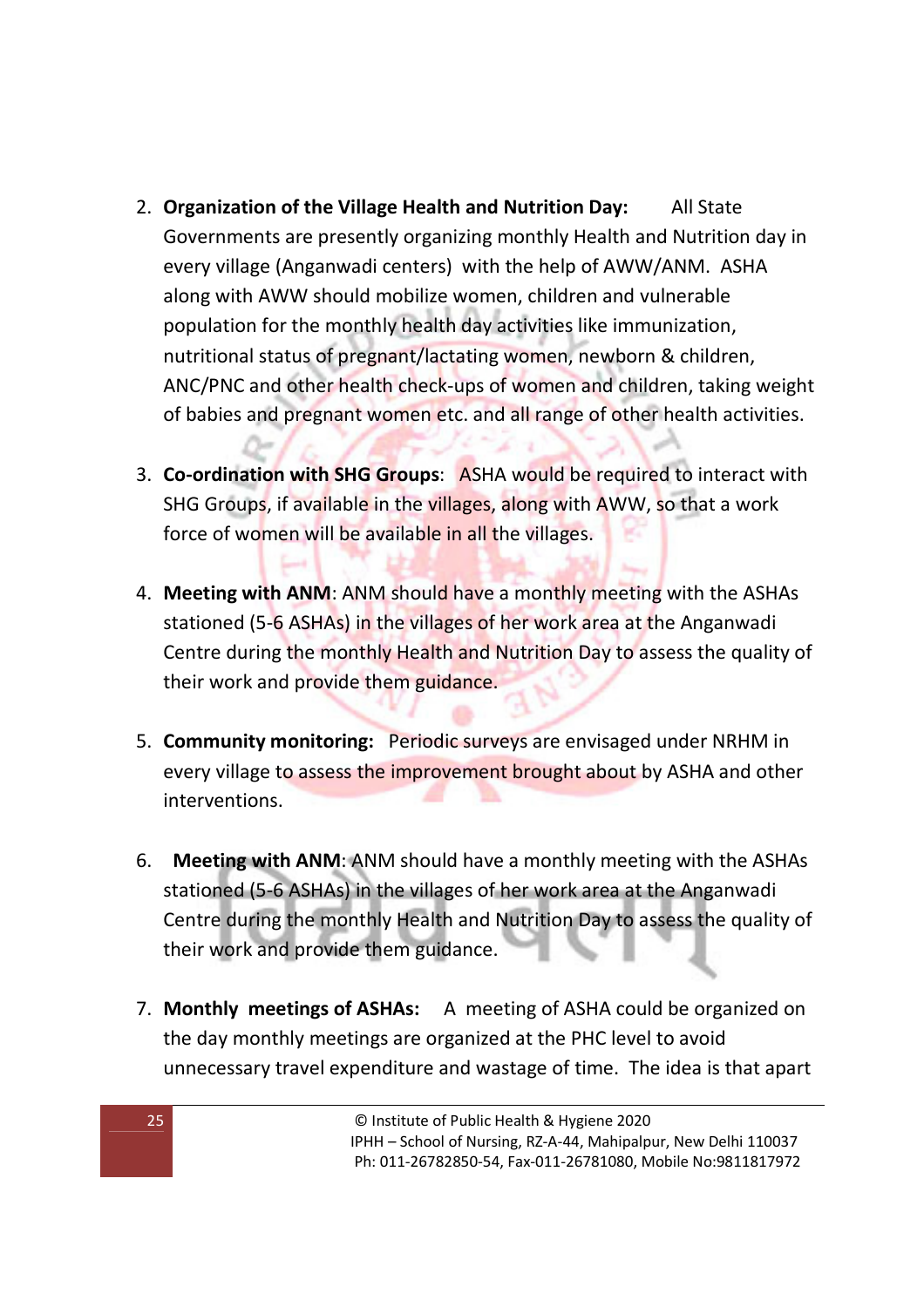2. **Organization of the Village Health and Nutrition Day:** All State Governments are presently organizing monthly Health and Nutrition day in every village (Anganwadi centers) with the help of AWW/ANM. ASHA along with AWW should mobilize women, children and vulnerable population for the monthly health day activities like immunization, nutritional status of pregnant/lactating women, newborn & children, ANC/PNC and other health check-ups of women and children, taking weight of babies and pregnant women etc. and all range of other health activities.

3. **Co-ordination with SHG Groups**: ASHA would be required to interact with SHG Groups, if available in the villages, along with AWW, so that a work force of women will be available in all the villages.

4. **Meeting with ANM**: ANM should have a monthly meeting with the ASHAs stationed (5-6 ASHAs) in the villages of her work area at the Anganwadi Centre during the monthly Health and Nutrition Day to assess the quality of their work and provide them guidance.

5. **Community monitoring:** Periodic surveys are envisaged under NRHM in every village to assess the improvement brought about by ASHA and other interventions.

6. **Meeting with ANM**: ANM should have a monthly meeting with the ASHAs stationed (5-6 ASHAs) in the villages of her work area at the Anganwadi Centre during the monthly Health and Nutrition Day to assess the quality of their work and provide them guidance.

7. **Monthly meetings of ASHAs:** A meeting of ASHA could be organized on the day monthly meetings are organized at the PHC level to avoid unnecessary travel expenditure and wastage of time. The idea is that apart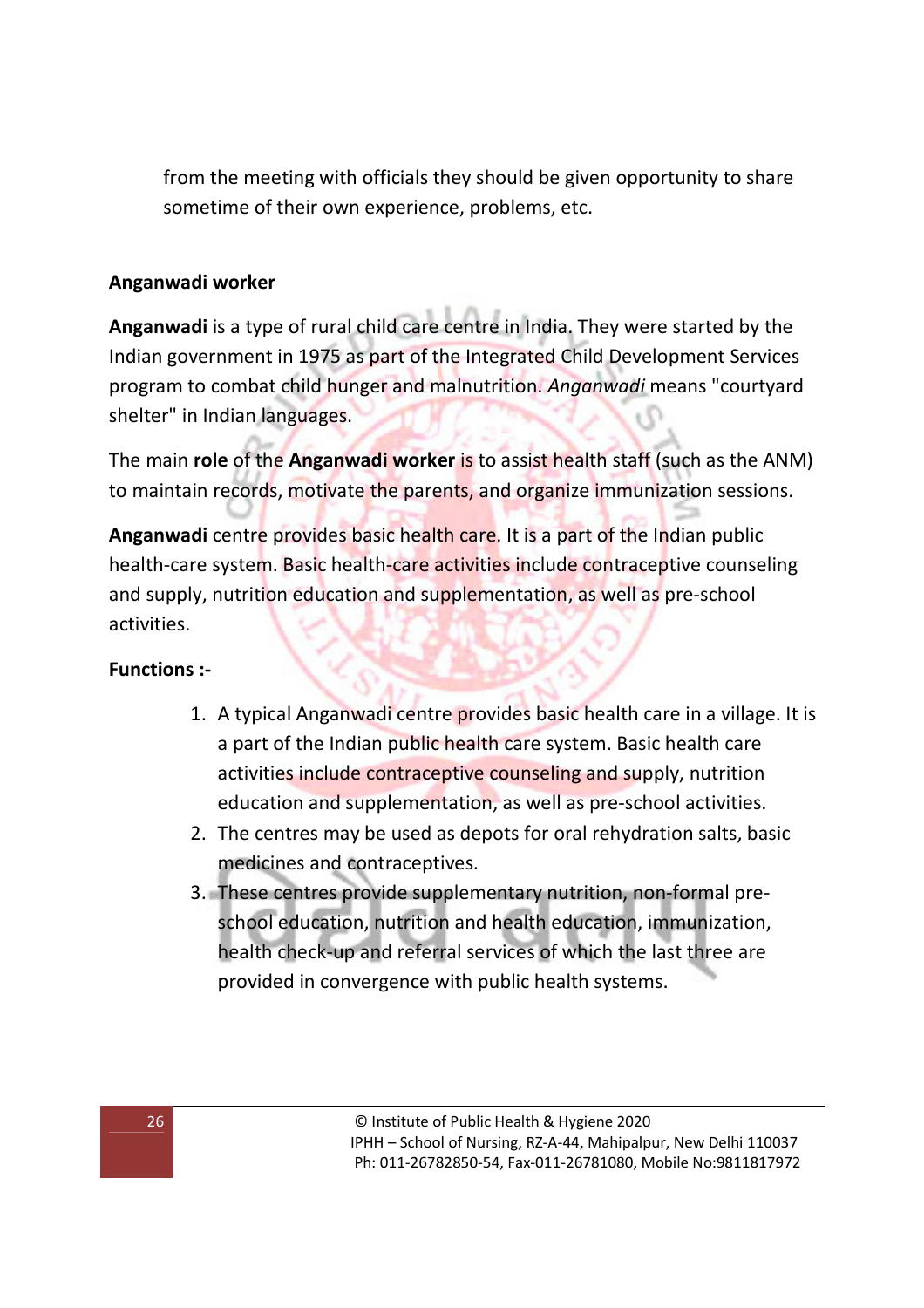from the meeting with officials they should be given opportunity to share sometime of their own experience, problems, etc.

**Anganwadi worker**

**Anganwadi** is a type of rural child care centre in India. They were started by the Indian government in 1975 as part of the Integrated Child Development Services program to combat child hunger and malnutrition. *Anganwadi* means "courtyard shelter" in Indian languages.

The main **role** of the **Anganwadi worker** is to assist health staff (such as the ANM) to maintain records, motivate the parents, and organize immunization sessions.

**Anganwadi** centre provides basic health care. It is a part of the Indian public health-care system. Basic health-care activities include contraceptive counseling and supply, nutrition education and supplementation, as well as pre-school activities.

**Functions :-**

1. A typical Anganwadi centre provides basic health care in a village. It is a part of the Indian public health care system. Basic health care activities include contraceptive counseling and supply, nutrition education and supplementation, as well as pre-school activities.
2. The centres may be used as depots for oral rehydration salts, basic medicines and contraceptives.
3. These centres provide supplementary nutrition, non-formal pre-school education, nutrition and health education, immunization, health check-up and referral services of which the last three are provided in convergence with public health systems.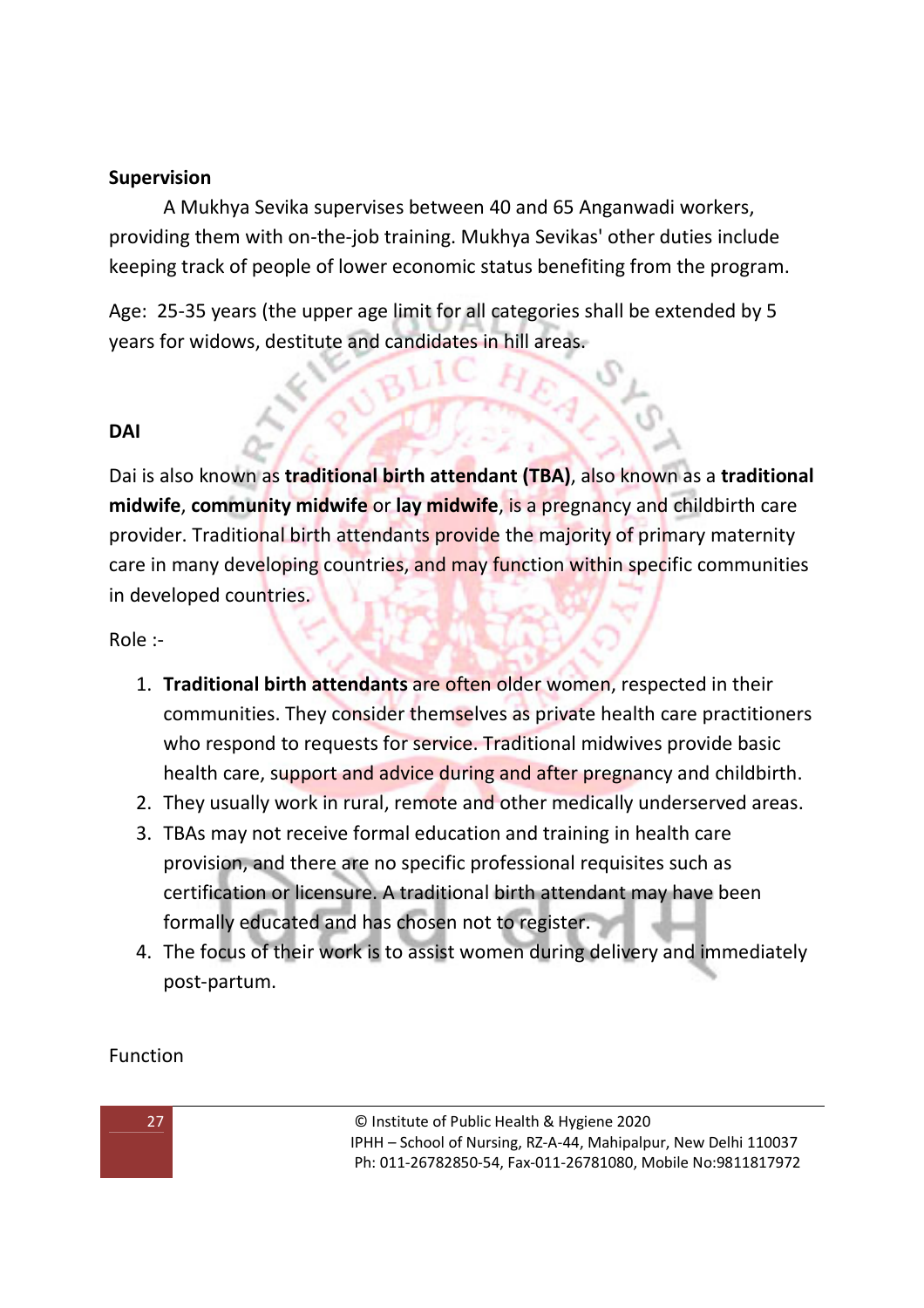**Supervision**

A Mukhya Sevika supervises between 40 and 65 Anganwadi workers, providing them with on-the-job training. Mukhya Sevikas' other duties include keeping track of people of lower economic status benefiting from the program.

Age: 25-35 years (the upper age limit for all categories shall be extended by 5 years for widows, destitute and candidates in hill areas.

**DAI**

Dai is also known as **traditional birth attendant (TBA)**, also known as a **traditional midwife**, **community midwife** or **lay midwife**, is a pregnancy and childbirth care provider. Traditional birth attendants provide the majority of primary maternity care in many developing countries, and may function within specific communities in developed countries.

Role :-

1. **Traditional birth attendants** are often older women, respected in their communities. They consider themselves as private health care practitioners who respond to requests for service. Traditional midwives provide basic health care, support and advice during and after pregnancy and childbirth.
2. They usually work in rural, remote and other medically underserved areas.
3. TBAs may not receive formal education and training in health care provision, and there are no specific professional requisites such as certification or licensure. A traditional birth attendant may have been formally educated and has chosen not to register.
4. The focus of their work is to assist women during delivery and immediately post-partum.

Function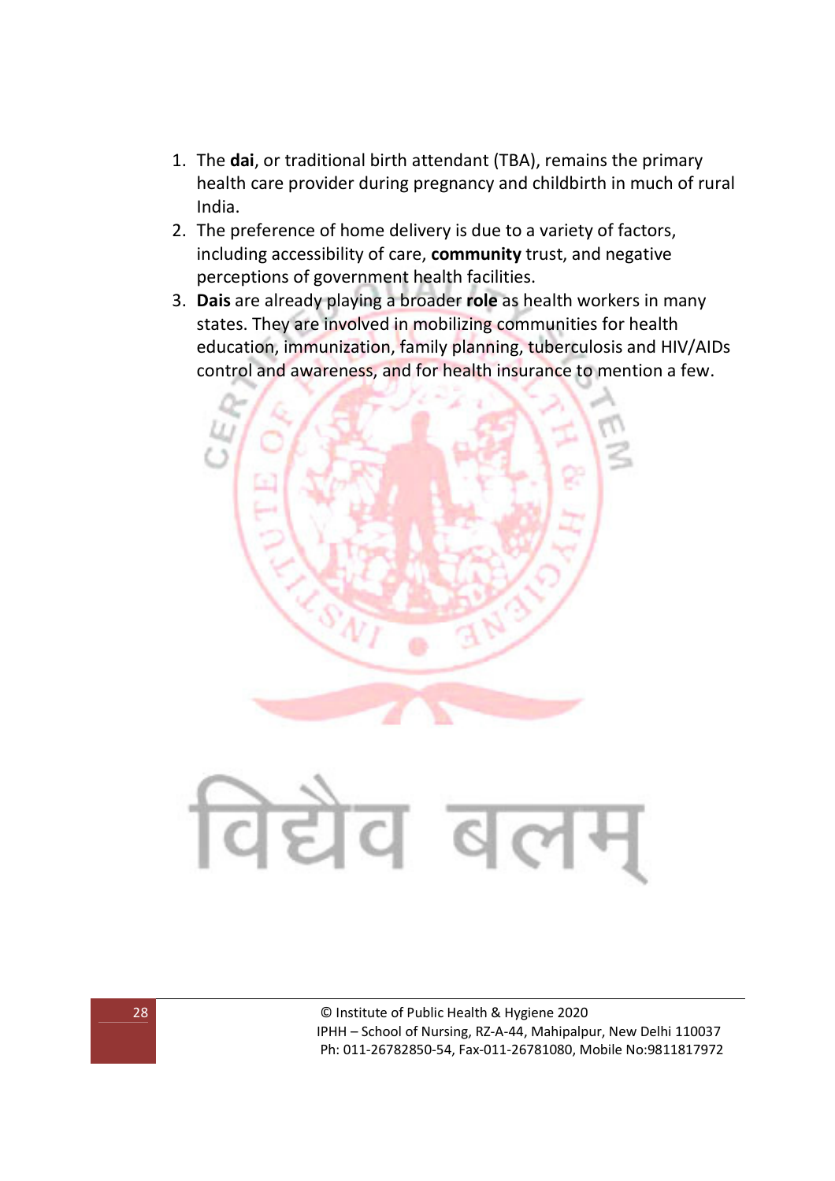1. The **dai**, or traditional birth attendant (TBA), remains the primary health care provider during pregnancy and childbirth in much of rural India.
2. The preference of home delivery is due to a variety of factors, including accessibility of care, **community** trust, and negative perceptions of government health facilities.
3. **Dais** are already playing a broader **role** as health workers in many states. They are involved in mobilizing communities for health education, immunization, family planning, tuberculosis and HIV/AIDs control and awareness, and for health insurance to mention a few.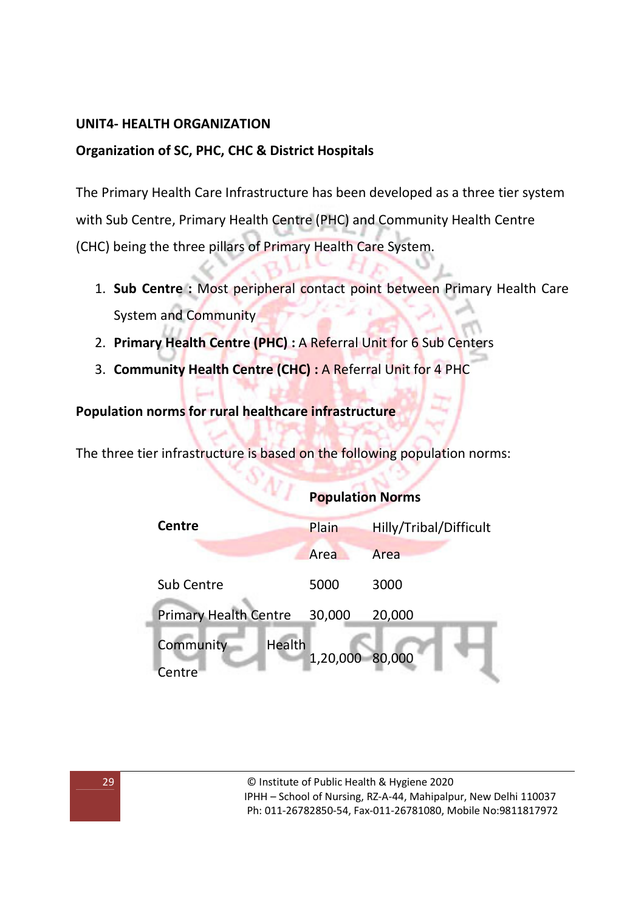**UNIT4- HEALTH ORGANIZATION**

**Organization of SC, PHC, CHC & District Hospitals**

The Primary Health Care Infrastructure has been developed as a three tier system with Sub Centre, Primary Health Centre (PHC) and Community Health Centre (CHC) being the three pillars of Primary Health Care System.

1. **Sub Centre :** Most peripheral contact point between Primary Health Care System and Community
2. **Primary Health Centre (PHC) :** A Referral Unit for 6 Sub Centers
3. **Community Health Centre (CHC) :** A Referral Unit for 4 PHC

**Population norms for rural healthcare infrastructure**

The three tier infrastructure is based on the following population norms:

| **Centre** | **Population Norms** | |
|---|---|---|
| | Plain Area | Hilly/Tribal/Difficult Area |
| Sub Centre | 5000 | 3000 |
| Primary Health Centre | 30,000 | 20,000 |
| Community Health Centre | 1,20,000 | 80,000 |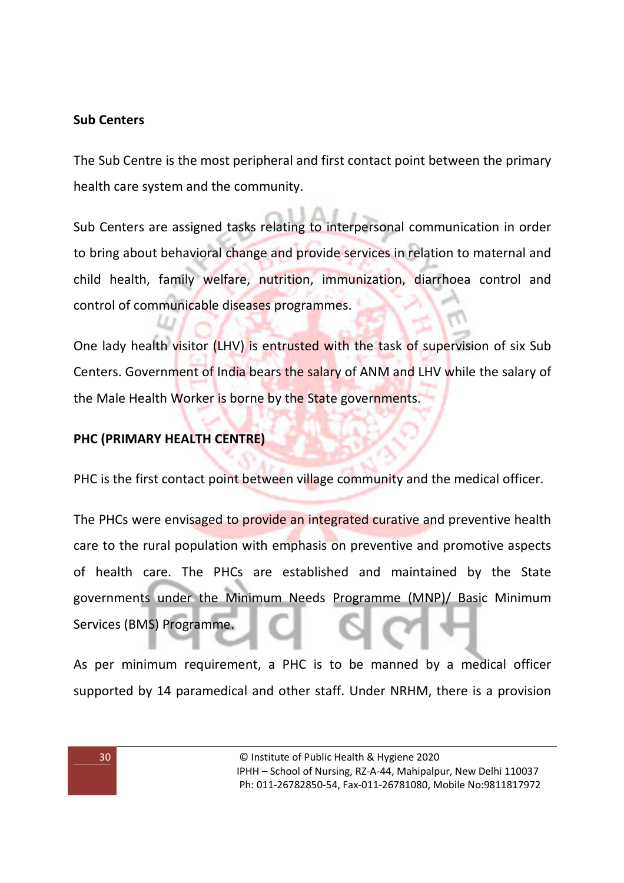**Sub Centers**

The Sub Centre is the most peripheral and first contact point between the primary health care system and the community.

Sub Centers are assigned tasks relating to interpersonal communication in order to bring about behavioral change and provide services in relation to maternal and child health, family welfare, nutrition, immunization, diarrhoea control and control of communicable diseases programmes.

One lady health visitor (LHV) is entrusted with the task of supervision of six Sub Centers. Government of India bears the salary of ANM and LHV while the salary of the Male Health Worker is borne by the State governments.

**PHC (PRIMARY HEALTH CENTRE)**

PHC is the first contact point between village community and the medical officer.

The PHCs were envisaged to provide an integrated curative and preventive health care to the rural population with emphasis on preventive and promotive aspects of health care. The PHCs are established and maintained by the State governments under the Minimum Needs Programme (MNP)/ Basic Minimum Services (BMS) Programme.

As per minimum requirement, a PHC is to be manned by a medical officer supported by 14 paramedical and other staff. Under NRHM, there is a provision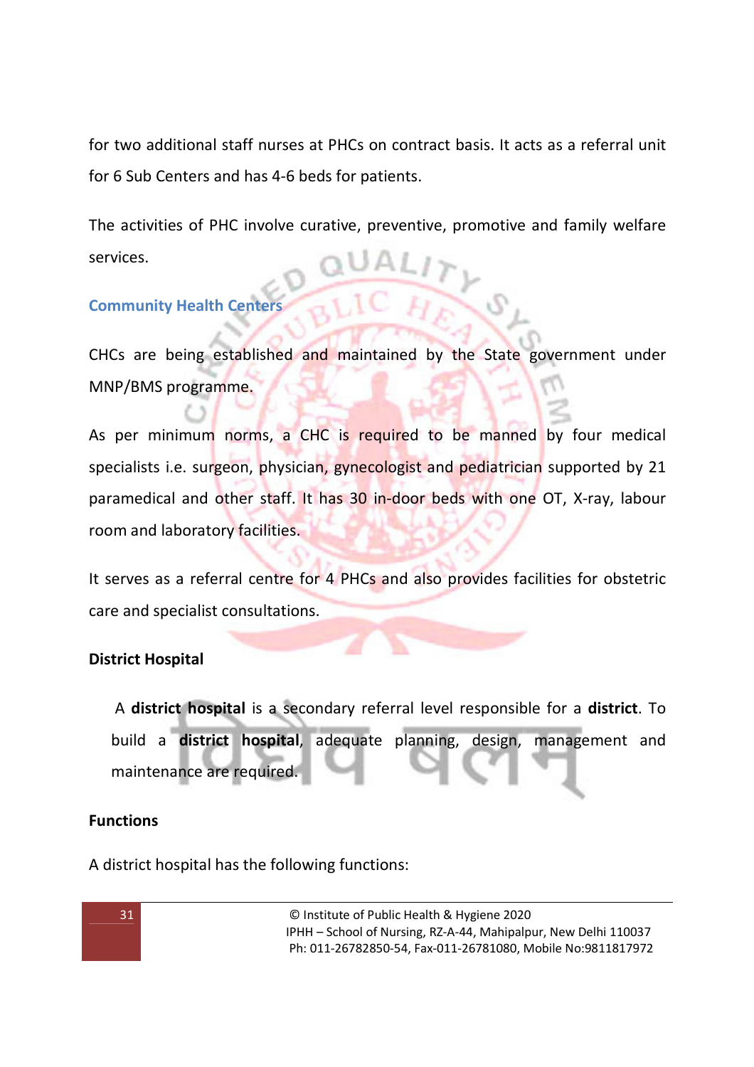for two additional staff nurses at PHCs on contract basis. It acts as a referral unit for 6 Sub Centers and has 4-6 beds for patients.

The activities of PHC involve curative, preventive, promotive and family welfare services.

### Community Health Centers

CHCs are being established and maintained by the State government under MNP/BMS programme.

As per minimum norms, a CHC is required to be manned by four medical specialists i.e. surgeon, physician, gynecologist and pediatrician supported by 21 paramedical and other staff. It has 30 in-door beds with one OT, X-ray, labour room and laboratory facilities.

It serves as a referral centre for 4 PHCs and also provides facilities for obstetric care and specialist consultations.

### District Hospital

A **district hospital** is a secondary referral level responsible for a **district**. To build a **district hospital**, adequate planning, design, management and maintenance are required.

### Functions

A district hospital has the following functions: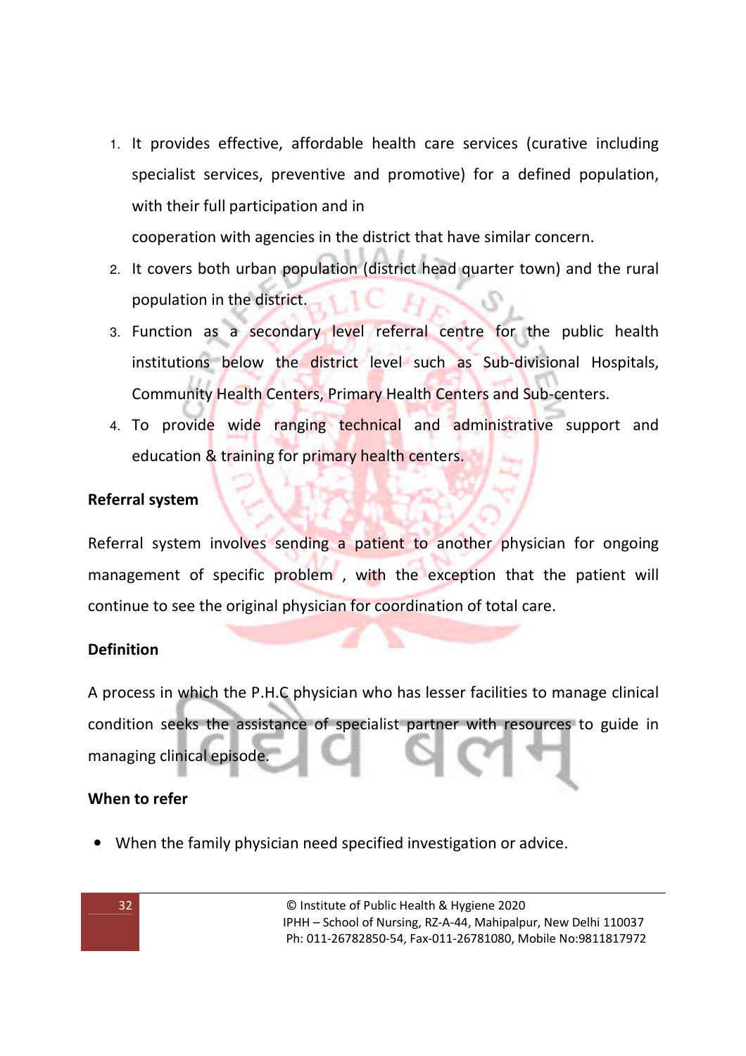1. It provides effective, affordable health care services (curative including specialist services, preventive and promotive) for a defined population, with their full participation and in cooperation with agencies in the district that have similar concern.
2. It covers both urban population (district head quarter town) and the rural population in the district.
3. Function as a secondary level referral centre for the public health institutions below the district level such as Sub-divisional Hospitals, Community Health Centers, Primary Health Centers and Sub-centers.
4. To provide wide ranging technical and administrative support and education & training for primary health centers.

**Referral system**

Referral system involves sending a patient to another physician for ongoing management of specific problem , with the exception that the patient will continue to see the original physician for coordination of total care.

**Definition**

A process in which the P.H.C physician who has lesser facilities to manage clinical condition seeks the assistance of specialist partner with resources to guide in managing clinical episode.

**When to refer**

- When the family physician need specified investigation or advice.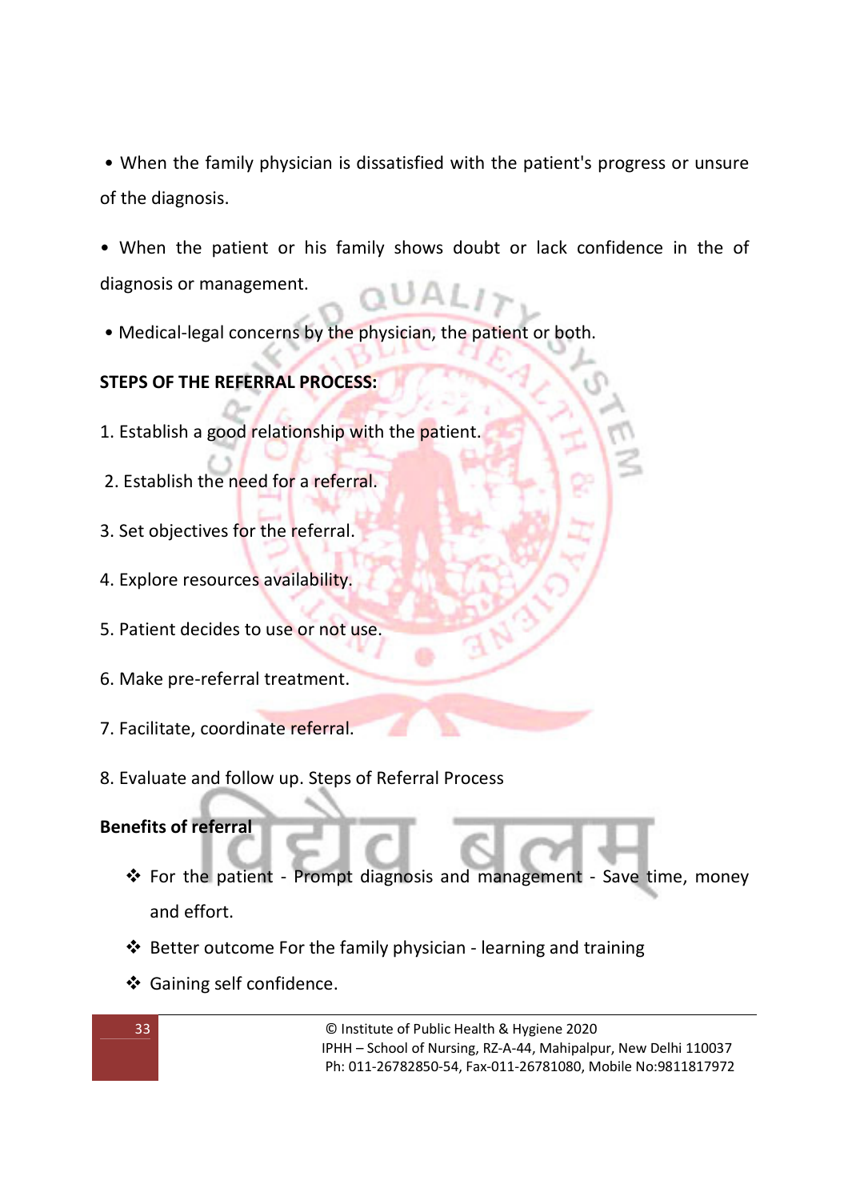- When the family physician is dissatisfied with the patient's progress or unsure of the diagnosis.
- When the patient or his family shows doubt or lack confidence in the of diagnosis or management.
- Medical-legal concerns by the physician, the patient or both.

**STEPS OF THE REFERRAL PROCESS:**

1. Establish a good relationship with the patient.
2. Establish the need for a referral.
3. Set objectives for the referral.
4. Explore resources availability.
5. Patient decides to use or not use.
6. Make pre-referral treatment.
7. Facilitate, coordinate referral.
8. Evaluate and follow up. Steps of Referral Process

**Benefits of referral**

- For the patient - Prompt diagnosis and management - Save time, money and effort.
- Better outcome For the family physician - learning and training
- Gaining self confidence.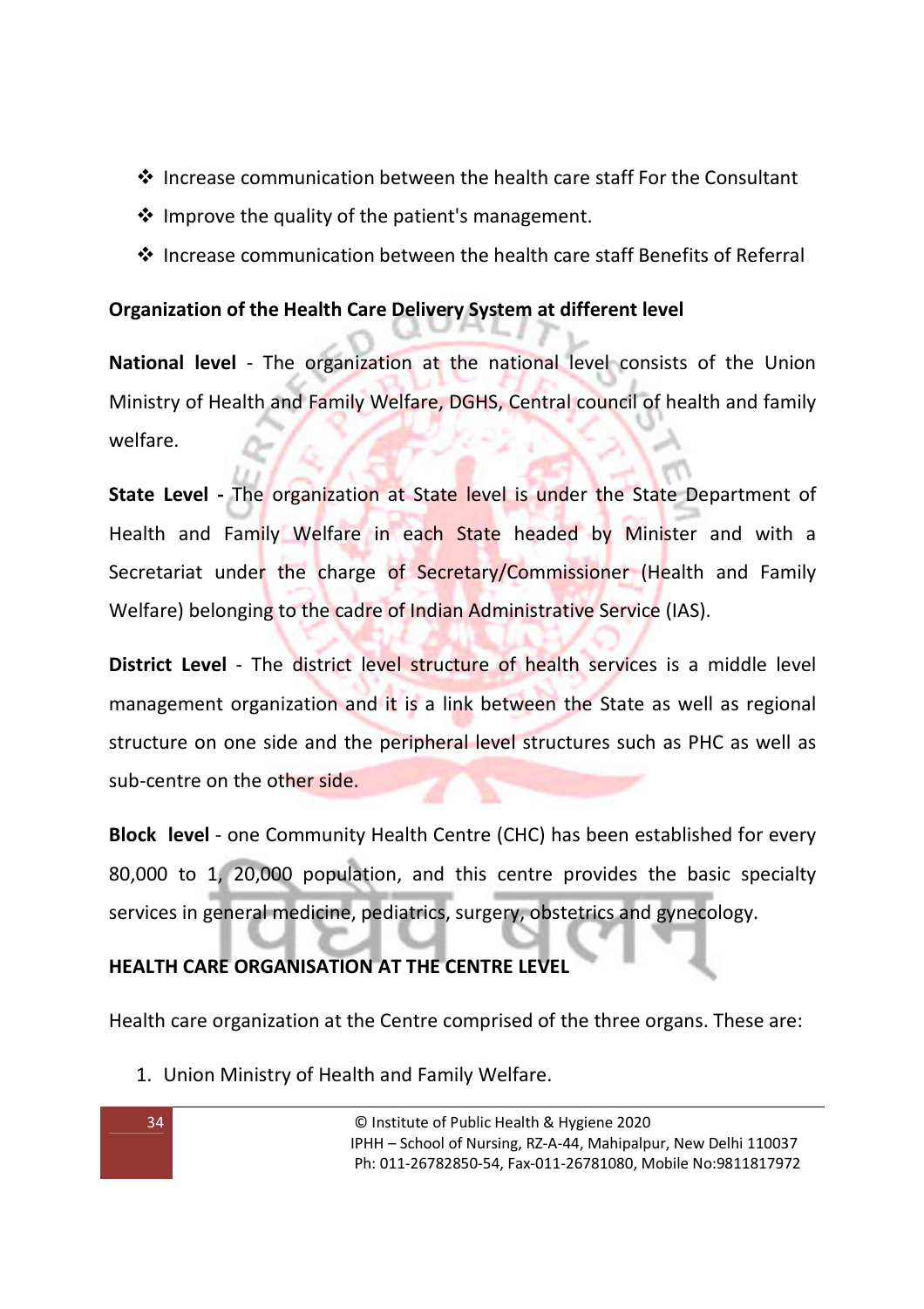- Increase communication between the health care staff For the Consultant
- Improve the quality of the patient's management.
- Increase communication between the health care staff Benefits of Referral

**Organization of the Health Care Delivery System at different level**

**National level** - The organization at the national level consists of the Union Ministry of Health and Family Welfare, DGHS, Central council of health and family welfare.

**State Level -** The organization at State level is under the State Department of Health and Family Welfare in each State headed by Minister and with a Secretariat under the charge of Secretary/Commissioner (Health and Family Welfare) belonging to the cadre of Indian Administrative Service (IAS).

**District Level** - The district level structure of health services is a middle level management organization and it is a link between the State as well as regional structure on one side and the peripheral level structures such as PHC as well as sub-centre on the other side.

**Block level** - one Community Health Centre (CHC) has been established for every 80,000 to 1, 20,000 population, and this centre provides the basic specialty services in general medicine, pediatrics, surgery, obstetrics and gynecology.

**HEALTH CARE ORGANISATION AT THE CENTRE LEVEL**

Health care organization at the Centre comprised of the three organs. These are:

1. Union Ministry of Health and Family Welfare.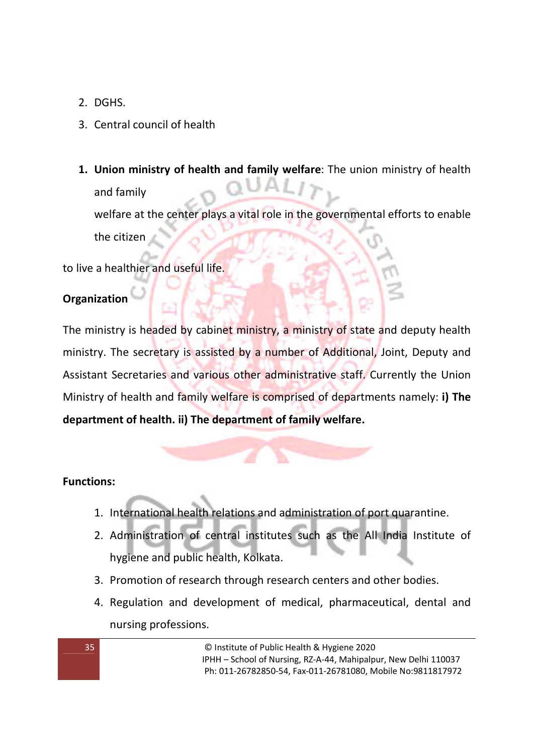2. DGHS.
3. Central council of health

1. **Union ministry of health and family welfare**: The union ministry of health and family welfare at the center plays a vital role in the governmental efforts to enable the citizen to live a healthier and useful life.

**Organization**

The ministry is headed by cabinet ministry, a ministry of state and deputy health ministry. The secretary is assisted by a number of Additional, Joint, Deputy and Assistant Secretaries and various other administrative staff. Currently the Union Ministry of health and family welfare is comprised of departments namely: **i) The department of health. ii) The department of family welfare.**

**Functions:**

1. International health relations and administration of port quarantine.
2. Administration of central institutes such as the All India Institute of hygiene and public health, Kolkata.
3. Promotion of research through research centers and other bodies.
4. Regulation and development of medical, pharmaceutical, dental and nursing professions.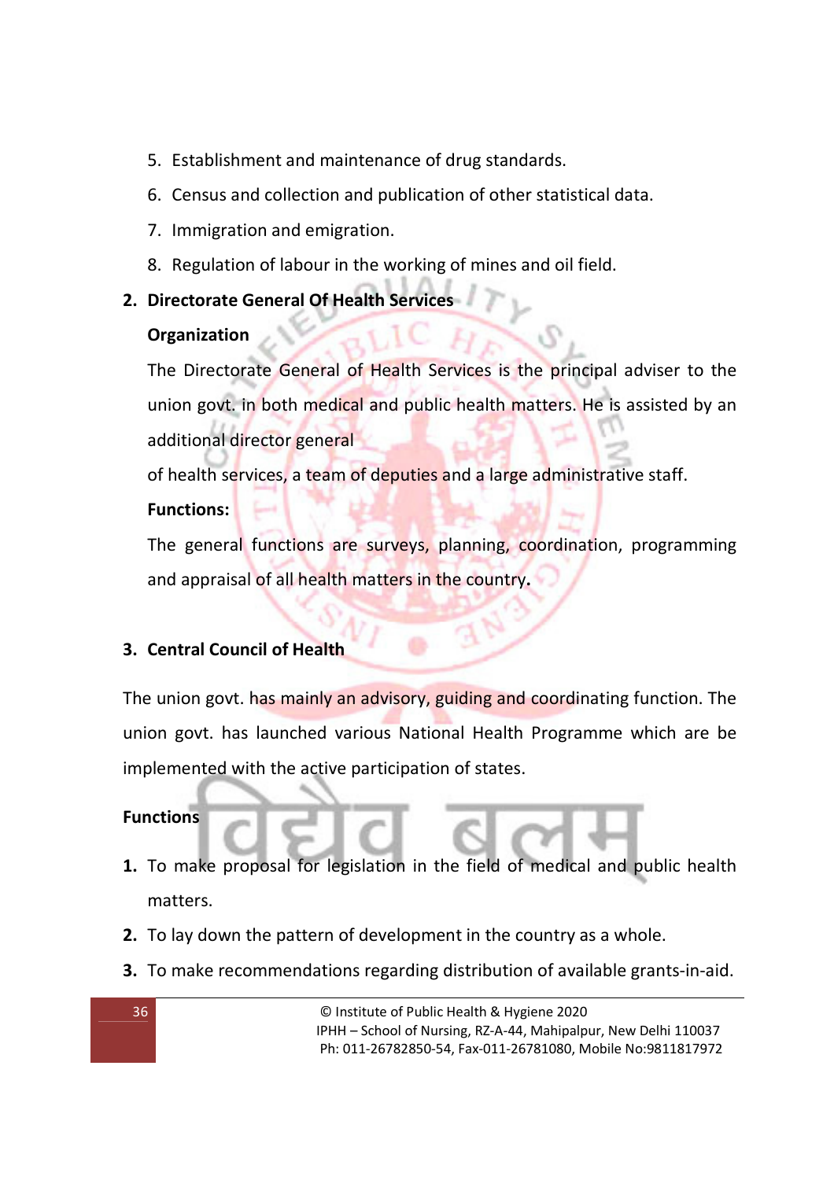5. Establishment and maintenance of drug standards.
6. Census and collection and publication of other statistical data.
7. Immigration and emigration.
8. Regulation of labour in the working of mines and oil field.

**2. Directorate General Of Health Services**

**Organization**

The Directorate General of Health Services is the principal adviser to the union govt. in both medical and public health matters. He is assisted by an additional director general

of health services, a team of deputies and a large administrative staff.

**Functions:**

The general functions are surveys, planning, coordination, programming and appraisal of all health matters in the country.

**3. Central Council of Health**

The union govt. has mainly an advisory, guiding and coordinating function. The union govt. has launched various National Health Programme which are be implemented with the active participation of states.

**Functions**

1. To make proposal for legislation in the field of medical and public health matters.
2. To lay down the pattern of development in the country as a whole.
3. To make recommendations regarding distribution of available grants-in-aid.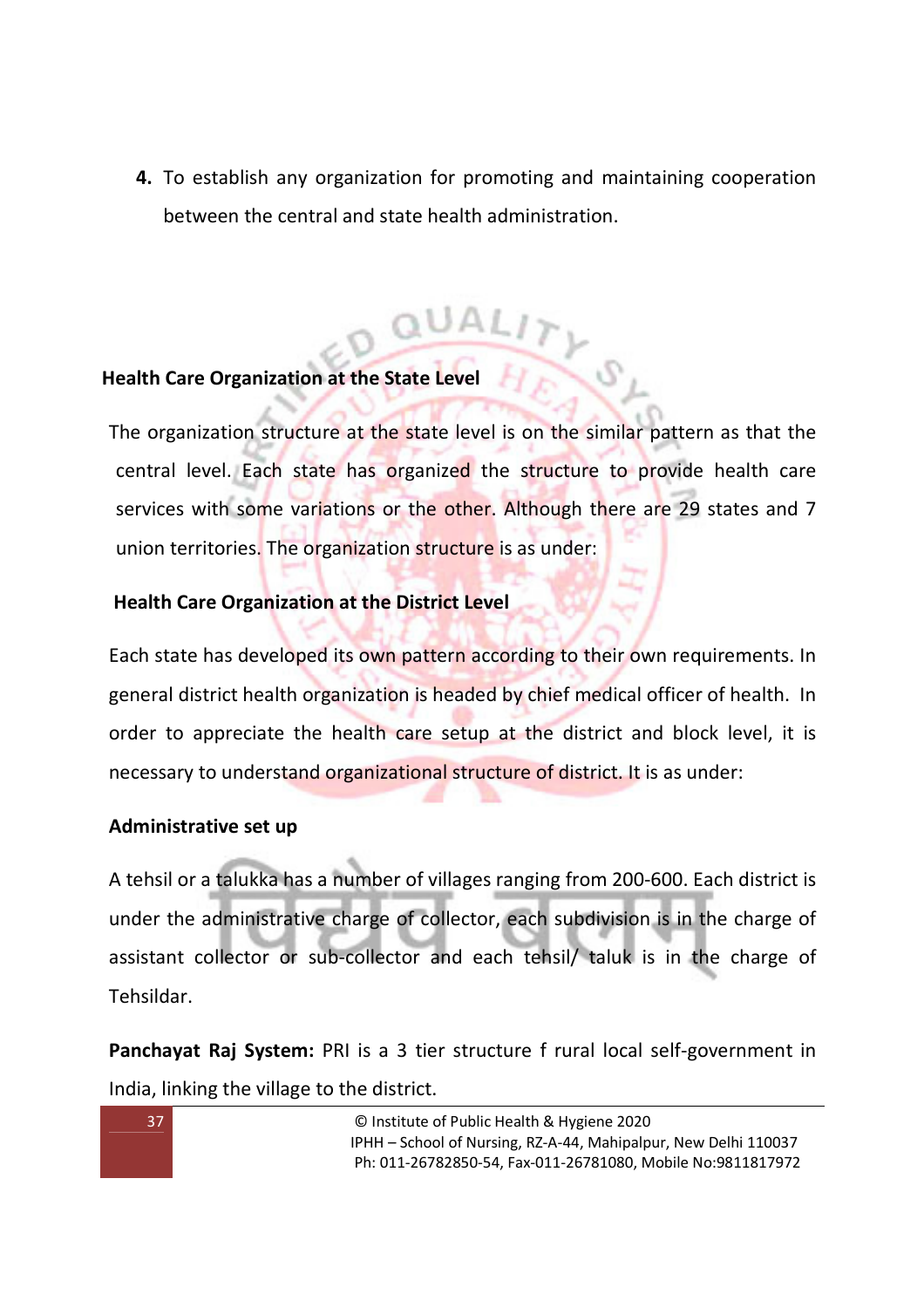4. To establish any organization for promoting and maintaining cooperation between the central and state health administration.

**Health Care Organization at the State Level**

The organization structure at the state level is on the similar pattern as that the central level. Each state has organized the structure to provide health care services with some variations or the other. Although there are 29 states and 7 union territories. The organization structure is as under:

**Health Care Organization at the District Level**

Each state has developed its own pattern according to their own requirements. In general district health organization is headed by chief medical officer of health. In order to appreciate the health care setup at the district and block level, it is necessary to understand organizational structure of district. It is as under:

**Administrative set up**

A tehsil or a talukka has a number of villages ranging from 200-600. Each district is under the administrative charge of collector, each subdivision is in the charge of assistant collector or sub-collector and each tehsil/ taluk is in the charge of Tehsildar.

**Panchayat Raj System:** PRI is a 3 tier structure f rural local self-government in India, linking the village to the district.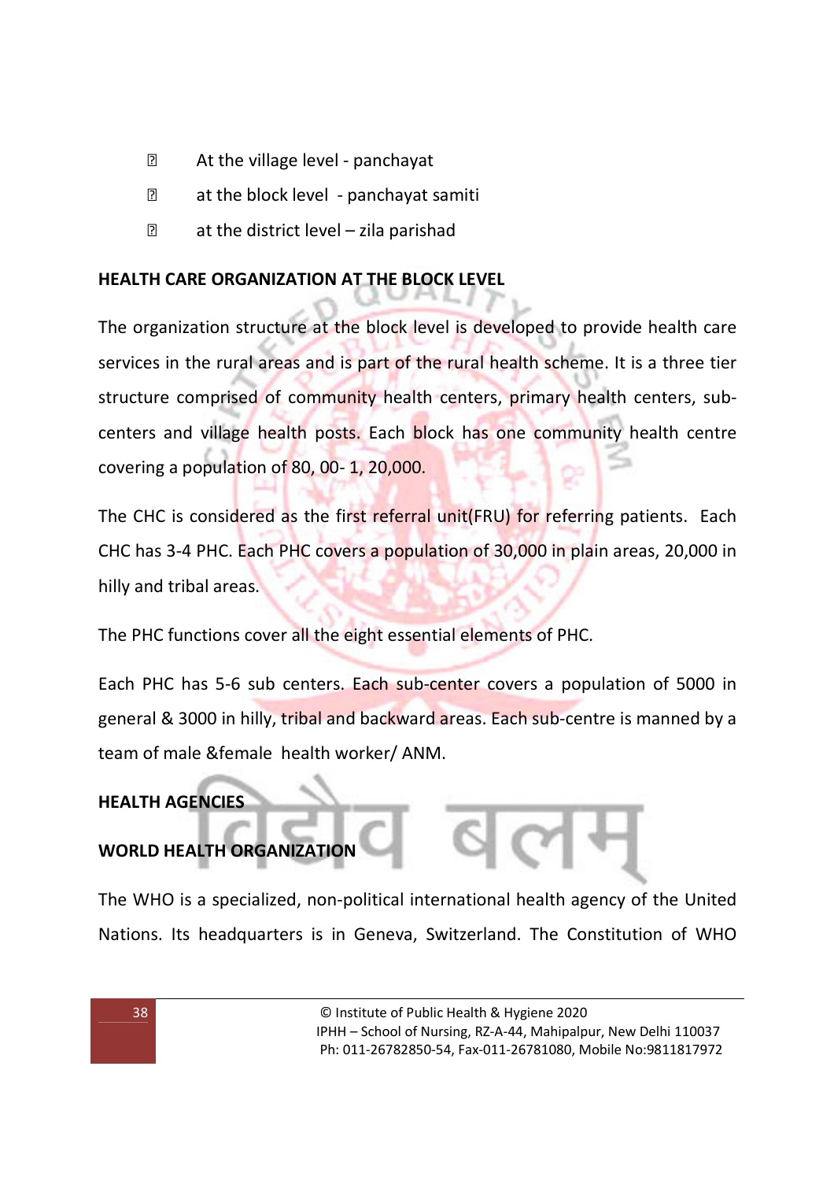- At the village level - panchayat
- at the block level - panchayat samiti
- at the district level – zila parishad

**HEALTH CARE ORGANIZATION AT THE BLOCK LEVEL**

The organization structure at the block level is developed to provide health care services in the rural areas and is part of the rural health scheme. It is a three tier structure comprised of community health centers, primary health centers, sub-centers and village health posts. Each block has one community health centre covering a population of 80, 00- 1, 20,000.

The CHC is considered as the first referral unit(FRU) for referring patients. Each CHC has 3-4 PHC. Each PHC covers a population of 30,000 in plain areas, 20,000 in hilly and tribal areas.

The PHC functions cover all the eight essential elements of PHC.

Each PHC has 5-6 sub centers. Each sub-center covers a population of 5000 in general & 3000 in hilly, tribal and backward areas. Each sub-centre is manned by a team of male &female health worker/ ANM.

**HEALTH AGENCIES**

**WORLD HEALTH ORGANIZATION**

The WHO is a specialized, non-political international health agency of the United Nations. Its headquarters is in Geneva, Switzerland. The Constitution of WHO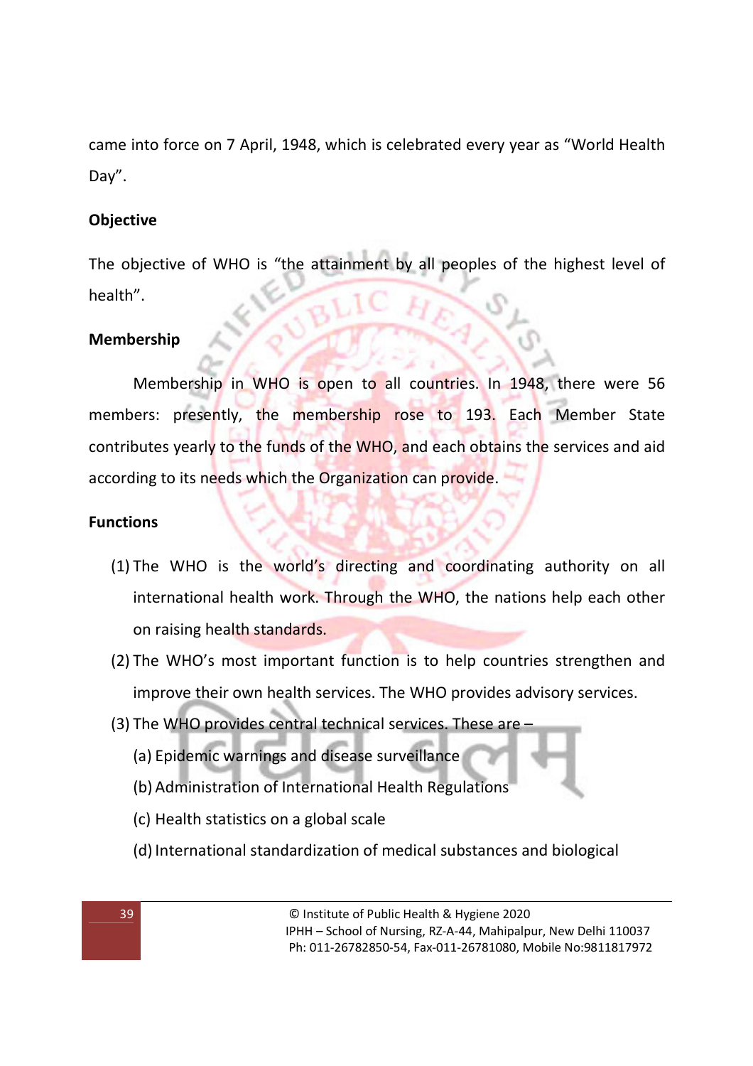came into force on 7 April, 1948, which is celebrated every year as "World Health Day".

**Objective**

The objective of WHO is "the attainment by all peoples of the highest level of health".

**Membership**

Membership in WHO is open to all countries. In 1948, there were 56 members: presently, the membership rose to 193. Each Member State contributes yearly to the funds of the WHO, and each obtains the services and aid according to its needs which the Organization can provide.

**Functions**

(1) The WHO is the world's directing and coordinating authority on all international health work. Through the WHO, the nations help each other on raising health standards.

(2) The WHO's most important function is to help countries strengthen and improve their own health services. The WHO provides advisory services.

(3) The WHO provides central technical services. These are –

(a) Epidemic warnings and disease surveillance

(b) Administration of International Health Regulations

(c) Health statistics on a global scale

(d) International standardization of medical substances and biological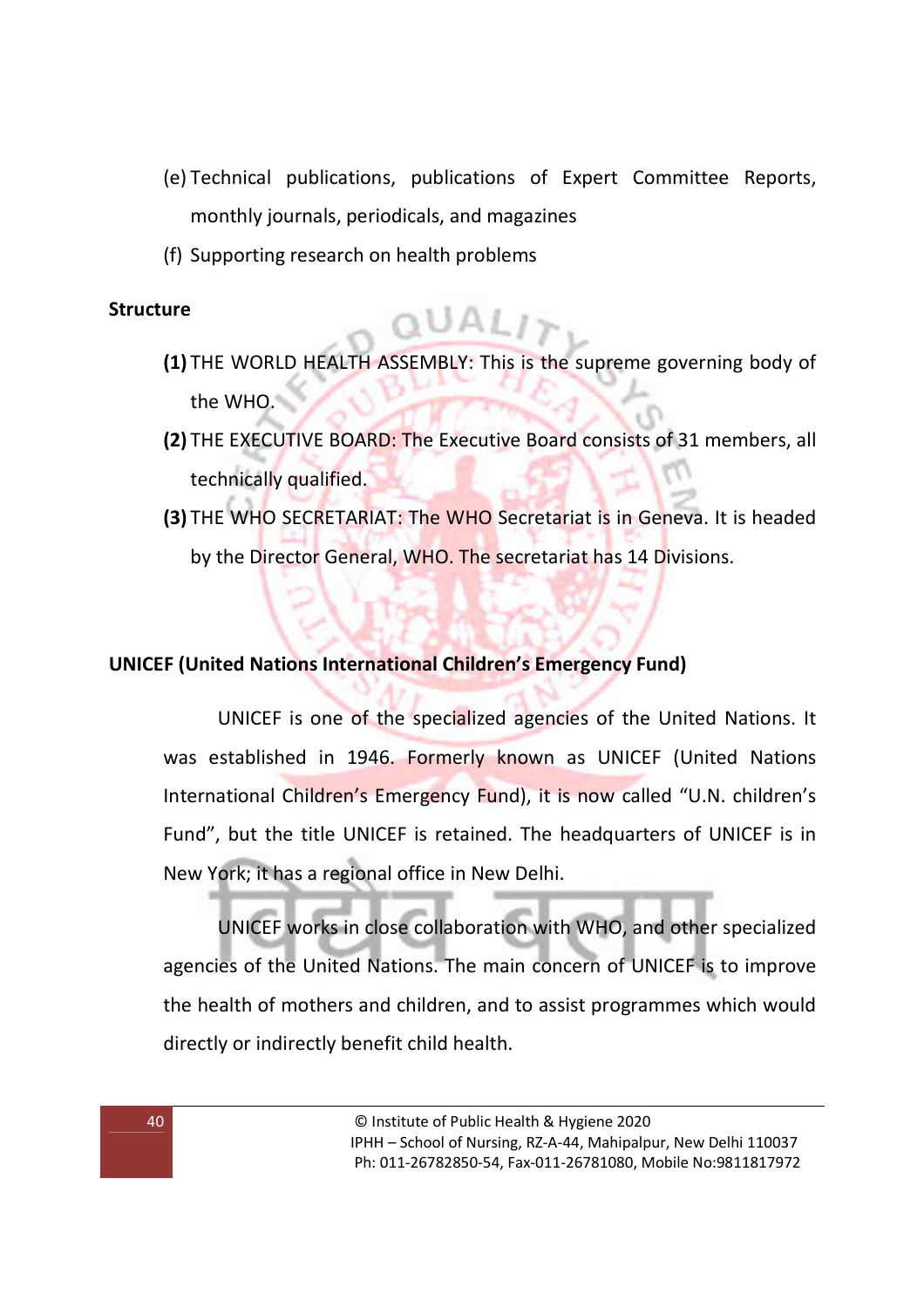(e) Technical publications, publications of Expert Committee Reports, monthly journals, periodicals, and magazines

(f) Supporting research on health problems

**Structure**

**(1)** THE WORLD HEALTH ASSEMBLY: This is the supreme governing body of the WHO.

**(2)** THE EXECUTIVE BOARD: The Executive Board consists of 31 members, all technically qualified.

**(3)** THE WHO SECRETARIAT: The WHO Secretariat is in Geneva. It is headed by the Director General, WHO. The secretariat has 14 Divisions.

## UNICEF (United Nations International Children's Emergency Fund)

UNICEF is one of the specialized agencies of the United Nations. It was established in 1946. Formerly known as UNICEF (United Nations International Children's Emergency Fund), it is now called "U.N. children's Fund", but the title UNICEF is retained. The headquarters of UNICEF is in New York; it has a regional office in New Delhi.

UNICEF works in close collaboration with WHO, and other specialized agencies of the United Nations. The main concern of UNICEF is to improve the health of mothers and children, and to assist programmes which would directly or indirectly benefit child health.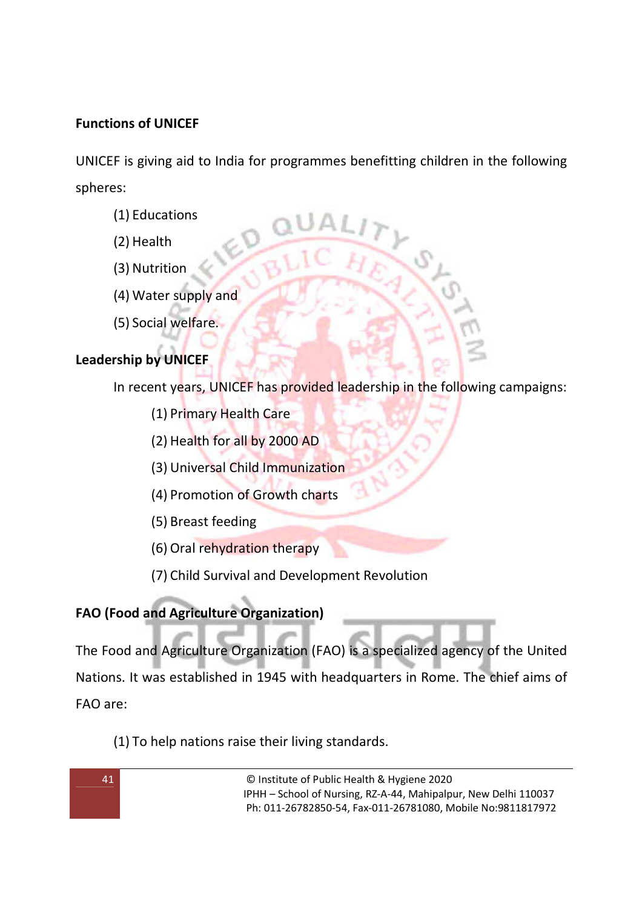**Functions of UNICEF**

UNICEF is giving aid to India for programmes benefitting children in the following spheres:

(1) Educations

(2) Health

(3) Nutrition

(4) Water supply and

(5) Social welfare.

**Leadership by UNICEF**

In recent years, UNICEF has provided leadership in the following campaigns:

(1) Primary Health Care

(2) Health for all by 2000 AD

(3) Universal Child Immunization

(4) Promotion of Growth charts

(5) Breast feeding

(6) Oral rehydration therapy

(7) Child Survival and Development Revolution

**FAO (Food and Agriculture Organization)**

The Food and Agriculture Organization (FAO) is a specialized agency of the United Nations. It was established in 1945 with headquarters in Rome. The chief aims of FAO are:

(1) To help nations raise their living standards.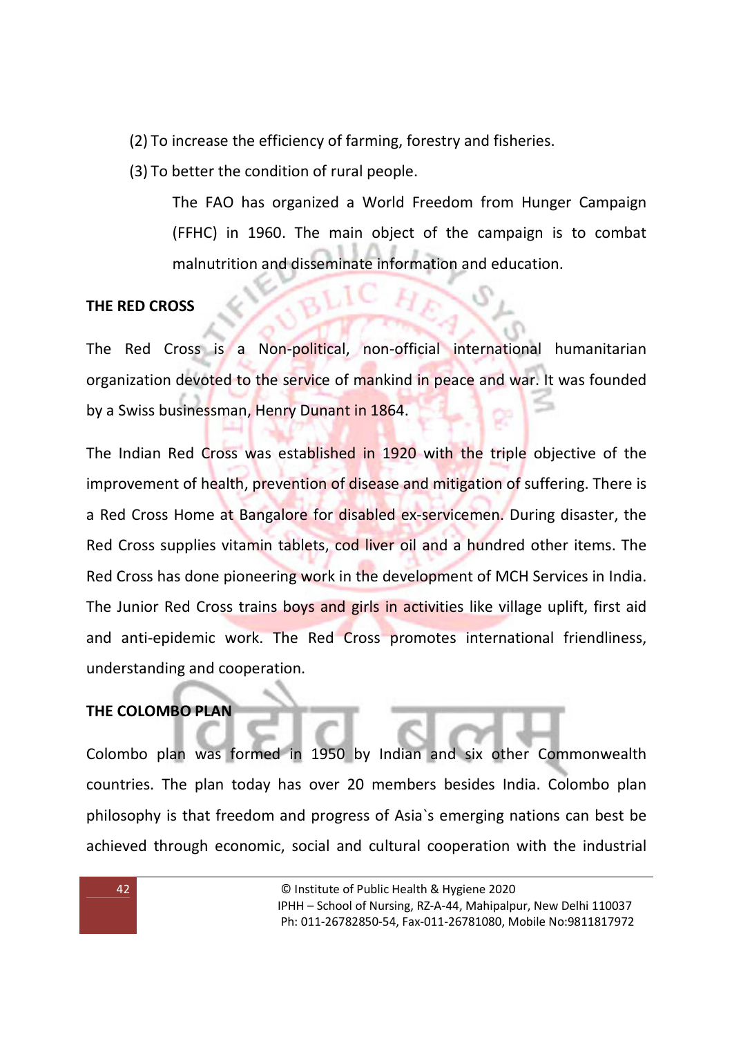(2) To increase the efficiency of farming, forestry and fisheries.

(3) To better the condition of rural people.

The FAO has organized a World Freedom from Hunger Campaign (FFHC) in 1960. The main object of the campaign is to combat malnutrition and disseminate information and education.

**THE RED CROSS**

The Red Cross is a Non-political, non-official international humanitarian organization devoted to the service of mankind in peace and war. It was founded by a Swiss businessman, Henry Dunant in 1864.

The Indian Red Cross was established in 1920 with the triple objective of the improvement of health, prevention of disease and mitigation of suffering. There is a Red Cross Home at Bangalore for disabled ex-servicemen. During disaster, the Red Cross supplies vitamin tablets, cod liver oil and a hundred other items. The Red Cross has done pioneering work in the development of MCH Services in India. The Junior Red Cross trains boys and girls in activities like village uplift, first aid and anti-epidemic work. The Red Cross promotes international friendliness, understanding and cooperation.

**THE COLOMBO PLAN**

Colombo plan was formed in 1950 by Indian and six other Commonwealth countries. The plan today has over 20 members besides India. Colombo plan philosophy is that freedom and progress of Asia`s emerging nations can best be achieved through economic, social and cultural cooperation with the industrial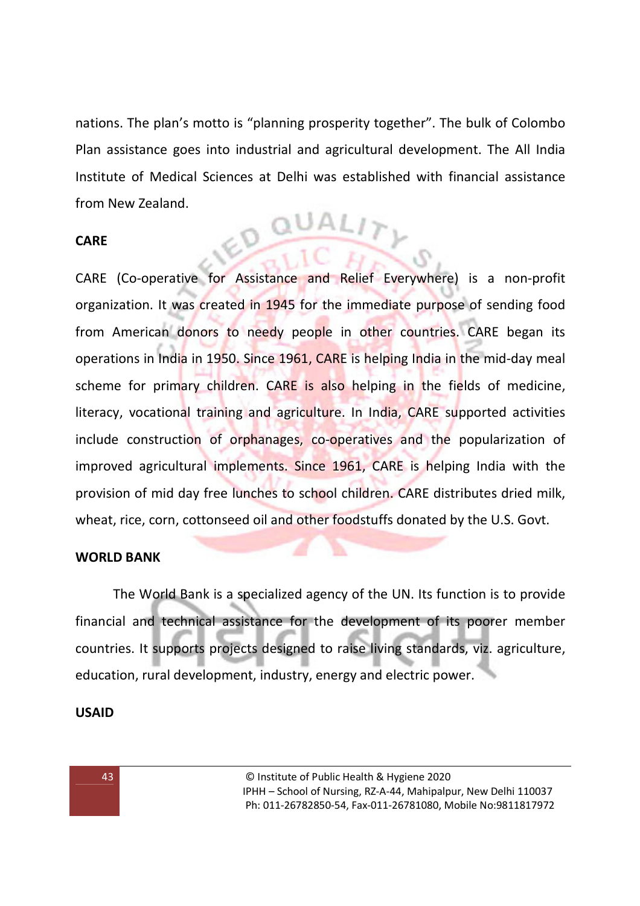nations. The plan's motto is "planning prosperity together". The bulk of Colombo Plan assistance goes into industrial and agricultural development. The All India Institute of Medical Sciences at Delhi was established with financial assistance from New Zealand.

**CARE**

CARE (Co-operative for Assistance and Relief Everywhere) is a non-profit organization. It was created in 1945 for the immediate purpose of sending food from American donors to needy people in other countries. CARE began its operations in India in 1950. Since 1961, CARE is helping India in the mid-day meal scheme for primary children. CARE is also helping in the fields of medicine, literacy, vocational training and agriculture. In India, CARE supported activities include construction of orphanages, co-operatives and the popularization of improved agricultural implements. Since 1961, CARE is helping India with the provision of mid day free lunches to school children. CARE distributes dried milk, wheat, rice, corn, cottonseed oil and other foodstuffs donated by the U.S. Govt.

**WORLD BANK**

The World Bank is a specialized agency of the UN. Its function is to provide financial and technical assistance for the development of its poorer member countries. It supports projects designed to raise living standards, viz. agriculture, education, rural development, industry, energy and electric power.

**USAID**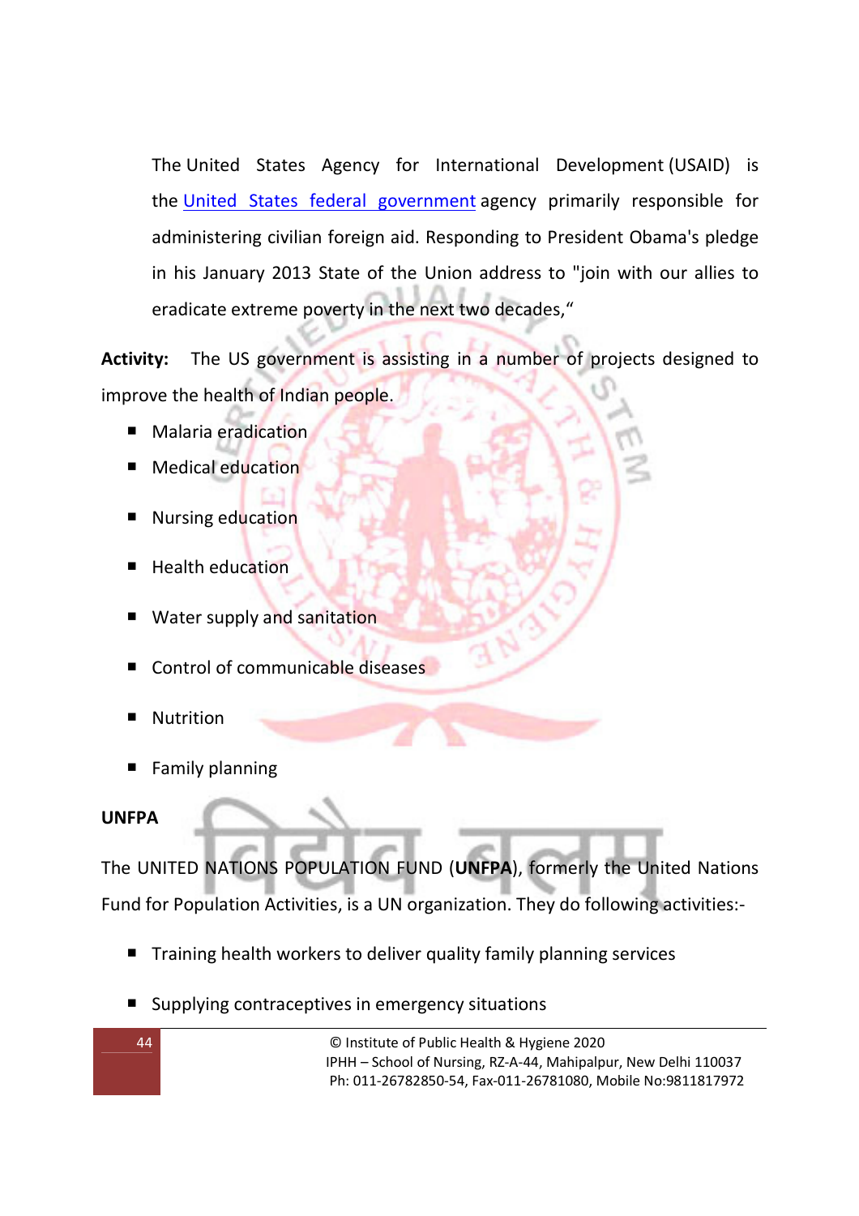The United States Agency for International Development (USAID) is the [United States federal government] agency primarily responsible for administering civilian foreign aid. Responding to President Obama's pledge in his January 2013 State of the Union address to "join with our allies to eradicate extreme poverty in the next two decades,"

**Activity:** The US government is assisting in a number of projects designed to improve the health of Indian people.

- Malaria eradication
- Medical education
- Nursing education
- Health education
- Water supply and sanitation
- Control of communicable diseases
- Nutrition
- Family planning

**UNFPA**

The UNITED NATIONS POPULATION FUND (**UNFPA**), formerly the United Nations Fund for Population Activities, is a UN organization. They do following activities:-

- Training health workers to deliver quality family planning services
- Supplying contraceptives in emergency situations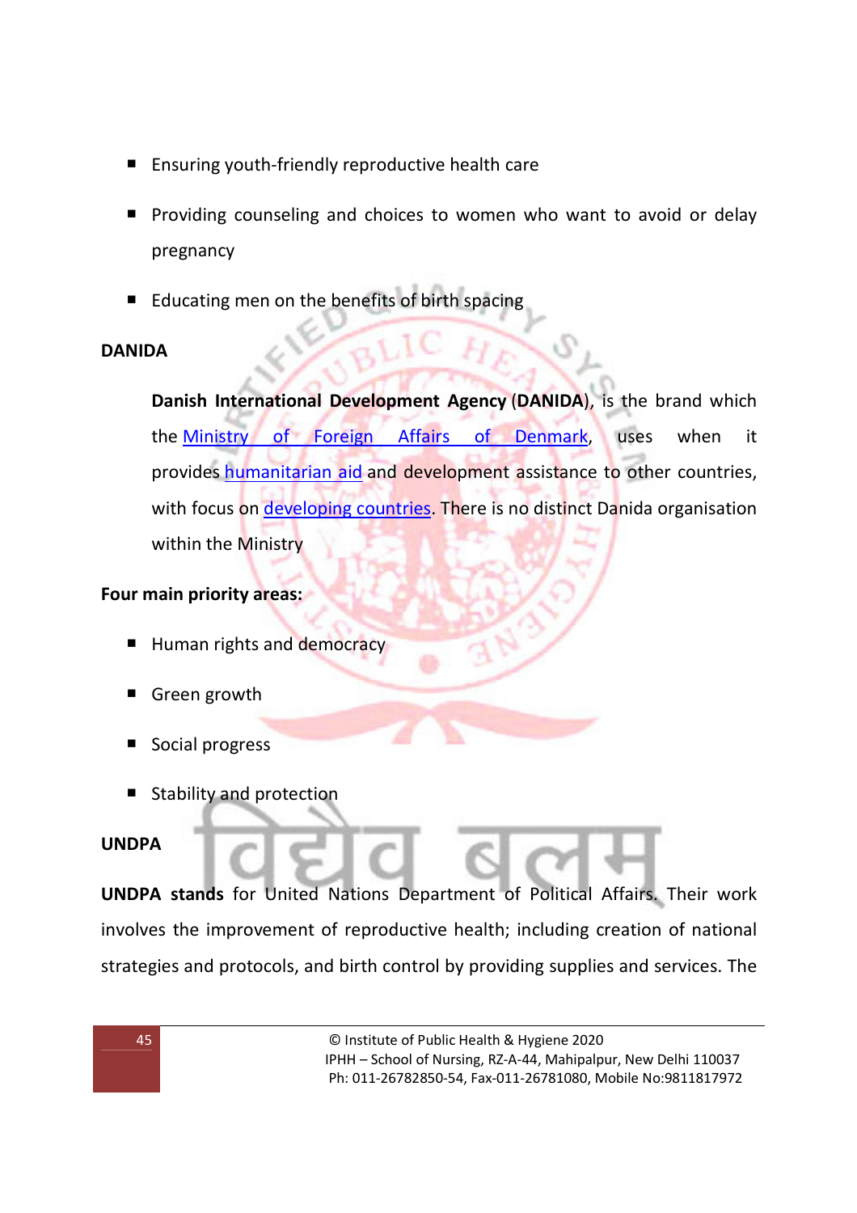- Ensuring youth-friendly reproductive health care
- Providing counseling and choices to women who want to avoid or delay pregnancy
- Educating men on the benefits of birth spacing

**DANIDA**

**Danish International Development Agency** (**DANIDA**), is the brand which the Ministry of Foreign Affairs of Denmark, uses when it provides humanitarian aid and development assistance to other countries, with focus on developing countries. There is no distinct Danida organisation within the Ministry

**Four main priority areas:**

- Human rights and democracy
- Green growth
- Social progress
- Stability and protection

**UNDPA**

**UNDPA stands** for United Nations Department of Political Affairs. Their work involves the improvement of reproductive health; including creation of national strategies and protocols, and birth control by providing supplies and services. The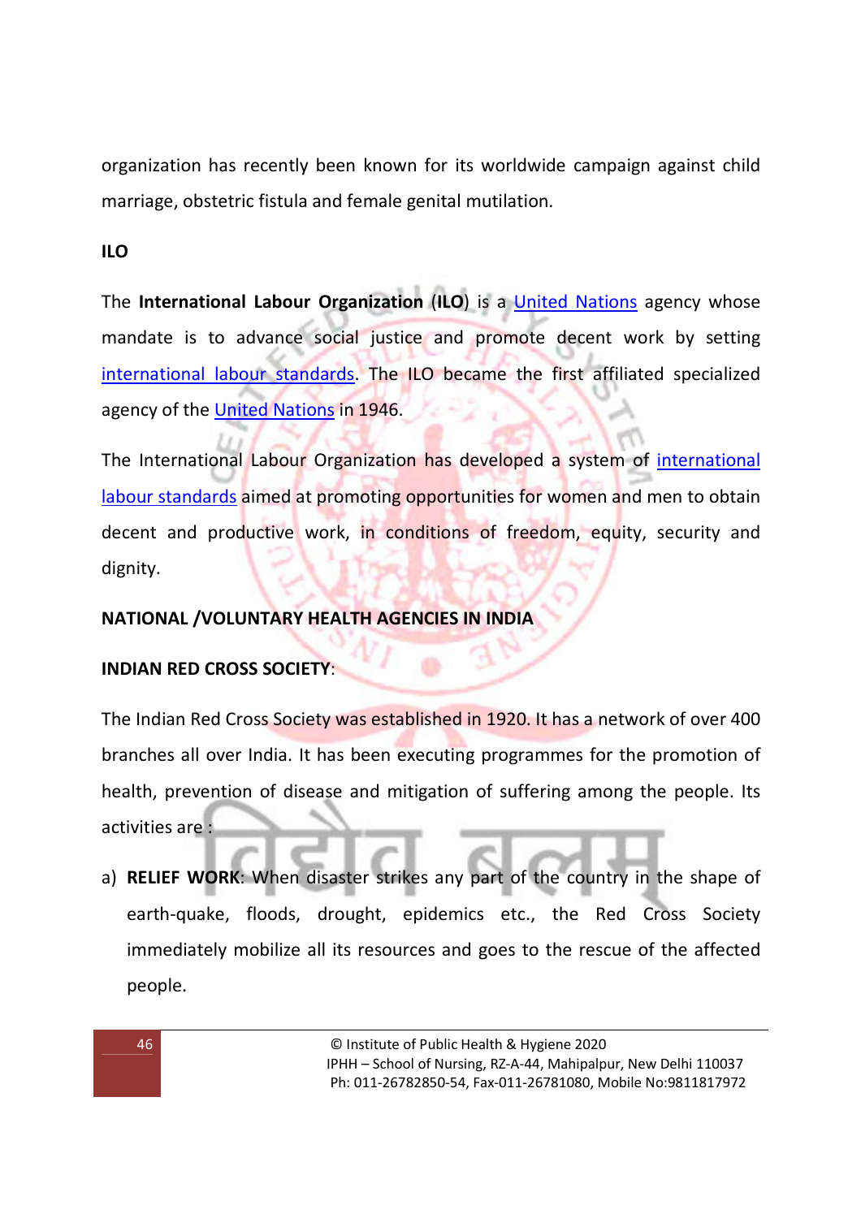organization has recently been known for its worldwide campaign against child marriage, obstetric fistula and female genital mutilation.

**ILO**

The **International Labour Organization (ILO)** is a United Nations agency whose mandate is to advance social justice and promote decent work by setting international labour standards. The ILO became the first affiliated specialized agency of the United Nations in 1946.

The International Labour Organization has developed a system of international labour standards aimed at promoting opportunities for women and men to obtain decent and productive work, in conditions of freedom, equity, security and dignity.

**NATIONAL /VOLUNTARY HEALTH AGENCIES IN INDIA**

**INDIAN RED CROSS SOCIETY**:

The Indian Red Cross Society was established in 1920. It has a network of over 400 branches all over India. It has been executing programmes for the promotion of health, prevention of disease and mitigation of suffering among the people. Its activities are :

a) **RELIEF WORK**: When disaster strikes any part of the country in the shape of earth-quake, floods, drought, epidemics etc., the Red Cross Society immediately mobilize all its resources and goes to the rescue of the affected people.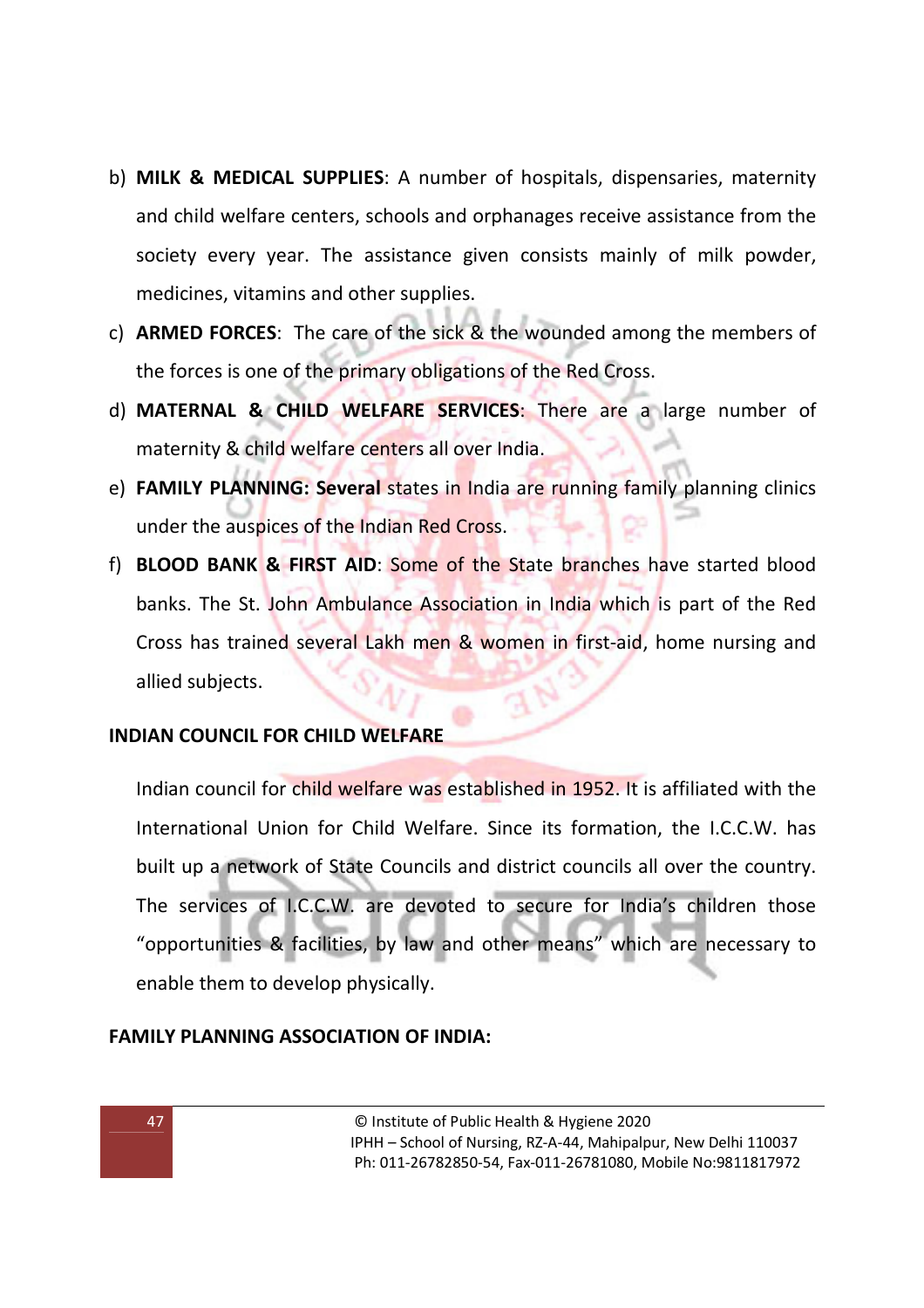b) **MILK & MEDICAL SUPPLIES**: A number of hospitals, dispensaries, maternity and child welfare centers, schools and orphanages receive assistance from the society every year. The assistance given consists mainly of milk powder, medicines, vitamins and other supplies.

c) **ARMED FORCES**: The care of the sick & the wounded among the members of the forces is one of the primary obligations of the Red Cross.

d) **MATERNAL & CHILD WELFARE SERVICES**: There are a large number of maternity & child welfare centers all over India.

e) **FAMILY PLANNING: Several** states in India are running family planning clinics under the auspices of the Indian Red Cross.

f) **BLOOD BANK & FIRST AID**: Some of the State branches have started blood banks. The St. John Ambulance Association in India which is part of the Red Cross has trained several Lakh men & women in first-aid, home nursing and allied subjects.

**INDIAN COUNCIL FOR CHILD WELFARE**

Indian council for child welfare was established in 1952. It is affiliated with the International Union for Child Welfare. Since its formation, the I.C.C.W. has built up a network of State Councils and district councils all over the country. The services of I.C.C.W. are devoted to secure for India's children those "opportunities & facilities, by law and other means" which are necessary to enable them to develop physically.

**FAMILY PLANNING ASSOCIATION OF INDIA:**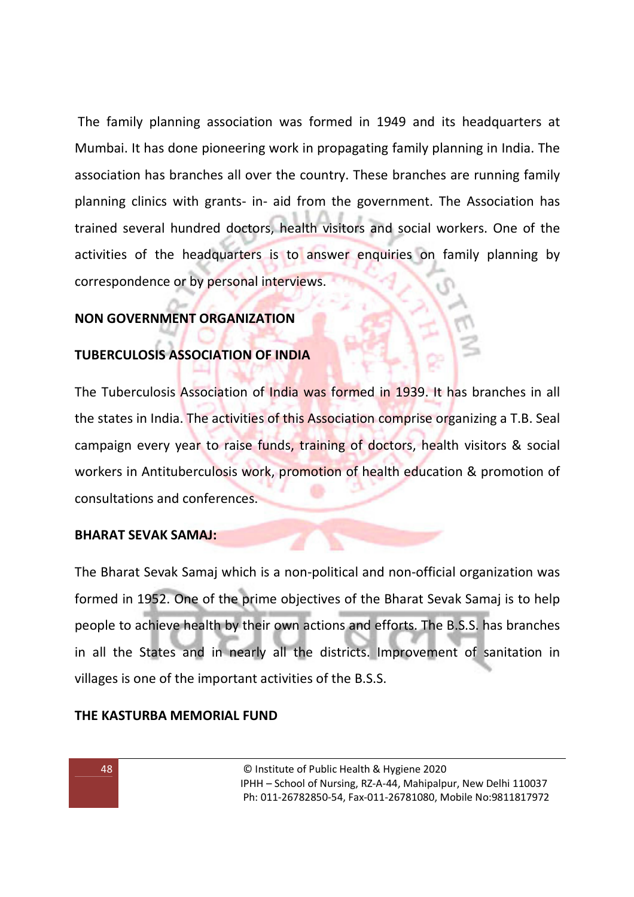The family planning association was formed in 1949 and its headquarters at Mumbai. It has done pioneering work in propagating family planning in India. The association has branches all over the country. These branches are running family planning clinics with grants- in- aid from the government. The Association has trained several hundred doctors, health visitors and social workers. One of the activities of the headquarters is to answer enquiries on family planning by correspondence or by personal interviews.

**NON GOVERNMENT ORGANIZATION**

**TUBERCULOSIS ASSOCIATION OF INDIA**

The Tuberculosis Association of India was formed in 1939. It has branches in all the states in India. The activities of this Association comprise organizing a T.B. Seal campaign every year to raise funds, training of doctors, health visitors & social workers in Antituberculosis work, promotion of health education & promotion of consultations and conferences.

**BHARAT SEVAK SAMAJ:**

The Bharat Sevak Samaj which is a non-political and non-official organization was formed in 1952. One of the prime objectives of the Bharat Sevak Samaj is to help people to achieve health by their own actions and efforts. The B.S.S. has branches in all the States and in nearly all the districts. Improvement of sanitation in villages is one of the important activities of the B.S.S.

**THE KASTURBA MEMORIAL FUND**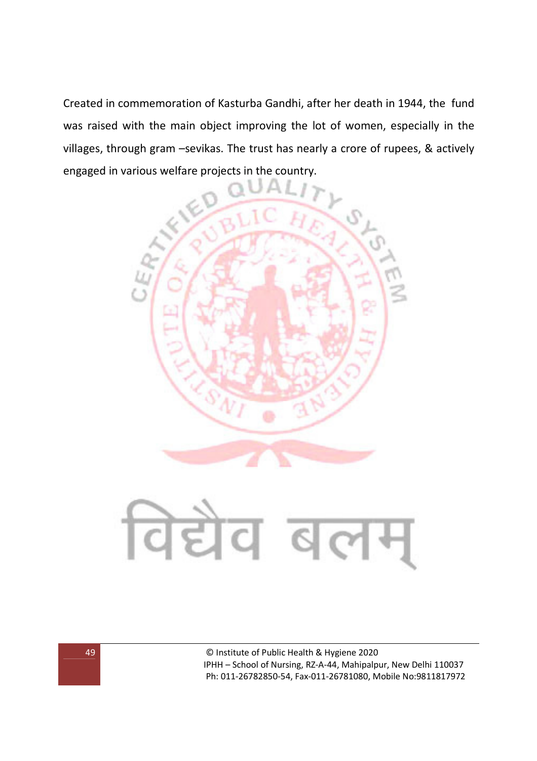Created in commemoration of Kasturba Gandhi, after her death in 1944, the fund was raised with the main object improving the lot of women, especially in the villages, through gram –sevikas. The trust has nearly a crore of rupees, & actively engaged in various welfare projects in the country.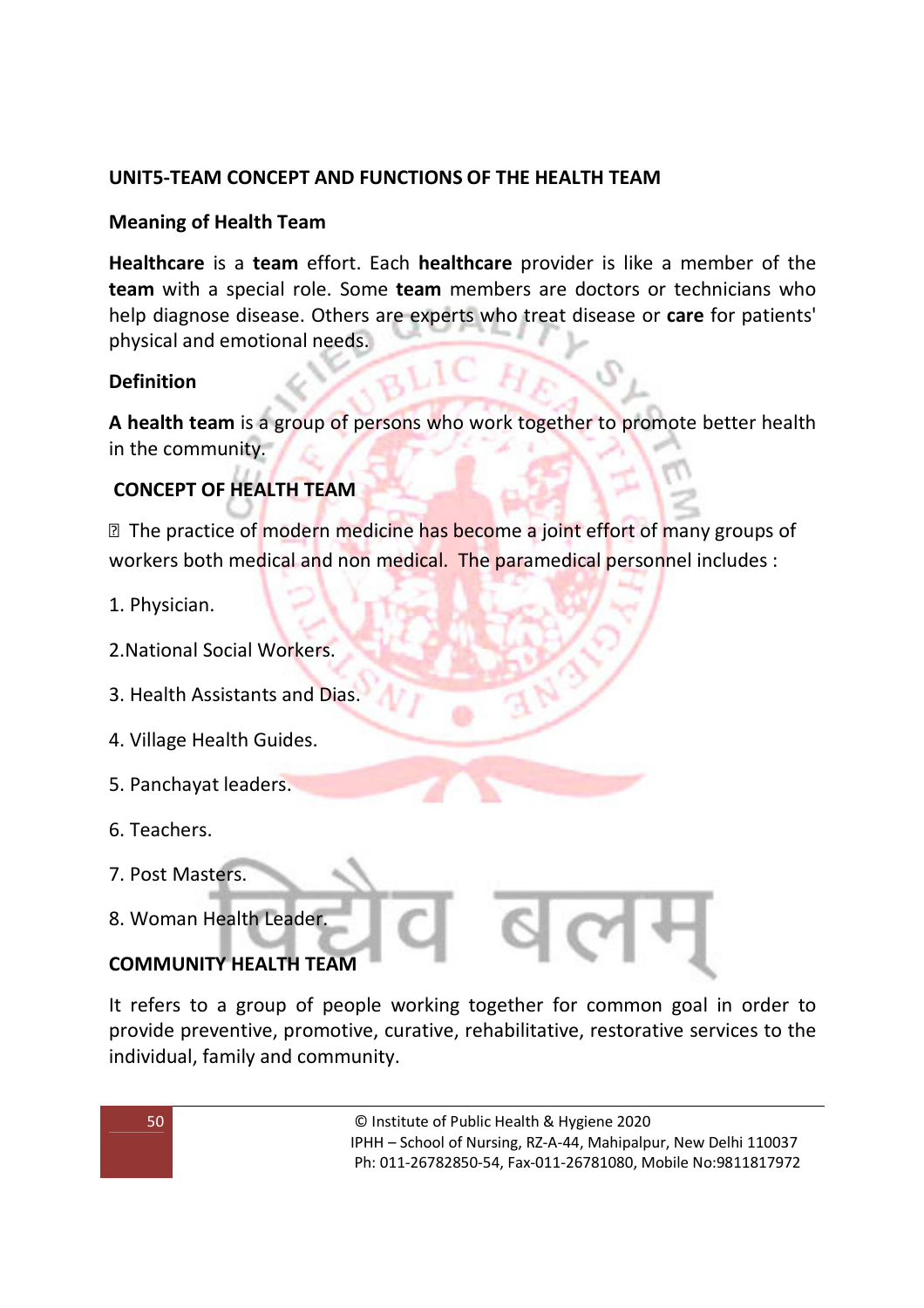**UNIT5-TEAM CONCEPT AND FUNCTIONS OF THE HEALTH TEAM**

**Meaning of Health Team**

**Healthcare** is a **team** effort. Each **healthcare** provider is like a member of the **team** with a special role. Some **team** members are doctors or technicians who help diagnose disease. Others are experts who treat disease or **care** for patients' physical and emotional needs.

**Definition**

**A health team** is a group of persons who work together to promote better health in the community.

**CONCEPT OF HEALTH TEAM**

 The practice of modern medicine has become a joint effort of many groups of workers both medical and non medical. The paramedical personnel includes :

1. Physician.
2. National Social Workers.
3. Health Assistants and Dias.
4. Village Health Guides.
5. Panchayat leaders.
6. Teachers.
7. Post Masters.
8. Woman Health Leader.

**COMMUNITY HEALTH TEAM**

It refers to a group of people working together for common goal in order to provide preventive, promotive, curative, rehabilitative, restorative services to the individual, family and community.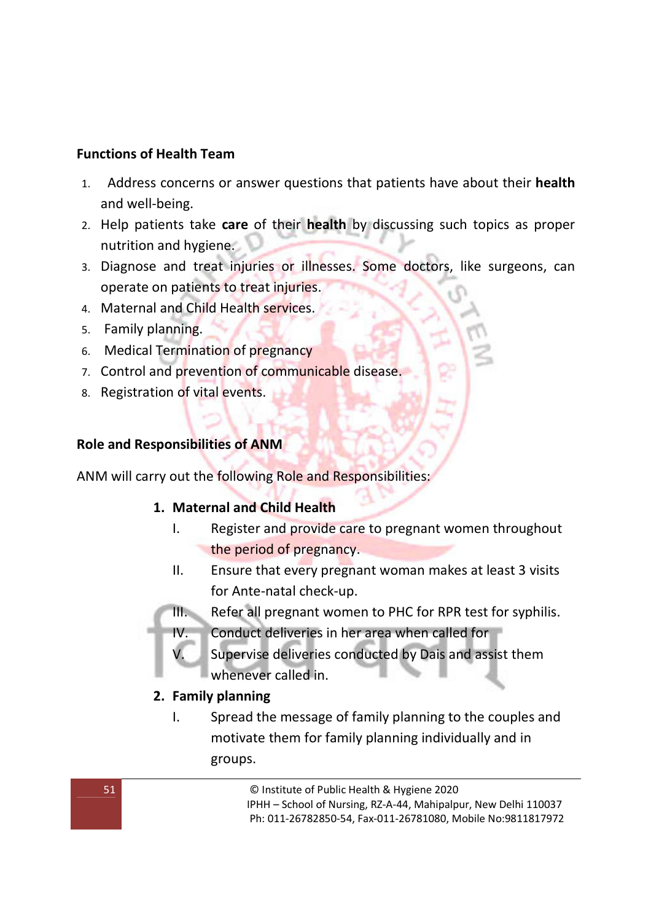**Functions of Health Team**

1. Address concerns or answer questions that patients have about their **health** and well-being.
2. Help patients take **care** of their **health** by discussing such topics as proper nutrition and hygiene.
3. Diagnose and treat injuries or illnesses. Some doctors, like surgeons, can operate on patients to treat injuries.
4. Maternal and Child Health services.
5. Family planning.
6. Medical Termination of pregnancy
7. Control and prevention of communicable disease.
8. Registration of vital events.

**Role and Responsibilities of ANM**

ANM will carry out the following Role and Responsibilities:

1. **Maternal and Child Health**
   - I. Register and provide care to pregnant women throughout the period of pregnancy.
   - II. Ensure that every pregnant woman makes at least 3 visits for Ante-natal check-up.
   - III. Refer all pregnant women to PHC for RPR test for syphilis.
   - IV. Conduct deliveries in her area when called for
   - V. Supervise deliveries conducted by Dais and assist them whenever called in.
2. **Family planning**
   - I. Spread the message of family planning to the couples and motivate them for family planning individually and in groups.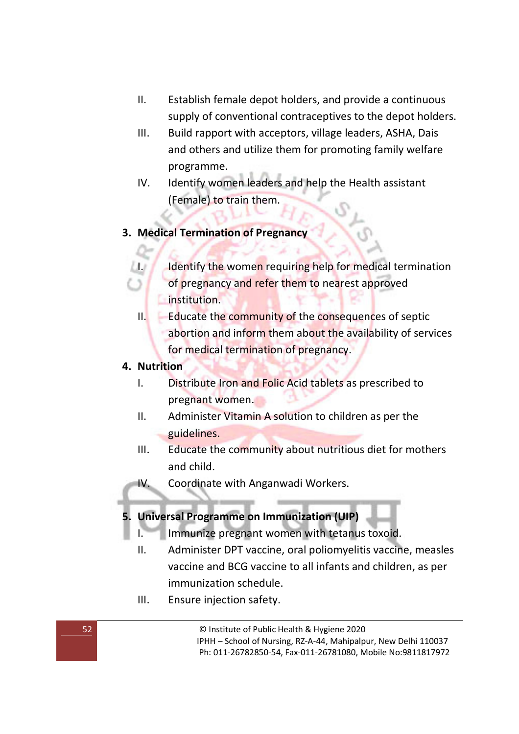II. Establish female depot holders, and provide a continuous supply of conventional contraceptives to the depot holders.

III. Build rapport with acceptors, village leaders, ASHA, Dais and others and utilize them for promoting family welfare programme.

IV. Identify women leaders and help the Health assistant (Female) to train them.

**3. Medical Termination of Pregnancy**

I. Identify the women requiring help for medical termination of pregnancy and refer them to nearest approved institution.

II. Educate the community of the consequences of septic abortion and inform them about the availability of services for medical termination of pregnancy.

**4. Nutrition**

I. Distribute Iron and Folic Acid tablets as prescribed to pregnant women.

II. Administer Vitamin A solution to children as per the guidelines.

III. Educate the community about nutritious diet for mothers and child.

IV. Coordinate with Anganwadi Workers.

**5. Universal Programme on Immunization (UIP)**

I. Immunize pregnant women with tetanus toxoid.

II. Administer DPT vaccine, oral poliomyelitis vaccine, measles vaccine and BCG vaccine to all infants and children, as per immunization schedule.

III. Ensure injection safety.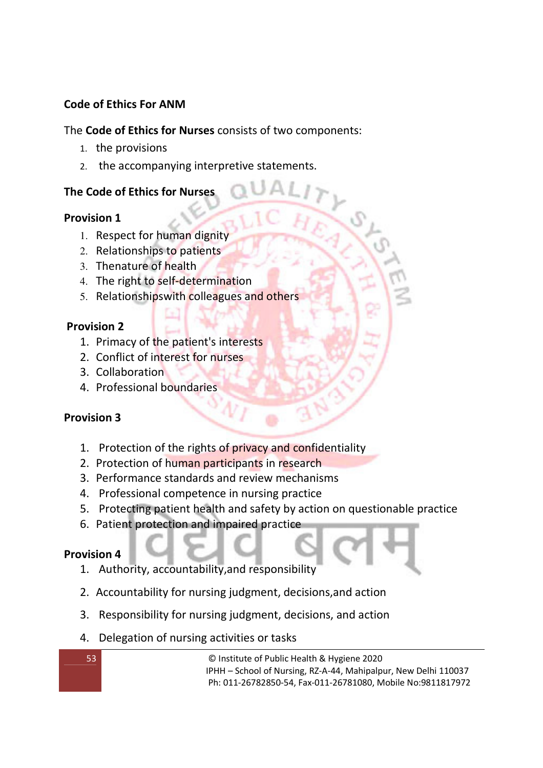### Code of Ethics For ANM

The **Code of Ethics for Nurses** consists of two components:

1. the provisions
2. the accompanying interpretive statements.

### The Code of Ethics for Nurses

**Provision 1**

1. Respect for human dignity
2. Relationships to patients
3. Thenature of health
4. The right to self-determination
5. Relationshipswith colleagues and others

**Provision 2**

1. Primacy of the patient's interests
2. Conflict of interest for nurses
3. Collaboration
4. Professional boundaries

**Provision 3**

1. Protection of the rights of privacy and confidentiality
2. Protection of human participants in research
3. Performance standards and review mechanisms
4. Professional competence in nursing practice
5. Protecting patient health and safety by action on questionable practice
6. Patient protection and impaired practice

**Provision 4**

1. Authority, accountability,and responsibility
2. Accountability for nursing judgment, decisions,and action
3. Responsibility for nursing judgment, decisions, and action
4. Delegation of nursing activities or tasks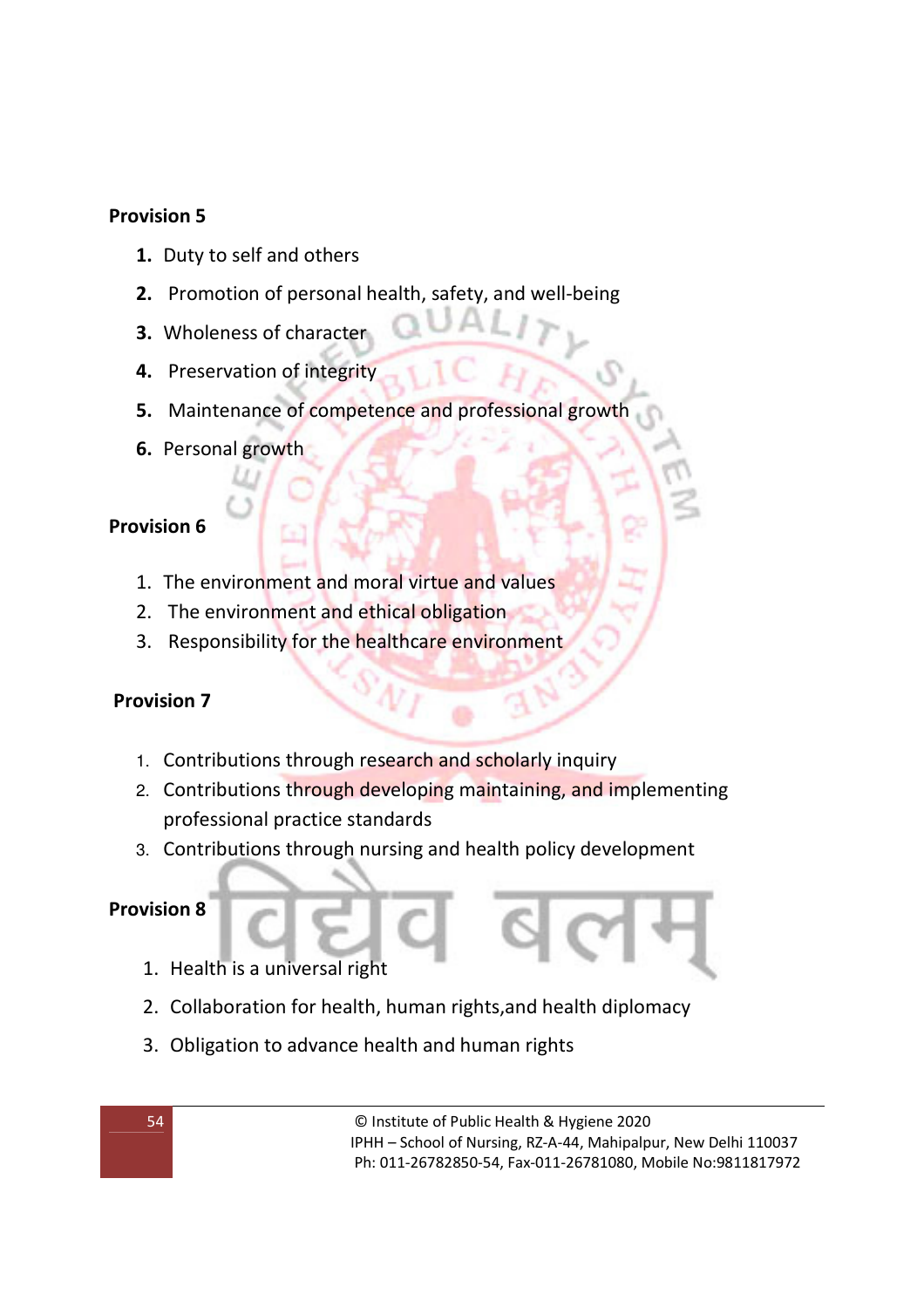**Provision 5**

1. Duty to self and others
2. Promotion of personal health, safety, and well-being
3. Wholeness of character
4. Preservation of integrity
5. Maintenance of competence and professional growth
6. Personal growth

**Provision 6**

1. The environment and moral virtue and values
2. The environment and ethical obligation
3. Responsibility for the healthcare environment

**Provision 7**

1. Contributions through research and scholarly inquiry
2. Contributions through developing maintaining, and implementing professional practice standards
3. Contributions through nursing and health policy development

**Provision 8**

1. Health is a universal right
2. Collaboration for health, human rights,and health diplomacy
3. Obligation to advance health and human rights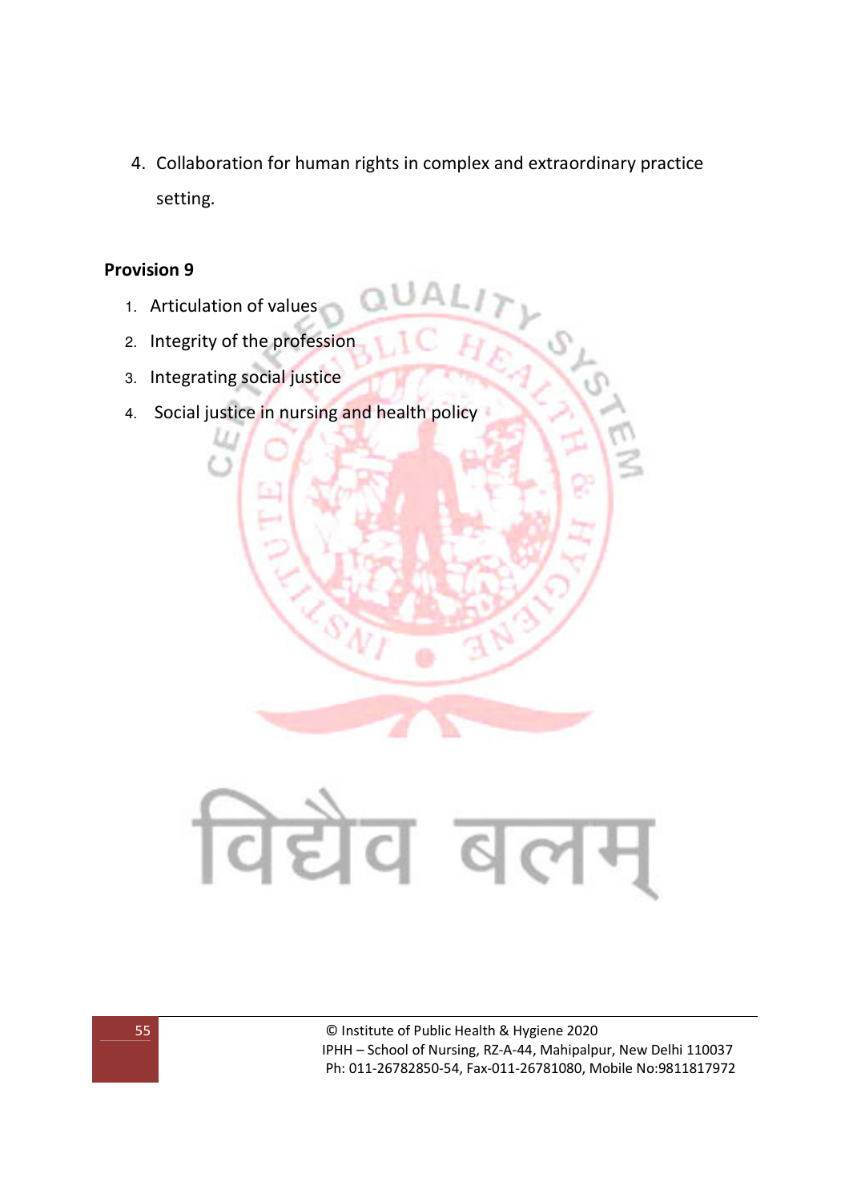4. Collaboration for human rights in complex and extraordinary practice setting.

**Provision 9**

1. Articulation of values
2. Integrity of the profession
3. Integrating social justice
4. Social justice in nursing and health policy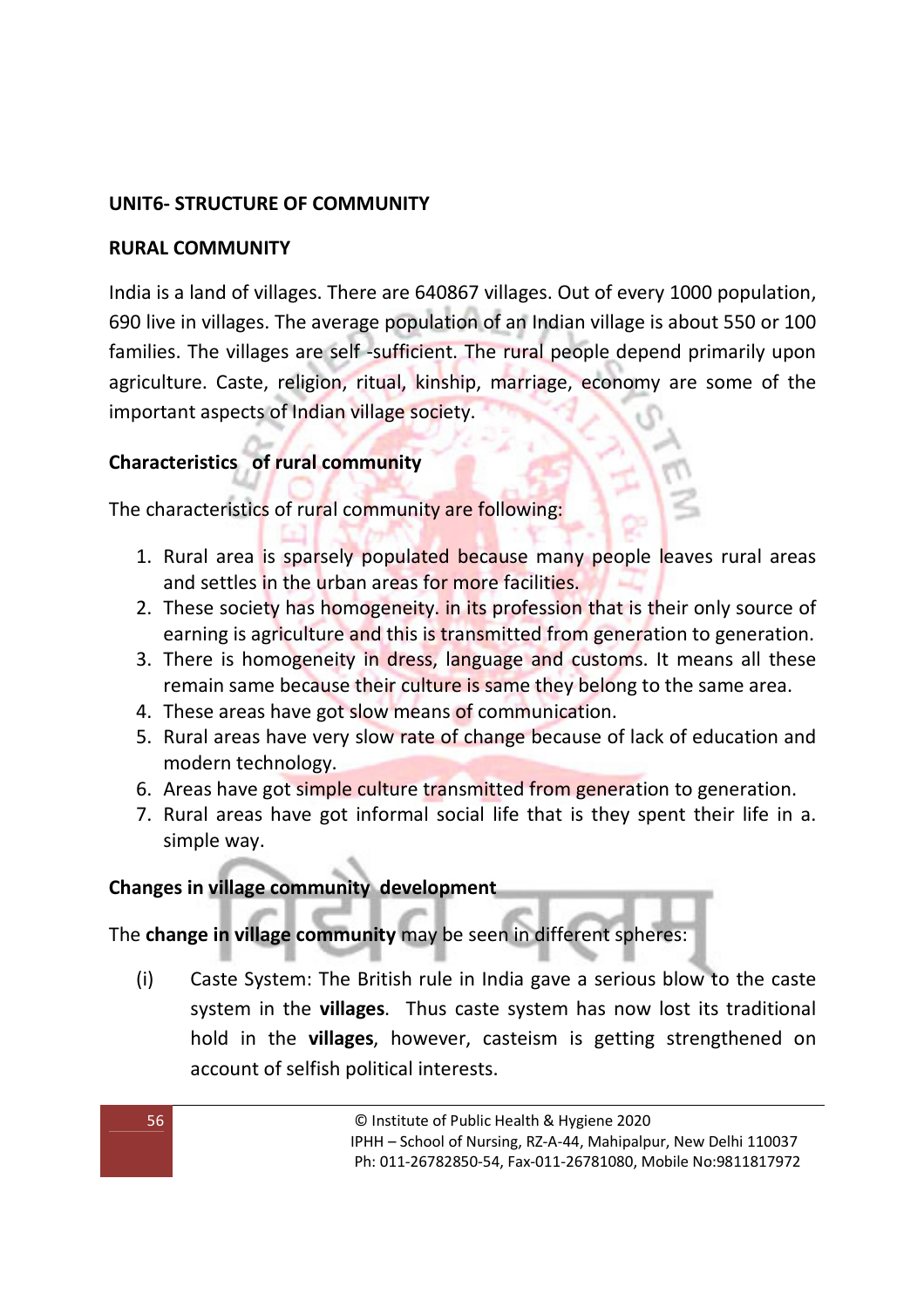## UNIT6- STRUCTURE OF COMMUNITY

### RURAL COMMUNITY

India is a land of villages. There are 640867 villages. Out of every 1000 population, 690 live in villages. The average population of an Indian village is about 550 or 100 families. The villages are self -sufficient. The rural people depend primarily upon agriculture. Caste, religion, ritual, kinship, marriage, economy are some of the important aspects of Indian village society.

### Characteristics of rural community

The characteristics of rural community are following:

1. Rural area is sparsely populated because many people leaves rural areas and settles in the urban areas for more facilities.
2. These society has homogeneity. in its profession that is their only source of earning is agriculture and this is transmitted from generation to generation.
3. There is homogeneity in dress, language and customs. It means all these remain same because their culture is same they belong to the same area.
4. These areas have got slow means of communication.
5. Rural areas have very slow rate of change because of lack of education and modern technology.
6. Areas have got simple culture transmitted from generation to generation.
7. Rural areas have got informal social life that is they spent their life in a. simple way.

### Changes in village community development

The **change in village community** may be seen in different spheres:

(i) Caste System: The British rule in India gave a serious blow to the caste system in the **villages**. Thus caste system has now lost its traditional hold in the **villages**, however, casteism is getting strengthened on account of selfish political interests.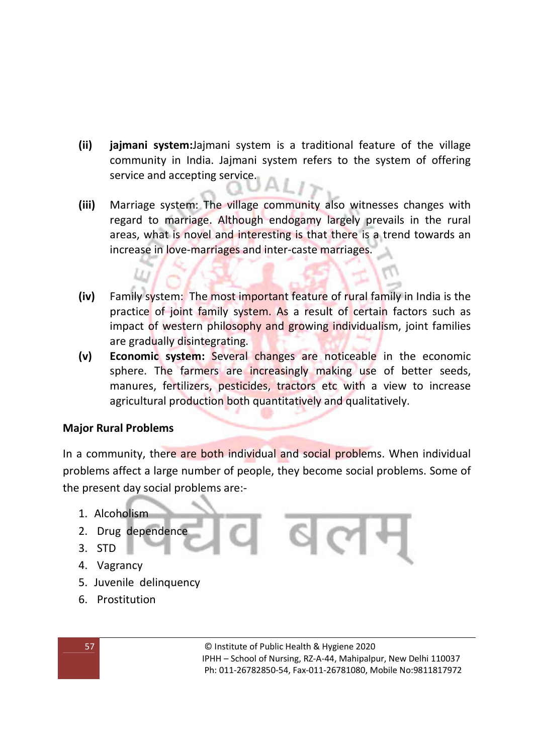(ii) **jajmani system:** Jajmani system is a traditional feature of the village community in India. Jajmani system refers to the system of offering service and accepting service.

(iii) Marriage system: The village community also witnesses changes with regard to marriage. Although endogamy largely prevails in the rural areas, what is novel and interesting is that there is a trend towards an increase in love-marriages and inter-caste marriages.

(iv) Family system: The most important feature of rural family in India is the practice of joint family system. As a result of certain factors such as impact of western philosophy and growing individualism, joint families are gradually disintegrating.

(v) **Economic system:** Several changes are noticeable in the economic sphere. The farmers are increasingly making use of better seeds, manures, fertilizers, pesticides, tractors etc with a view to increase agricultural production both quantitatively and qualitatively.

**Major Rural Problems**

In a community, there are both individual and social problems. When individual problems affect a large number of people, they become social problems. Some of the present day social problems are:-

1. Alcoholism
2. Drug dependence
3. STD
4. Vagrancy
5. Juvenile delinquency
6. Prostitution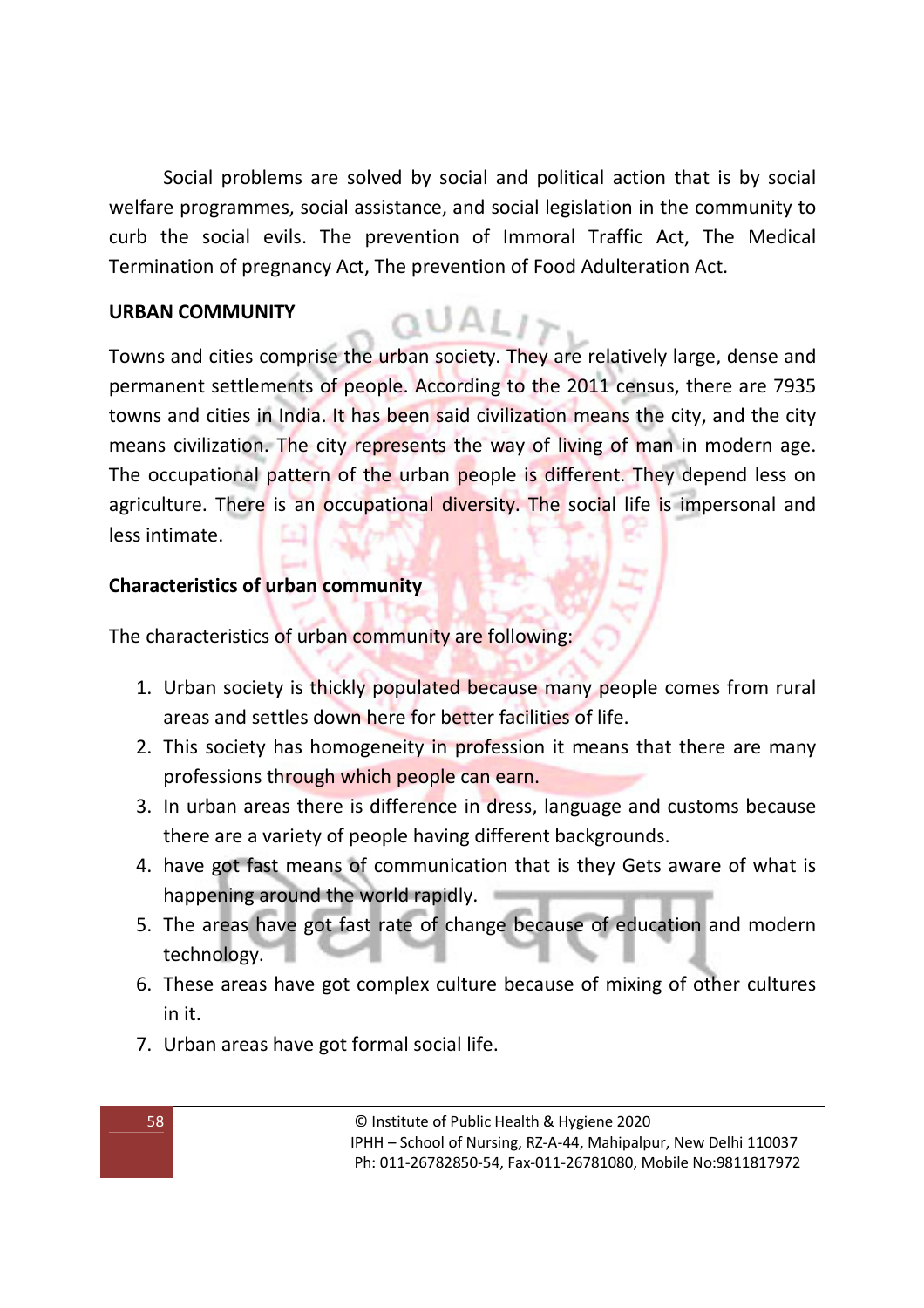Social problems are solved by social and political action that is by social welfare programmes, social assistance, and social legislation in the community to curb the social evils. The prevention of Immoral Traffic Act, The Medical Termination of pregnancy Act, The prevention of Food Adulteration Act.

## URBAN COMMUNITY

Towns and cities comprise the urban society. They are relatively large, dense and permanent settlements of people. According to the 2011 census, there are 7935 towns and cities in India. It has been said civilization means the city, and the city means civilization. The city represents the way of living of man in modern age. The occupational pattern of the urban people is different. They depend less on agriculture. There is an occupational diversity. The social life is impersonal and less intimate.

### Characteristics of urban community

The characteristics of urban community are following:

1. Urban society is thickly populated because many people comes from rural areas and settles down here for better facilities of life.
2. This society has homogeneity in profession it means that there are many professions through which people can earn.
3. In urban areas there is difference in dress, language and customs because there are a variety of people having different backgrounds.
4. have got fast means of communication that is they Gets aware of what is happening around the world rapidly.
5. The areas have got fast rate of change because of education and modern technology.
6. These areas have got complex culture because of mixing of other cultures in it.
7. Urban areas have got formal social life.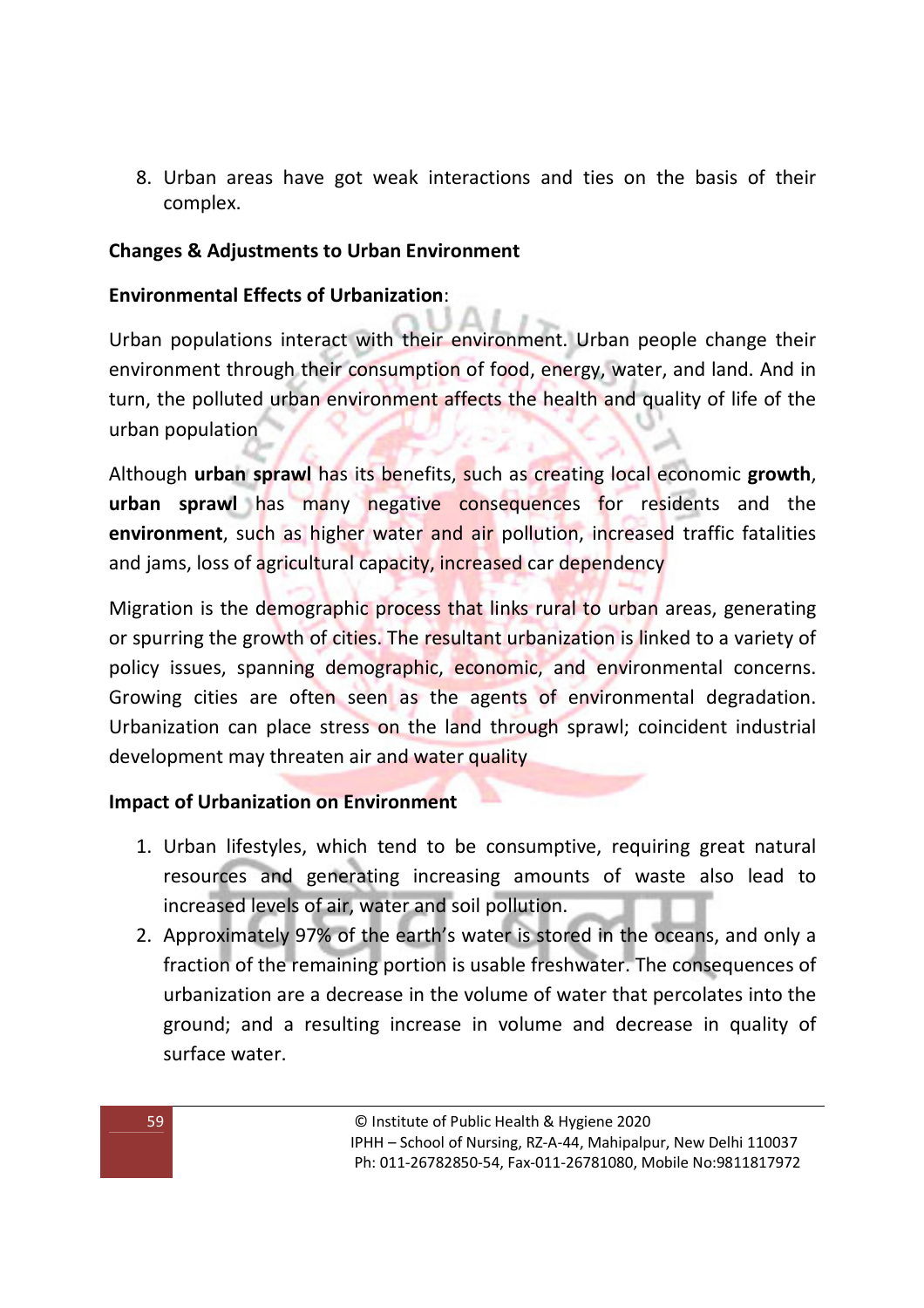8. Urban areas have got weak interactions and ties on the basis of their complex.

**Changes & Adjustments to Urban Environment**

**Environmental Effects of Urbanization**:

Urban populations interact with their environment. Urban people change their environment through their consumption of food, energy, water, and land. And in turn, the polluted urban environment affects the health and quality of life of the urban population

Although **urban sprawl** has its benefits, such as creating local economic **growth**, **urban sprawl** has many negative consequences for residents and the **environment**, such as higher water and air pollution, increased traffic fatalities and jams, loss of agricultural capacity, increased car dependency

Migration is the demographic process that links rural to urban areas, generating or spurring the growth of cities. The resultant urbanization is linked to a variety of policy issues, spanning demographic, economic, and environmental concerns. Growing cities are often seen as the agents of environmental degradation. Urbanization can place stress on the land through sprawl; coincident industrial development may threaten air and water quality

**Impact of Urbanization on Environment**

1. Urban lifestyles, which tend to be consumptive, requiring great natural resources and generating increasing amounts of waste also lead to increased levels of air, water and soil pollution.
2. Approximately 97% of the earth's water is stored in the oceans, and only a fraction of the remaining portion is usable freshwater. The consequences of urbanization are a decrease in the volume of water that percolates into the ground; and a resulting increase in volume and decrease in quality of surface water.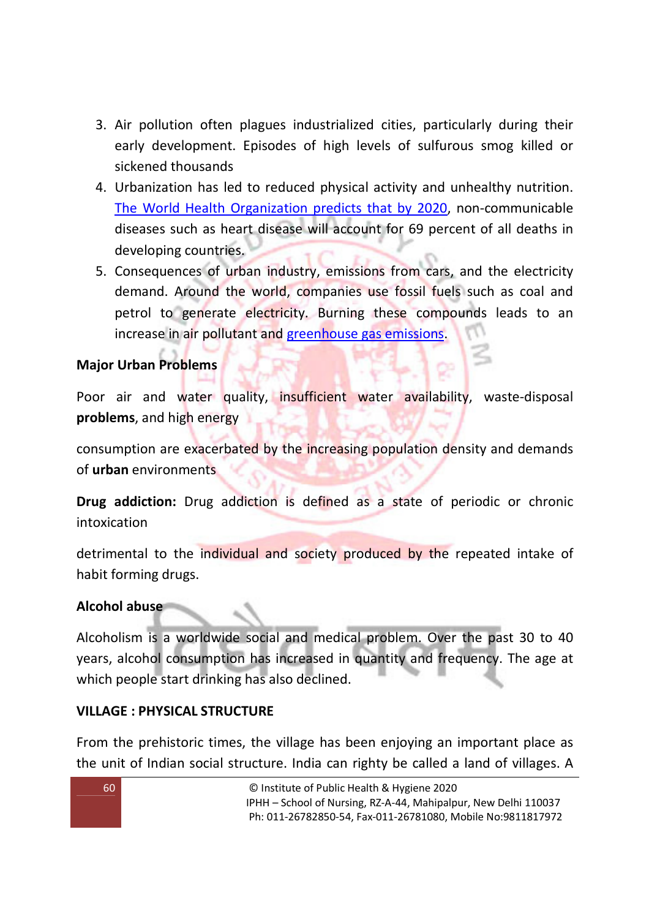3. Air pollution often plagues industrialized cities, particularly during their early development. Episodes of high levels of sulfurous smog killed or sickened thousands
4. Urbanization has led to reduced physical activity and unhealthy nutrition. The World Health Organization predicts that by 2020, non-communicable diseases such as heart disease will account for 69 percent of all deaths in developing countries.
5. Consequences of urban industry, emissions from cars, and the electricity demand. Around the world, companies use fossil fuels such as coal and petrol to generate electricity. Burning these compounds leads to an increase in air pollutant and greenhouse gas emissions.

**Major Urban Problems**

Poor air and water quality, insufficient water availability, waste-disposal **problems**, and high energy

consumption are exacerbated by the increasing population density and demands of **urban** environments

**Drug addiction:** Drug addiction is defined as a state of periodic or chronic intoxication

detrimental to the individual and society produced by the repeated intake of habit forming drugs.

**Alcohol abuse**

Alcoholism is a worldwide social and medical problem. Over the past 30 to 40 years, alcohol consumption has increased in quantity and frequency. The age at which people start drinking has also declined.

**VILLAGE : PHYSICAL STRUCTURE**

From the prehistoric times, the village has been enjoying an important place as the unit of Indian social structure. India can righty be called a land of villages. A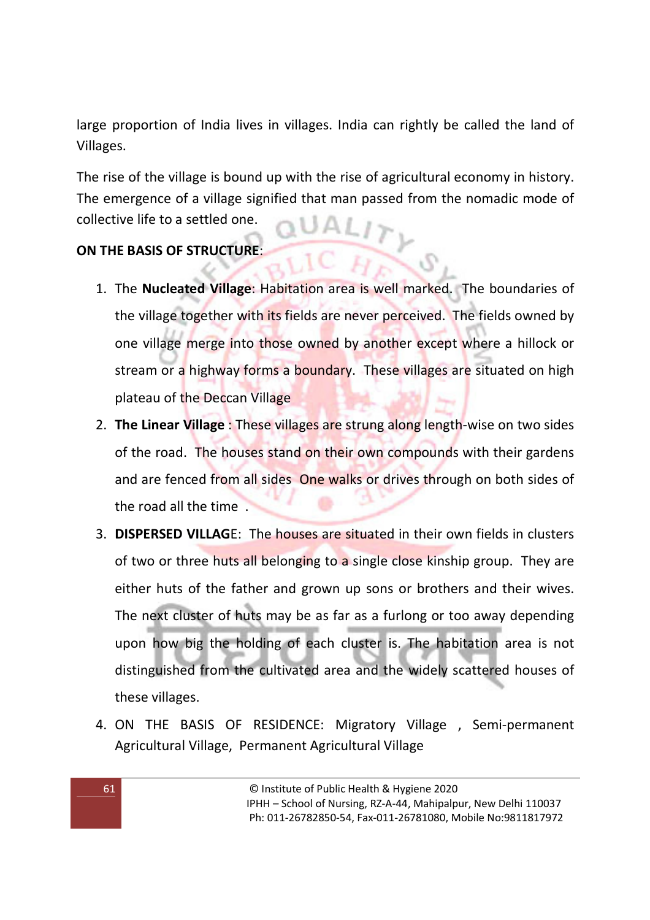large proportion of India lives in villages. India can rightly be called the land of Villages.

The rise of the village is bound up with the rise of agricultural economy in history. The emergence of a village signified that man passed from the nomadic mode of collective life to a settled one.

**ON THE BASIS OF STRUCTURE**:

1. The **Nucleated Village**: Habitation area is well marked. The boundaries of the village together with its fields are never perceived. The fields owned by one village merge into those owned by another except where a hillock or stream or a highway forms a boundary. These villages are situated on high plateau of the Deccan Village
2. **The Linear Village** : These villages are strung along length-wise on two sides of the road. The houses stand on their own compounds with their gardens and are fenced from all sides One walks or drives through on both sides of the road all the time .
3. **DISPERSED VILLAG**E: The houses are situated in their own fields in clusters of two or three huts all belonging to a single close kinship group. They are either huts of the father and grown up sons or brothers and their wives. The next cluster of huts may be as far as a furlong or too away depending upon how big the holding of each cluster is. The habitation area is not distinguished from the cultivated area and the widely scattered houses of these villages.
4. ON THE BASIS OF RESIDENCE: Migratory Village , Semi-permanent Agricultural Village, Permanent Agricultural Village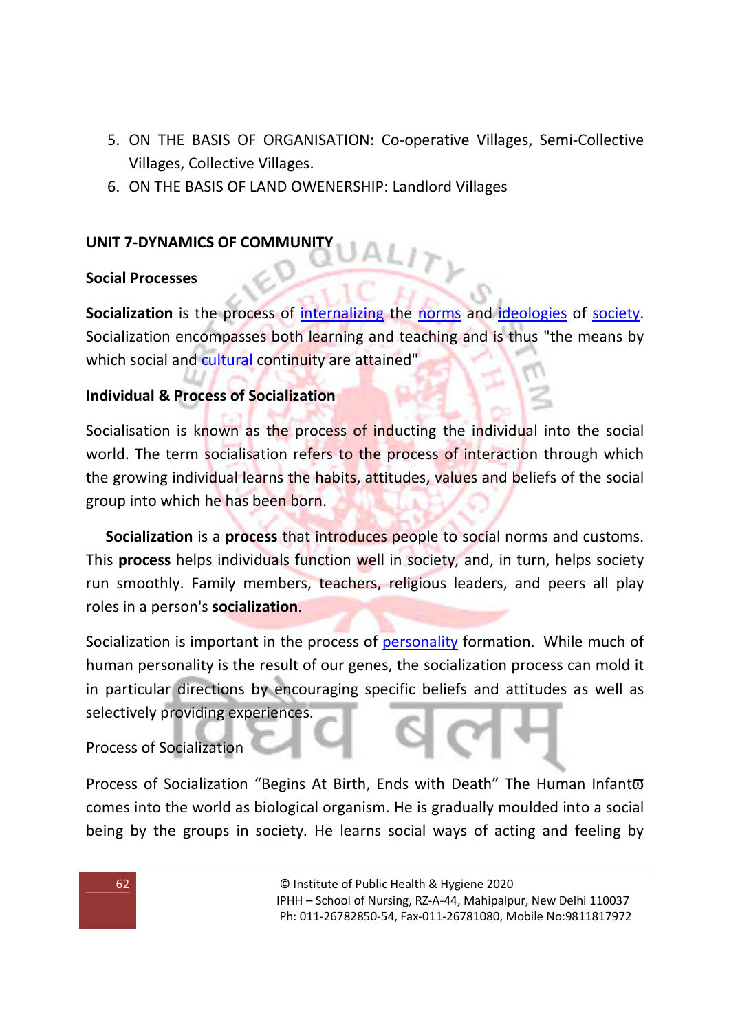5. ON THE BASIS OF ORGANISATION: Co-operative Villages, Semi-Collective Villages, Collective Villages.
6. ON THE BASIS OF LAND OWENERSHIP: Landlord Villages

## UNIT 7-DYNAMICS OF COMMUNITY

### Social Processes

**Socialization** is the process of internalizing the norms and ideologies of society. Socialization encompasses both learning and teaching and is thus "the means by which social and cultural continuity are attained"

### Individual & Process of Socialization

Socialisation is known as the process of inducting the individual into the social world. The term socialisation refers to the process of interaction through which the growing individual learns the habits, attitudes, values and beliefs of the social group into which he has been born.

**Socialization** is a **process** that introduces people to social norms and customs. This **process** helps individuals function well in society, and, in turn, helps society run smoothly. Family members, teachers, religious leaders, and peers all play roles in a person's **socialization**.

Socialization is important in the process of personality formation. While much of human personality is the result of our genes, the socialization process can mold it in particular directions by encouraging specific beliefs and attitudes as well as selectively providing experiences.

Process of Socialization

Process of Socialization "Begins At Birth, Ends with Death" The Human Infant comes into the world as biological organism. He is gradually moulded into a social being by the groups in society. He learns social ways of acting and feeling by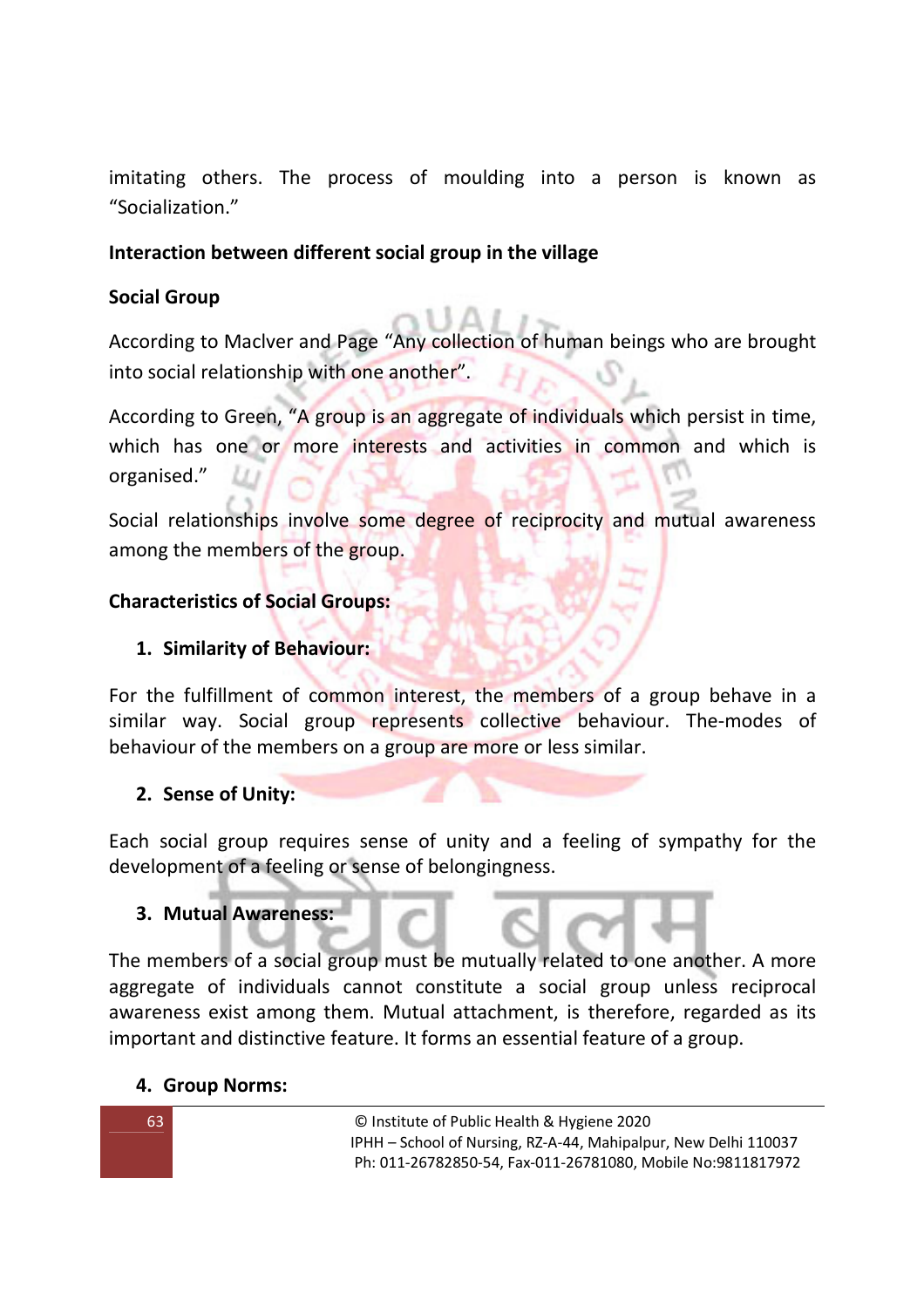imitating others. The process of moulding into a person is known as "Socialization."

**Interaction between different social group in the village**

**Social Group**

According to Maclver and Page "Any collection of human beings who are brought into social relationship with one another".

According to Green, "A group is an aggregate of individuals which persist in time, which has one or more interests and activities in common and which is organised."

Social relationships involve some degree of reciprocity and mutual awareness among the members of the group.

**Characteristics of Social Groups:**

1. **Similarity of Behaviour:**

For the fulfillment of common interest, the members of a group behave in a similar way. Social group represents collective behaviour. The-modes of behaviour of the members on a group are more or less similar.

2. **Sense of Unity:**

Each social group requires sense of unity and a feeling of sympathy for the development of a feeling or sense of belongingness.

3. **Mutual Awareness:**

The members of a social group must be mutually related to one another. A more aggregate of individuals cannot constitute a social group unless reciprocal awareness exist among them. Mutual attachment, is therefore, regarded as its important and distinctive feature. It forms an essential feature of a group.

4. **Group Norms:**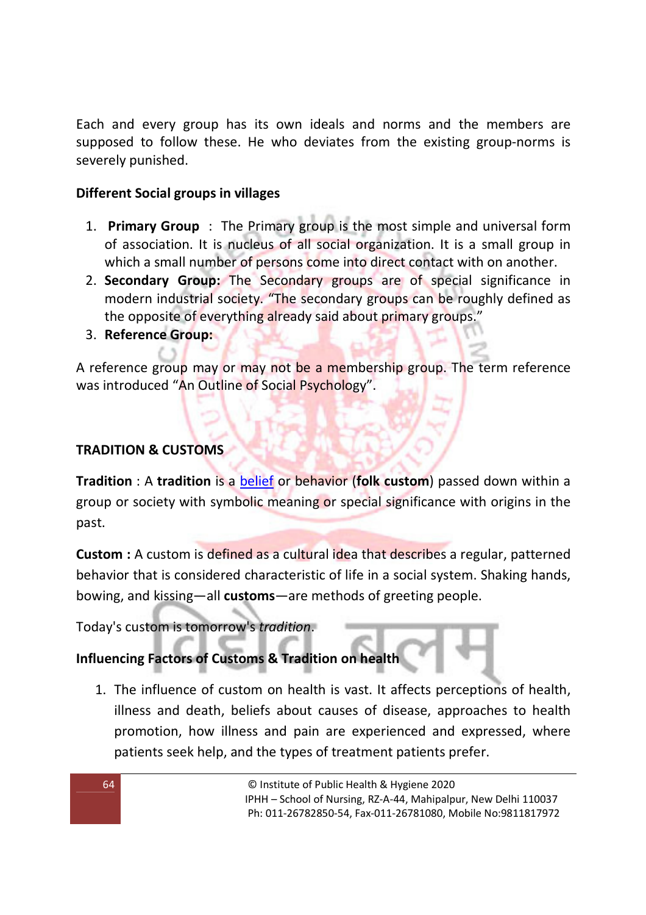Each and every group has its own ideals and norms and the members are supposed to follow these. He who deviates from the existing group-norms is severely punished.

**Different Social groups in villages**

1. **Primary Group** : The Primary group is the most simple and universal form of association. It is nucleus of all social organization. It is a small group in which a small number of persons come into direct contact with on another.
2. **Secondary Group:** The Secondary groups are of special significance in modern industrial society. "The secondary groups can be roughly defined as the opposite of everything already said about primary groups."
3. **Reference Group:**

A reference group may or may not be a membership group. The term reference was introduced "An Outline of Social Psychology".

## TRADITION & CUSTOMS

**Tradition** : A **tradition** is a belief or behavior (**folk custom**) passed down within a group or society with symbolic meaning or special significance with origins in the past.

**Custom :** A custom is defined as a cultural idea that describes a regular, patterned behavior that is considered characteristic of life in a social system. Shaking hands, bowing, and kissing—all **customs**—are methods of greeting people.

Today's custom is tomorrow's *tradition*.

**Influencing Factors of Customs & Tradition on health**

1. The influence of custom on health is vast. It affects perceptions of health, illness and death, beliefs about causes of disease, approaches to health promotion, how illness and pain are experienced and expressed, where patients seek help, and the types of treatment patients prefer.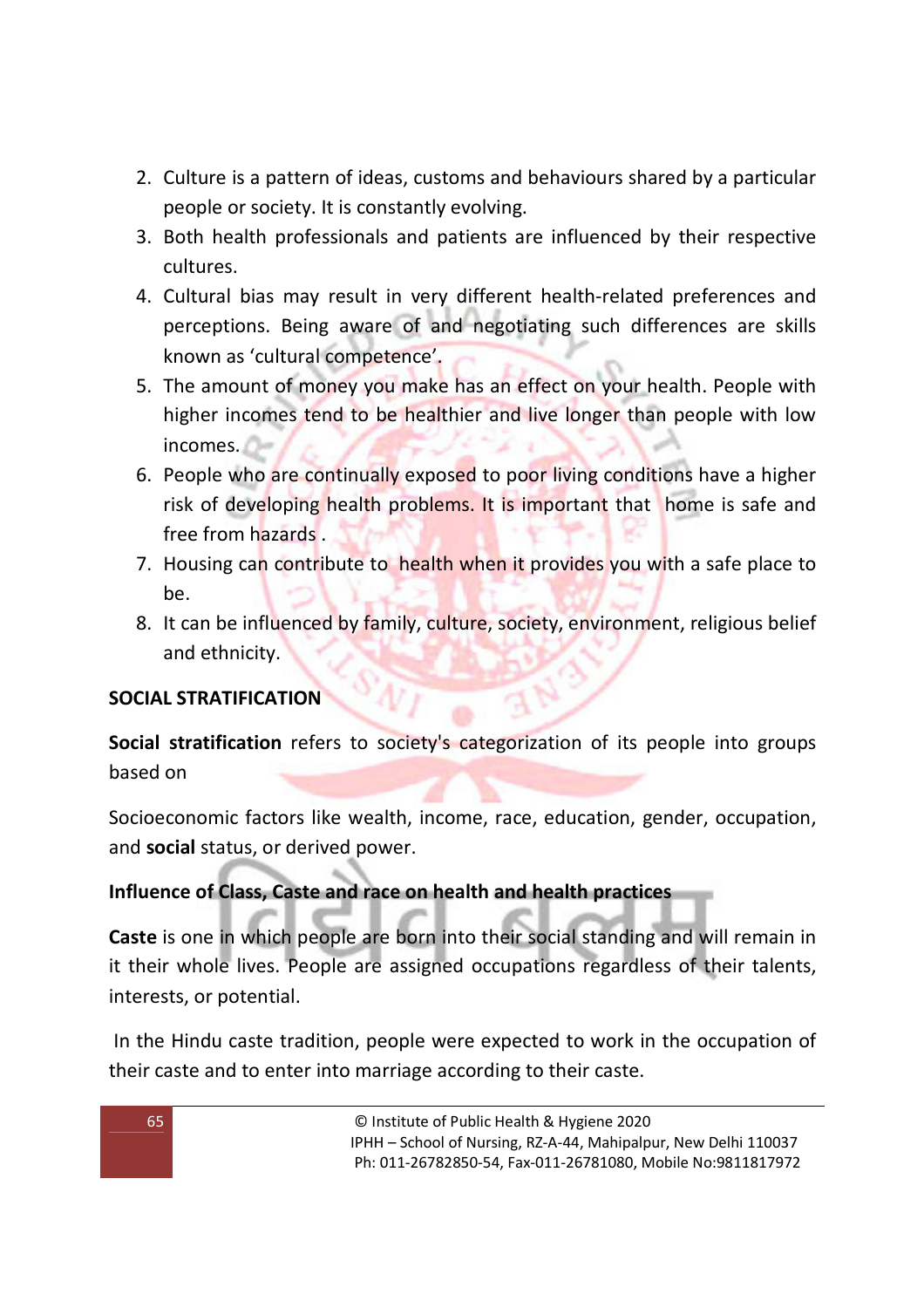2. Culture is a pattern of ideas, customs and behaviours shared by a particular people or society. It is constantly evolving.
3. Both health professionals and patients are influenced by their respective cultures.
4. Cultural bias may result in very different health-related preferences and perceptions. Being aware of and negotiating such differences are skills known as 'cultural competence'.
5. The amount of money you make has an effect on your health. People with higher incomes tend to be healthier and live longer than people with low incomes.
6. People who are continually exposed to poor living conditions have a higher risk of developing health problems. It is important that home is safe and free from hazards .
7. Housing can contribute to health when it provides you with a safe place to be.
8. It can be influenced by family, culture, society, environment, religious belief and ethnicity.

**SOCIAL STRATIFICATION**

**Social stratification** refers to society's categorization of its people into groups based on

Socioeconomic factors like wealth, income, race, education, gender, occupation, and **social** status, or derived power.

**Influence of Class, Caste and race on health and health practices**

**Caste** is one in which people are born into their social standing and will remain in it their whole lives. People are assigned occupations regardless of their talents, interests, or potential.

In the Hindu caste tradition, people were expected to work in the occupation of their caste and to enter into marriage according to their caste.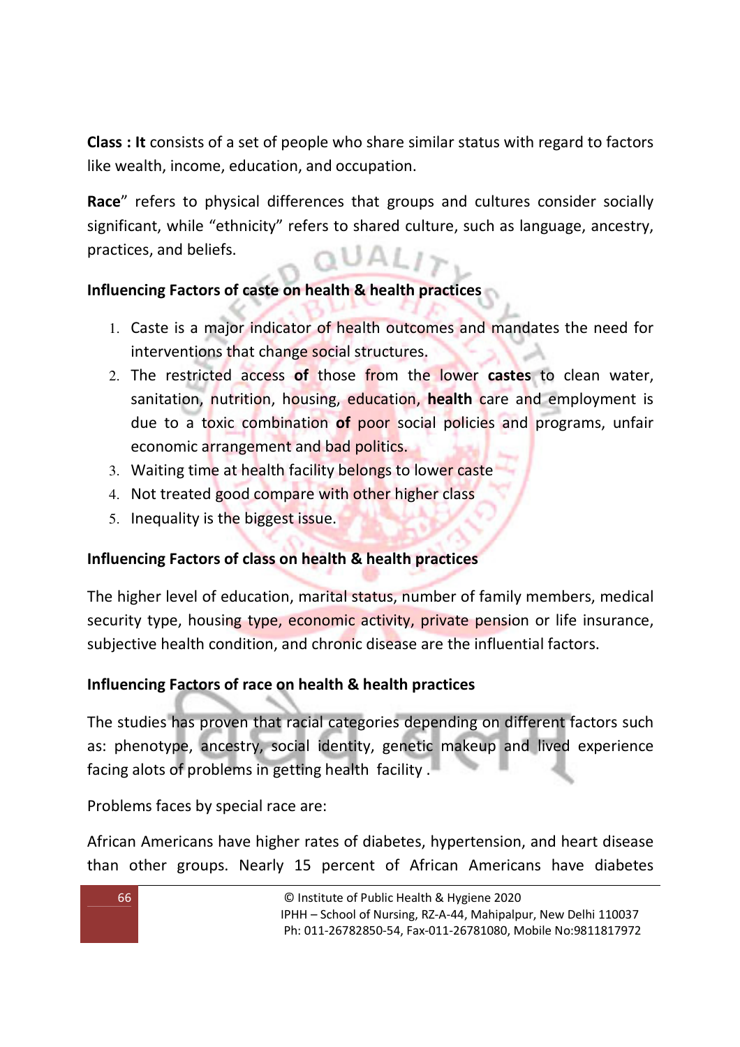**Class : It** consists of a set of people who share similar status with regard to factors like wealth, income, education, and occupation.

**Race**" refers to physical differences that groups and cultures consider socially significant, while "ethnicity" refers to shared culture, such as language, ancestry, practices, and beliefs.

**Influencing Factors of caste on health & health practices**

1. Caste is a major indicator of health outcomes and mandates the need for interventions that change social structures.
2. The restricted access **of** those from the lower **castes** to clean water, sanitation, nutrition, housing, education, **health** care and employment is due to a toxic combination **of** poor social policies and programs, unfair economic arrangement and bad politics.
3. Waiting time at health facility belongs to lower caste
4. Not treated good compare with other higher class
5. Inequality is the biggest issue.

**Influencing Factors of class on health & health practices**

The higher level of education, marital status, number of family members, medical security type, housing type, economic activity, private pension or life insurance, subjective health condition, and chronic disease are the influential factors.

**Influencing Factors of race on health & health practices**

The studies has proven that racial categories depending on different factors such as: phenotype, ancestry, social identity, genetic makeup and lived experience facing alots of problems in getting health facility .

Problems faces by special race are:

African Americans have higher rates of diabetes, hypertension, and heart disease than other groups. Nearly 15 percent of African Americans have diabetes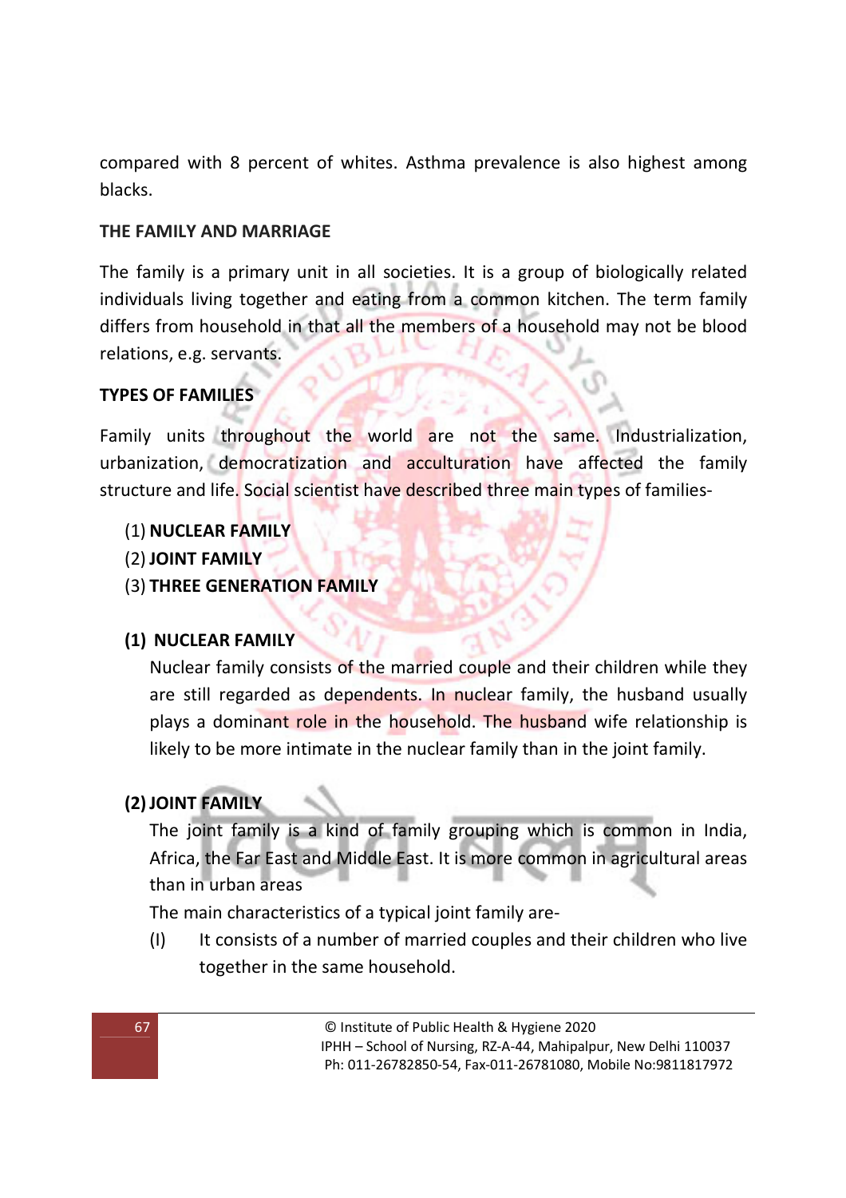compared with 8 percent of whites. Asthma prevalence is also highest among blacks.

## THE FAMILY AND MARRIAGE

The family is a primary unit in all societies. It is a group of biologically related individuals living together and eating from a common kitchen. The term family differs from household in that all the members of a household may not be blood relations, e.g. servants.

## TYPES OF FAMILIES

Family units throughout the world are not the same. Industrialization, urbanization, democratization and acculturation have affected the family structure and life. Social scientist have described three main types of families-

(1) **NUCLEAR FAMILY**
(2) **JOINT FAMILY**
(3) **THREE GENERATION FAMILY**

### (1) NUCLEAR FAMILY

Nuclear family consists of the married couple and their children while they are still regarded as dependents. In nuclear family, the husband usually plays a dominant role in the household. The husband wife relationship is likely to be more intimate in the nuclear family than in the joint family.

### (2) JOINT FAMILY

The joint family is a kind of family grouping which is common in India, Africa, the Far East and Middle East. It is more common in agricultural areas than in urban areas

The main characteristics of a typical joint family are-

(I) It consists of a number of married couples and their children who live together in the same household.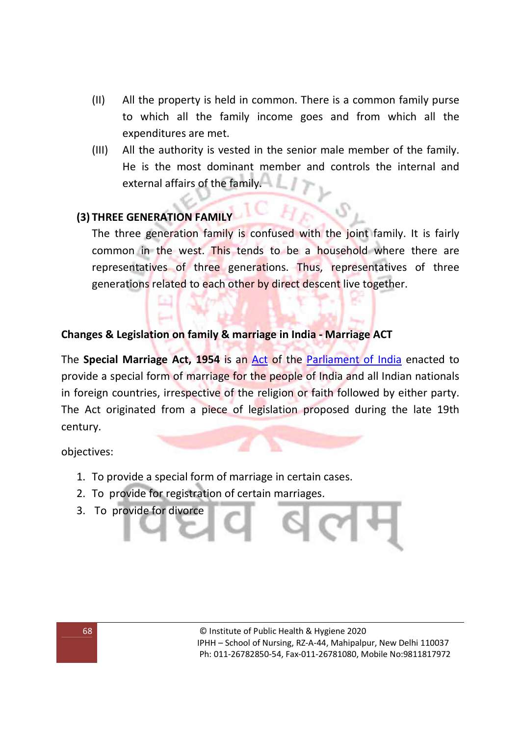(II) All the property is held in common. There is a common family purse to which all the family income goes and from which all the expenditures are met.

(III) All the authority is vested in the senior male member of the family. He is the most dominant member and controls the internal and external affairs of the family.

**(3) THREE GENERATION FAMILY**

The three generation family is confused with the joint family. It is fairly common in the west. This tends to be a household where there are representatives of three generations. Thus, representatives of three generations related to each other by direct descent live together.

**Changes & Legislation on family & marriage in India - Marriage ACT**

The **Special Marriage Act, 1954** is an Act of the Parliament of India enacted to provide a special form of marriage for the people of India and all Indian nationals in foreign countries, irrespective of the religion or faith followed by either party. The Act originated from a piece of legislation proposed during the late 19th century.

objectives:

1. To provide a special form of marriage in certain cases.
2. To provide for registration of certain marriages.
3. To provide for divorce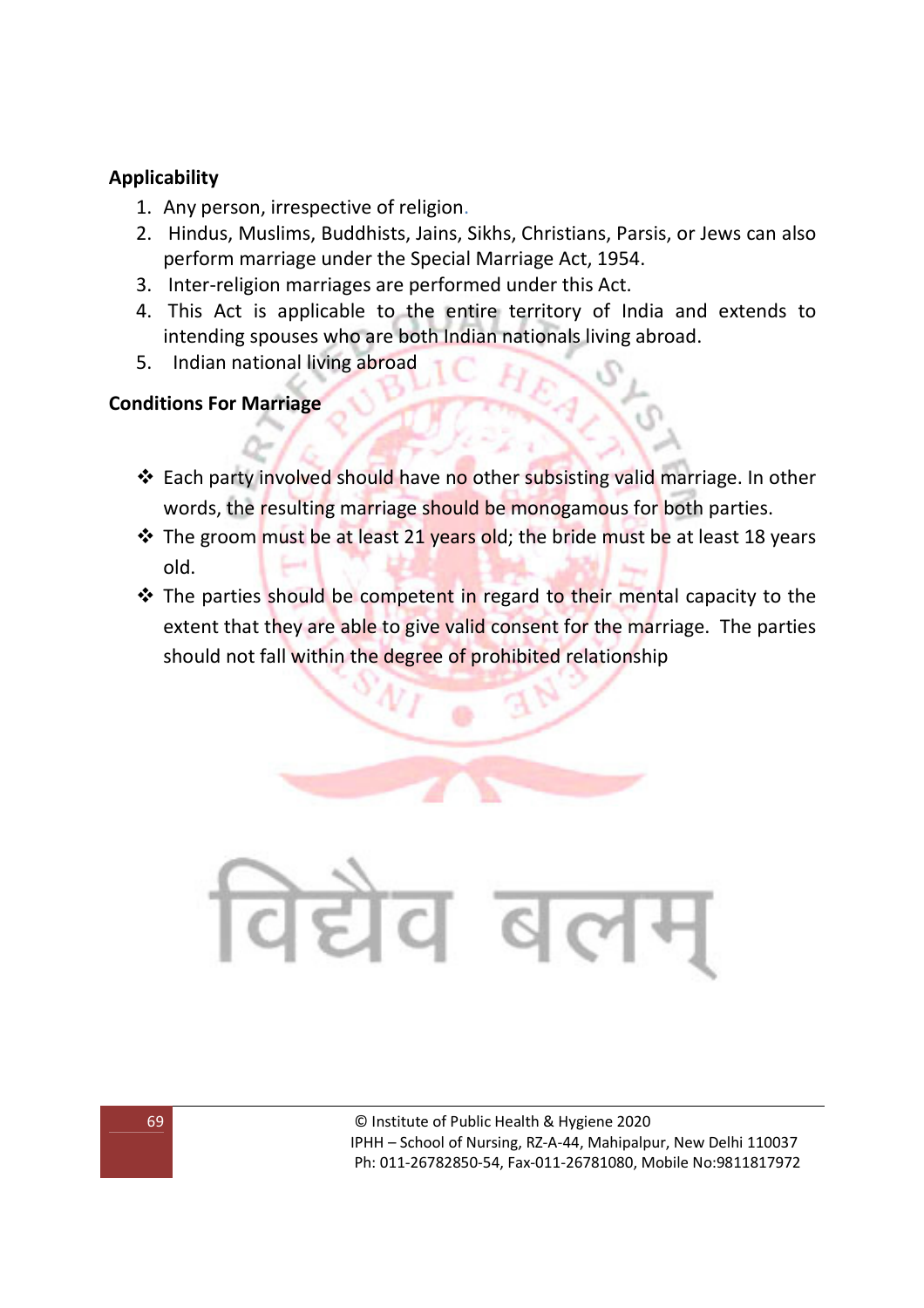**Applicability**

1. Any person, irrespective of religion.
2. Hindus, Muslims, Buddhists, Jains, Sikhs, Christians, Parsis, or Jews can also perform marriage under the Special Marriage Act, 1954.
3. Inter-religion marriages are performed under this Act.
4. This Act is applicable to the entire territory of India and extends to intending spouses who are both Indian nationals living abroad.
5. Indian national living abroad

**Conditions For Marriage**

- Each party involved should have no other subsisting valid marriage. In other words, the resulting marriage should be monogamous for both parties.
- The groom must be at least 21 years old; the bride must be at least 18 years old.
- The parties should be competent in regard to their mental capacity to the extent that they are able to give valid consent for the marriage. The parties should not fall within the degree of prohibited relationship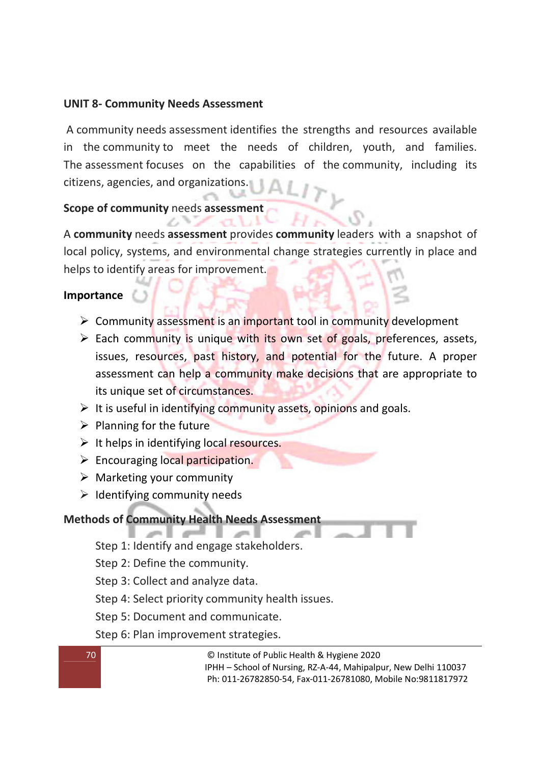## UNIT 8- Community Needs Assessment

A community needs assessment identifies the strengths and resources available in the community to meet the needs of children, youth, and families. The assessment focuses on the capabilities of the community, including its citizens, agencies, and organizations.

### Scope of community needs assessment

A **community** needs **assessment** provides **community** leaders with a snapshot of local policy, systems, and environmental change strategies currently in place and helps to identify areas for improvement.

### Importance

- Community assessment is an important tool in community development
- Each community is unique with its own set of goals, preferences, assets, issues, resources, past history, and potential for the future. A proper assessment can help a community make decisions that are appropriate to its unique set of circumstances.
- It is useful in identifying community assets, opinions and goals.
- Planning for the future
- It helps in identifying local resources.
- Encouraging local participation.
- Marketing your community
- Identifying community needs

### Methods of Community Health Needs Assessment

Step 1: Identify and engage stakeholders.

Step 2: Define the community.

Step 3: Collect and analyze data.

Step 4: Select priority community health issues.

Step 5: Document and communicate.

Step 6: Plan improvement strategies.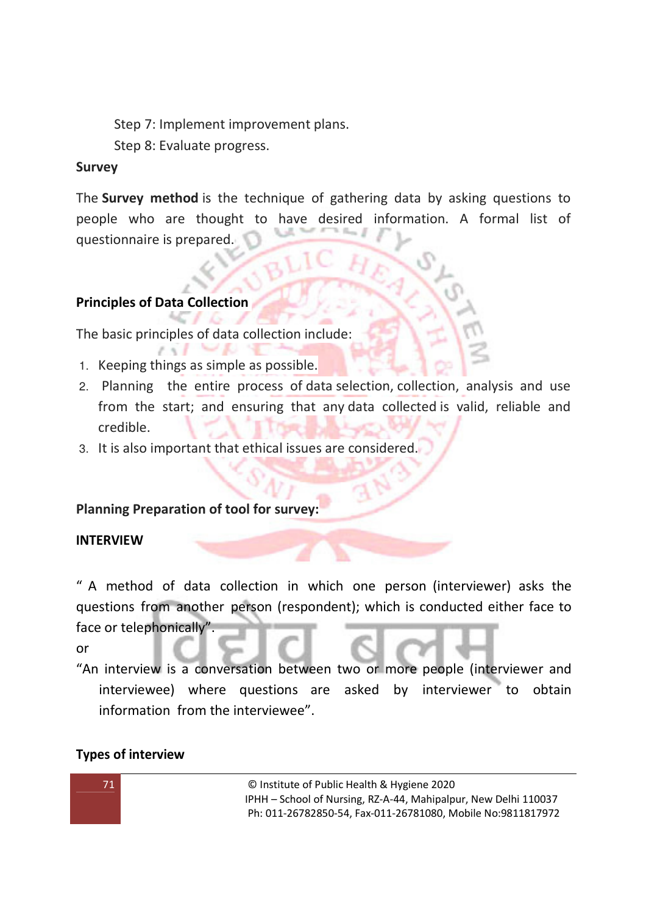Step 7: Implement improvement plans.

Step 8: Evaluate progress.

**Survey**

The **Survey method** is the technique of gathering data by asking questions to people who are thought to have desired information. A formal list of questionnaire is prepared.

**Principles of Data Collection**

The basic principles of data collection include:

1. Keeping things as simple as possible.
2. Planning the entire process of data selection, collection, analysis and use from the start; and ensuring that any data collected is valid, reliable and credible.
3. It is also important that ethical issues are considered.

**Planning Preparation of tool for survey:**

**INTERVIEW**

" A method of data collection in which one person (interviewer) asks the questions from another person (respondent); which is conducted either face to face or telephonically".

or

"An interview is a conversation between two or more people (interviewer and interviewee) where questions are asked by interviewer to obtain information from the interviewee".

**Types of interview**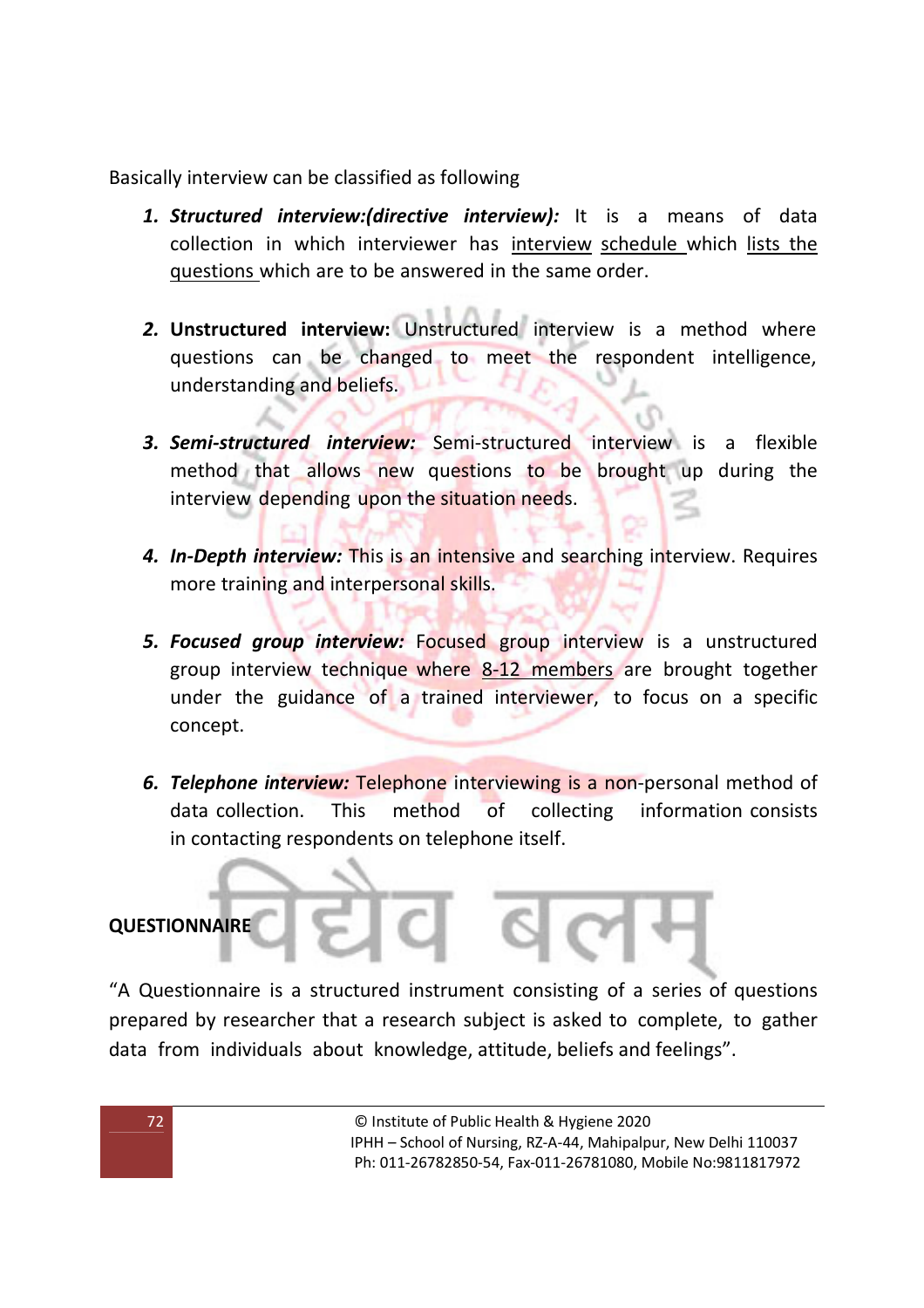Basically interview can be classified as following

1. ***Structured interview:(directive interview):*** It is a means of data collection in which interviewer has interview schedule which lists the questions which are to be answered in the same order.

2. **Unstructured interview:** Unstructured interview is a method where questions can be changed to meet the respondent intelligence, understanding and beliefs.

3. ***Semi-structured interview:*** Semi-structured interview is a flexible method that allows new questions to be brought up during the interview depending upon the situation needs.

4. ***In-Depth interview:*** This is an intensive and searching interview. Requires more training and interpersonal skills.

5. ***Focused group interview:*** Focused group interview is a unstructured group interview technique where 8-12 members are brought together under the guidance of a trained interviewer, to focus on a specific concept.

6. ***Telephone interview:*** Telephone interviewing is a non-personal method of data collection. This method of collecting information consists in contacting respondents on telephone itself.

**QUESTIONNAIRE**

"A Questionnaire is a structured instrument consisting of a series of questions prepared by researcher that a research subject is asked to complete, to gather data from individuals about knowledge, attitude, beliefs and feelings".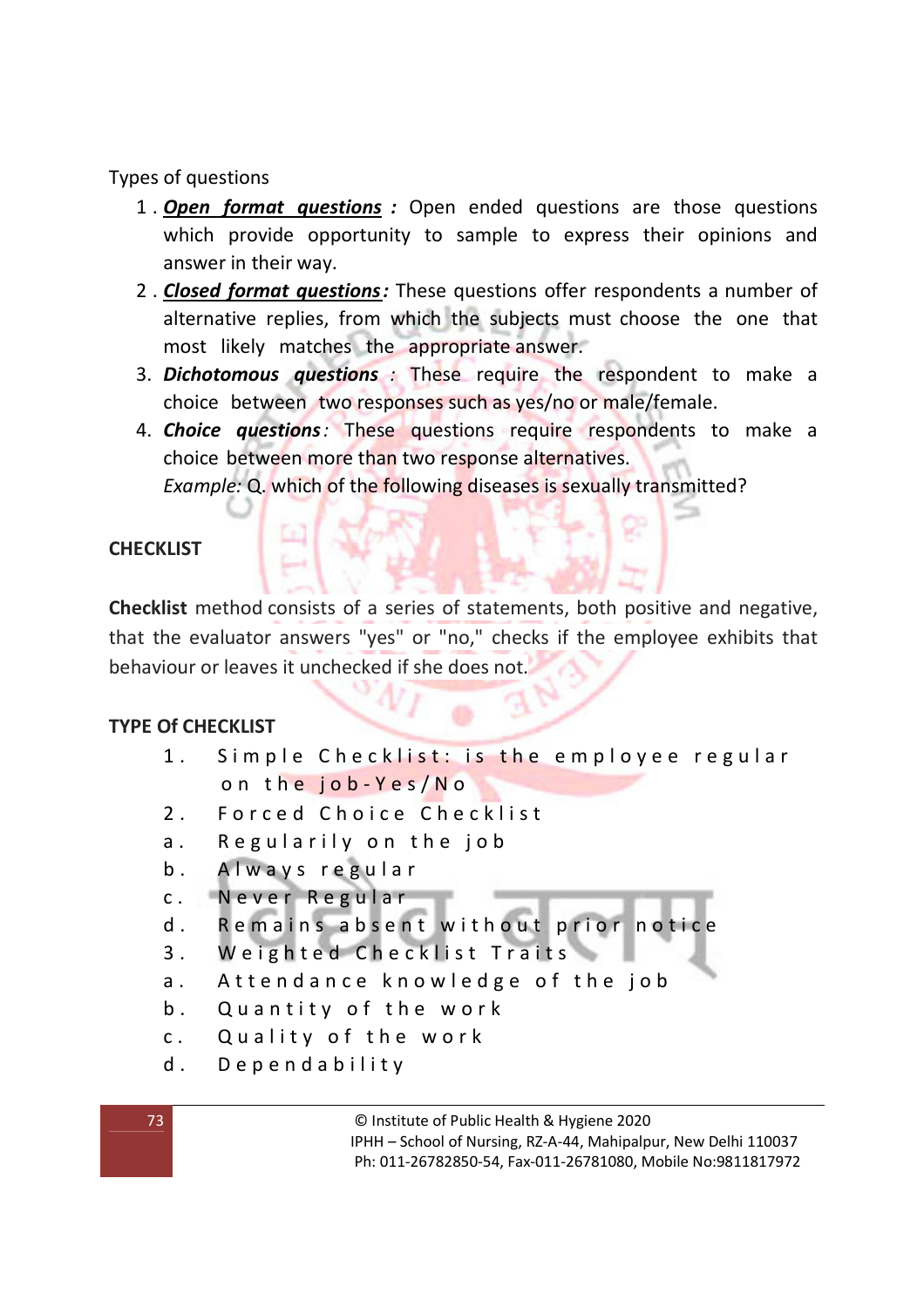Types of questions

1. ***Open format questions*** **:** Open ended questions are those questions which provide opportunity to sample to express their opinions and answer in their way.
2. ***Closed format questions*****:** These questions offer respondents a number of alternative replies, from which the subjects must choose the one that most likely matches the appropriate answer.
3. ***Dichotomous questions*** : These require the respondent to make a choice between two responses such as yes/no or male/female.
4. ***Choice questions***: These questions require respondents to make a choice between more than two response alternatives.
   *Example:* Q. which of the following diseases is sexually transmitted?

**CHECKLIST**

**Checklist** method consists of a series of statements, both positive and negative, that the evaluator answers "yes" or "no," checks if the employee exhibits that behaviour or leaves it unchecked if she does not.

**TYPE Of CHECKLIST**

1. Simple Checklist: is the employee regular on the job-Yes/No
2. Forced Choice Checklist
   a. Regularily on the job
   b. Always regular
   c. Never Regular
   d. Remains absent without prior notice
3. Weighted Checklist Traits
   a. Attendance knowledge of the job
   b. Quantity of the work
   c. Quality of the work
   d. Dependability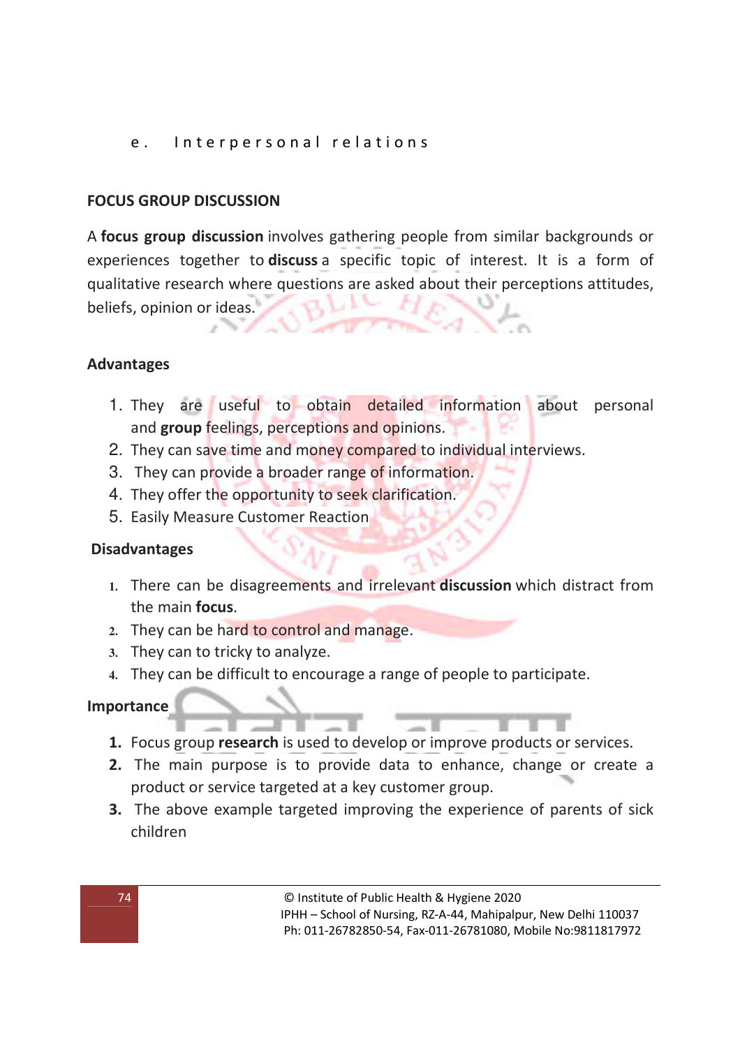e. Interpersonal relations

## FOCUS GROUP DISCUSSION

A **focus group discussion** involves gathering people from similar backgrounds or experiences together to **discuss** a specific topic of interest. It is a form of qualitative research where questions are asked about their perceptions attitudes, beliefs, opinion or ideas.

### Advantages

1. They are useful to obtain detailed information about personal and **group** feelings, perceptions and opinions.
2. They can save time and money compared to individual interviews.
3. They can provide a broader range of information.
4. They offer the opportunity to seek clarification.
5. Easily Measure Customer Reaction

### Disadvantages

1. There can be disagreements and irrelevant **discussion** which distract from the main **focus**.
2. They can be hard to control and manage.
3. They can to tricky to analyze.
4. They can be difficult to encourage a range of people to participate.

### Importance

1. Focus group **research** is used to develop or improve products or services.
2. The main purpose is to provide data to enhance, change or create a product or service targeted at a key customer group.
3. The above example targeted improving the experience of parents of sick children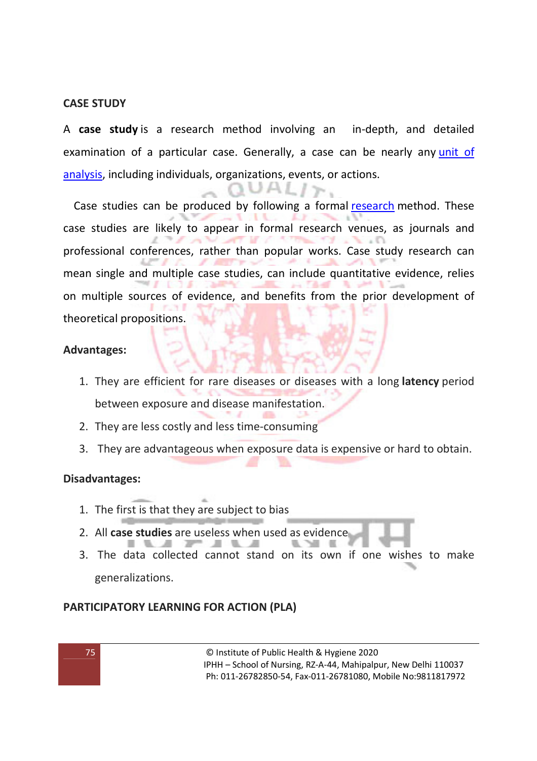**CASE STUDY**

A **case study** is a research method involving an in-depth, and detailed examination of a particular case. Generally, a case can be nearly any unit of analysis, including individuals, organizations, events, or actions.

Case studies can be produced by following a formal research method. These case studies are likely to appear in formal research venues, as journals and professional conferences, rather than popular works. Case study research can mean single and multiple case studies, can include quantitative evidence, relies on multiple sources of evidence, and benefits from the prior development of theoretical propositions.

**Advantages:**

1. They are efficient for rare diseases or diseases with a long **latency** period between exposure and disease manifestation.
2. They are less costly and less time-consuming
3. They are advantageous when exposure data is expensive or hard to obtain.

**Disadvantages:**

1. The first is that they are subject to bias
2. All **case studies** are useless when used as evidence
3. The data collected cannot stand on its own if one wishes to make generalizations.

**PARTICIPATORY LEARNING FOR ACTION (PLA)**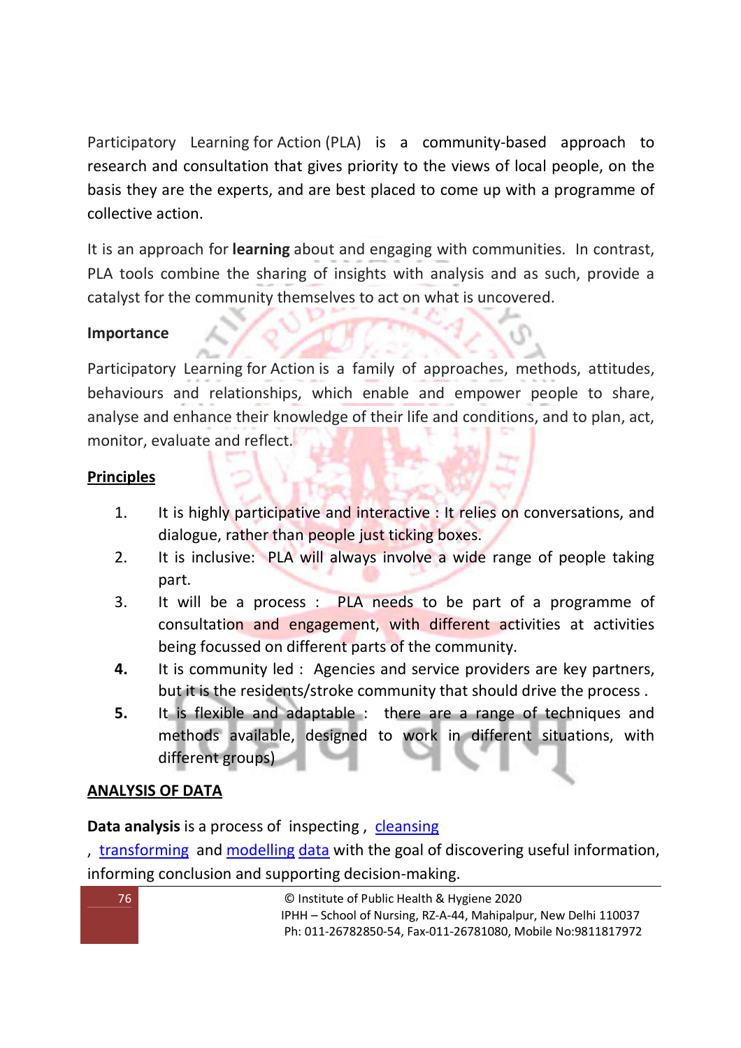Participatory Learning for Action (PLA) is a community-based approach to research and consultation that gives priority to the views of local people, on the basis they are the experts, and are best placed to come up with a programme of collective action.

It is an approach for **learning** about and engaging with communities. In contrast, PLA tools combine the sharing of insights with analysis and as such, provide a catalyst for the community themselves to act on what is uncovered.

**Importance**

Participatory Learning for Action is a family of approaches, methods, attitudes, behaviours and relationships, which enable and empower people to share, analyse and enhance their knowledge of their life and conditions, and to plan, act, monitor, evaluate and reflect.

**<u>Principles</u>**

1. It is highly participative and interactive : It relies on conversations, and dialogue, rather than people just ticking boxes.
2. It is inclusive: PLA will always involve a wide range of people taking part.
3. It will be a process : PLA needs to be part of a programme of consultation and engagement, with different activities at activities being focussed on different parts of the community.
4. It is community led : Agencies and service providers are key partners, but it is the residents/stroke community that should drive the process .
5. It is flexible and adaptable : there are a range of techniques and methods available, designed to work in different situations, with different groups)

**<u>ANALYSIS OF DATA</u>**

**Data analysis** is a process of inspecting , cleansing , transforming and modelling data with the goal of discovering useful information, informing conclusion and supporting decision-making.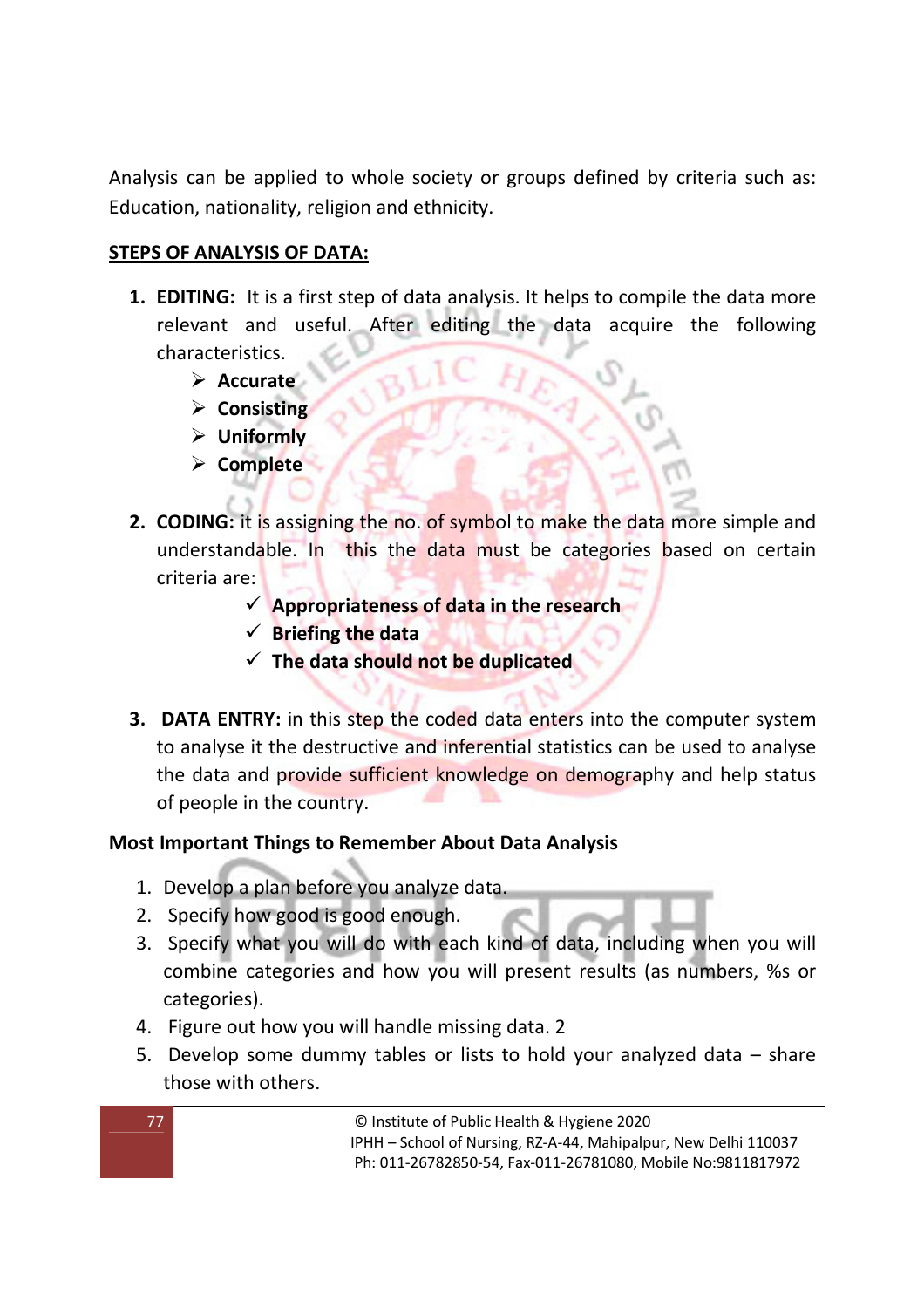Analysis can be applied to whole society or groups defined by criteria such as: Education, nationality, religion and ethnicity.

**STEPS OF ANALYSIS OF DATA:**

1. **EDITING:** It is a first step of data analysis. It helps to compile the data more relevant and useful. After editing the data acquire the following characteristics.
   - **Accurate**
   - **Consisting**
   - **Uniformly**
   - **Complete**

2. **CODING:** it is assigning the no. of symbol to make the data more simple and understandable. In this the data must be categories based on certain criteria are:
   - ✓ **Appropriateness of data in the research**
   - ✓ **Briefing the data**
   - ✓ **The data should not be duplicated**

3. **DATA ENTRY:** in this step the coded data enters into the computer system to analyse it the destructive and inferential statistics can be used to analyse the data and provide sufficient knowledge on demography and help status of people in the country.

**Most Important Things to Remember About Data Analysis**

1. Develop a plan before you analyze data.
2. Specify how good is good enough.
3. Specify what you will do with each kind of data, including when you will combine categories and how you will present results (as numbers, %s or categories).
4. Figure out how you will handle missing data. 2
5. Develop some dummy tables or lists to hold your analyzed data – share those with others.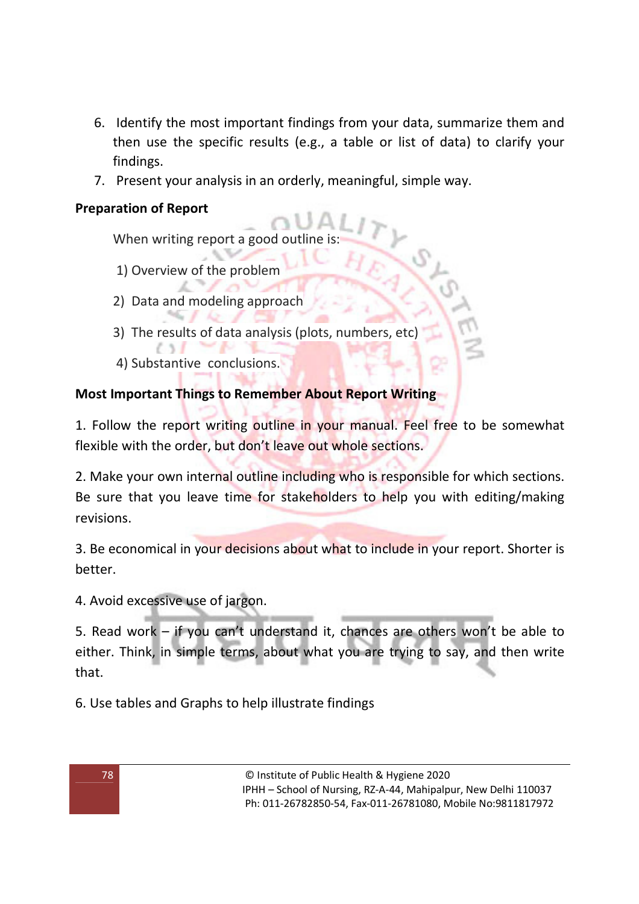6. Identify the most important findings from your data, summarize them and then use the specific results (e.g., a table or list of data) to clarify your findings.
7. Present your analysis in an orderly, meaningful, simple way.

**Preparation of Report**

When writing report a good outline is:

1) Overview of the problem
2) Data and modeling approach
3) The results of data analysis (plots, numbers, etc)
4) Substantive conclusions.

**Most Important Things to Remember About Report Writing**

1. Follow the report writing outline in your manual. Feel free to be somewhat flexible with the order, but don't leave out whole sections.

2. Make your own internal outline including who is responsible for which sections. Be sure that you leave time for stakeholders to help you with editing/making revisions.

3. Be economical in your decisions about what to include in your report. Shorter is better.

4. Avoid excessive use of jargon.

5. Read work – if you can't understand it, chances are others won't be able to either. Think, in simple terms, about what you are trying to say, and then write that.

6. Use tables and Graphs to help illustrate findings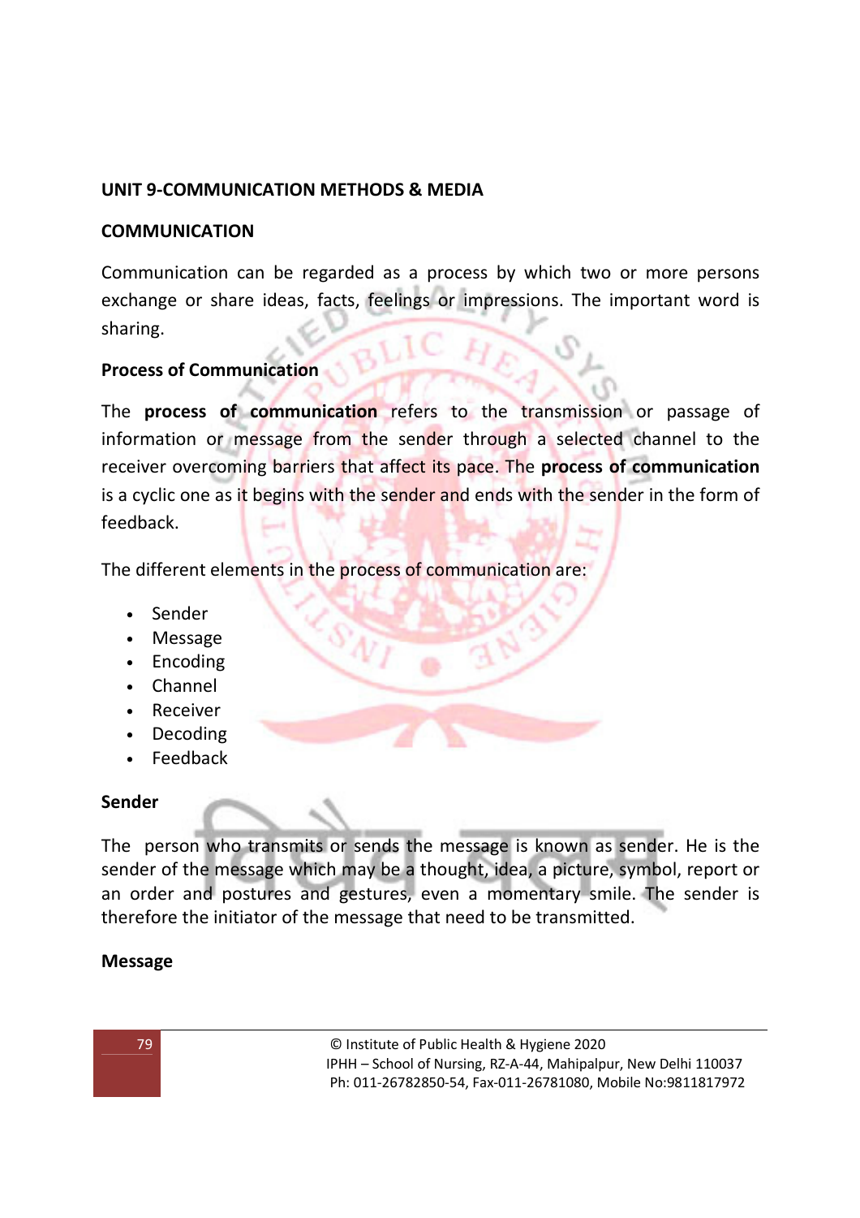**UNIT 9-COMMUNICATION METHODS & MEDIA**

**COMMUNICATION**

Communication can be regarded as a process by which two or more persons exchange or share ideas, facts, feelings or impressions. The important word is sharing.

**Process of Communication**

The **process of communication** refers to the transmission or passage of information or message from the sender through a selected channel to the receiver overcoming barriers that affect its pace. The **process of communication** is a cyclic one as it begins with the sender and ends with the sender in the form of feedback.

The different elements in the process of communication are:

- Sender
- Message
- Encoding
- Channel
- Receiver
- Decoding
- Feedback

**Sender**

The person who transmits or sends the message is known as sender. He is the sender of the message which may be a thought, idea, a picture, symbol, report or an order and postures and gestures, even a momentary smile. The sender is therefore the initiator of the message that need to be transmitted.

**Message**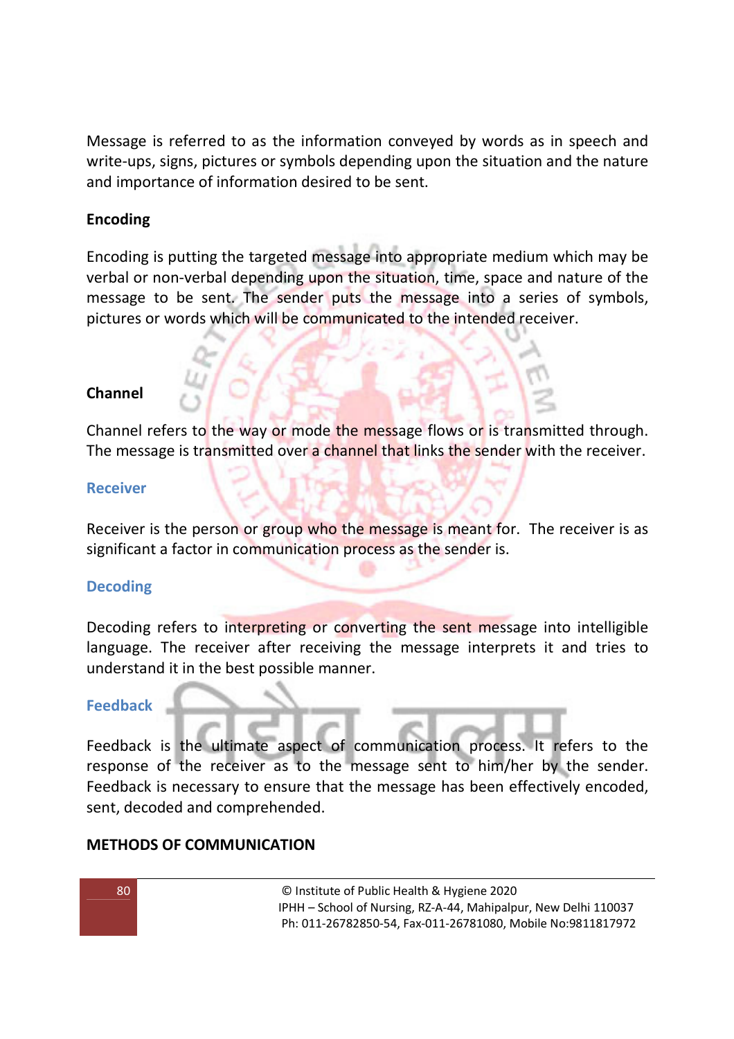Message is referred to as the information conveyed by words as in speech and write-ups, signs, pictures or symbols depending upon the situation and the nature and importance of information desired to be sent.

**Encoding**

Encoding is putting the targeted message into appropriate medium which may be verbal or non-verbal depending upon the situation, time, space and nature of the message to be sent. The sender puts the message into a series of symbols, pictures or words which will be communicated to the intended receiver.

**Channel**

Channel refers to the way or mode the message flows or is transmitted through. The message is transmitted over a channel that links the sender with the receiver.

**Receiver**

Receiver is the person or group who the message is meant for. The receiver is as significant a factor in communication process as the sender is.

**Decoding**

Decoding refers to interpreting or converting the sent message into intelligible language. The receiver after receiving the message interprets it and tries to understand it in the best possible manner.

**Feedback**

Feedback is the ultimate aspect of communication process. It refers to the response of the receiver as to the message sent to him/her by the sender. Feedback is necessary to ensure that the message has been effectively encoded, sent, decoded and comprehended.

**METHODS OF COMMUNICATION**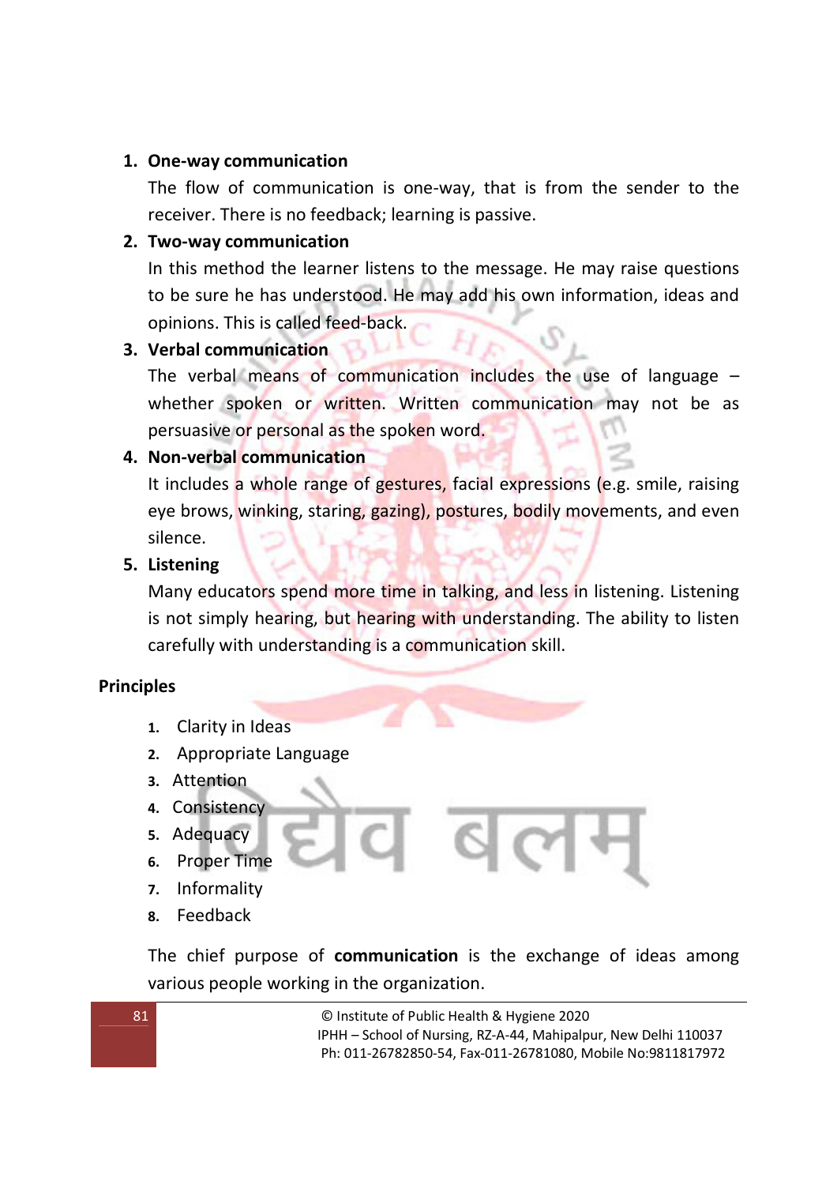1. **One-way communication**

   The flow of communication is one-way, that is from the sender to the receiver. There is no feedback; learning is passive.

2. **Two-way communication**

   In this method the learner listens to the message. He may raise questions to be sure he has understood. He may add his own information, ideas and opinions. This is called feed-back.

3. **Verbal communication**

   The verbal means of communication includes the use of language – whether spoken or written. Written communication may not be as persuasive or personal as the spoken word.

4. **Non-verbal communication**

   It includes a whole range of gestures, facial expressions (e.g. smile, raising eye brows, winking, staring, gazing), postures, bodily movements, and even silence.

5. **Listening**

   Many educators spend more time in talking, and less in listening. Listening is not simply hearing, but hearing with understanding. The ability to listen carefully with understanding is a communication skill.

**Principles**

1. Clarity in Ideas
2. Appropriate Language
3. Attention
4. Consistency
5. Adequacy
6. Proper Time
7. Informality
8. Feedback

The chief purpose of **communication** is the exchange of ideas among various people working in the organization.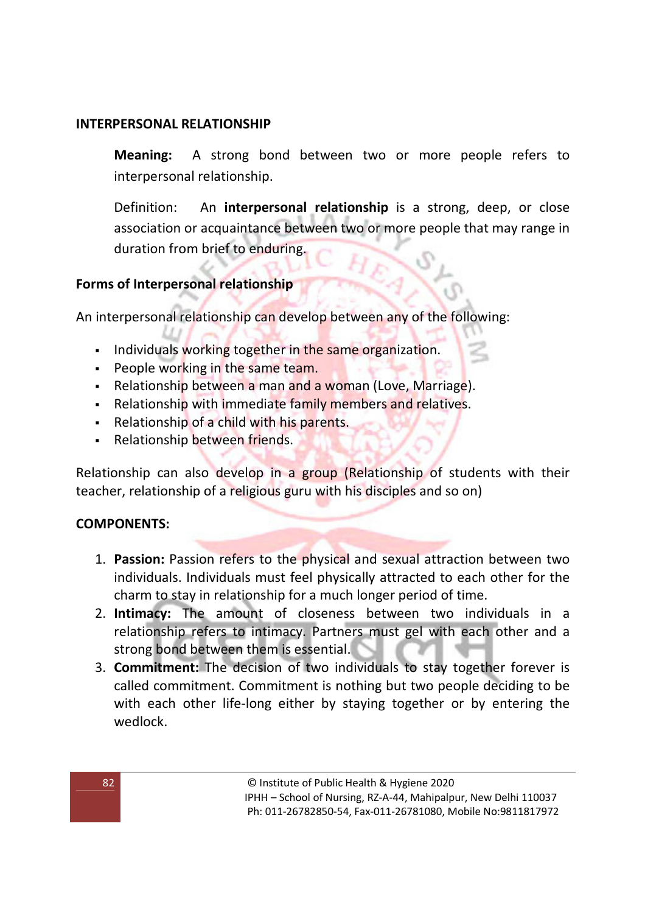## INTERPERSONAL RELATIONSHIP

**Meaning:** A strong bond between two or more people refers to interpersonal relationship.

Definition: An **interpersonal relationship** is a strong, deep, or close association or acquaintance between two or more people that may range in duration from brief to enduring.

### Forms of Interpersonal relationship

An interpersonal relationship can develop between any of the following:

- Individuals working together in the same organization.
- People working in the same team.
- Relationship between a man and a woman (Love, Marriage).
- Relationship with immediate family members and relatives.
- Relationship of a child with his parents.
- Relationship between friends.

Relationship can also develop in a group (Relationship of students with their teacher, relationship of a religious guru with his disciples and so on)

### COMPONENTS:

1. **Passion:** Passion refers to the physical and sexual attraction between two individuals. Individuals must feel physically attracted to each other for the charm to stay in relationship for a much longer period of time.
2. **Intimacy:** The amount of closeness between two individuals in a relationship refers to intimacy. Partners must gel with each other and a strong bond between them is essential.
3. **Commitment:** The decision of two individuals to stay together forever is called commitment. Commitment is nothing but two people deciding to be with each other life-long either by staying together or by entering the wedlock.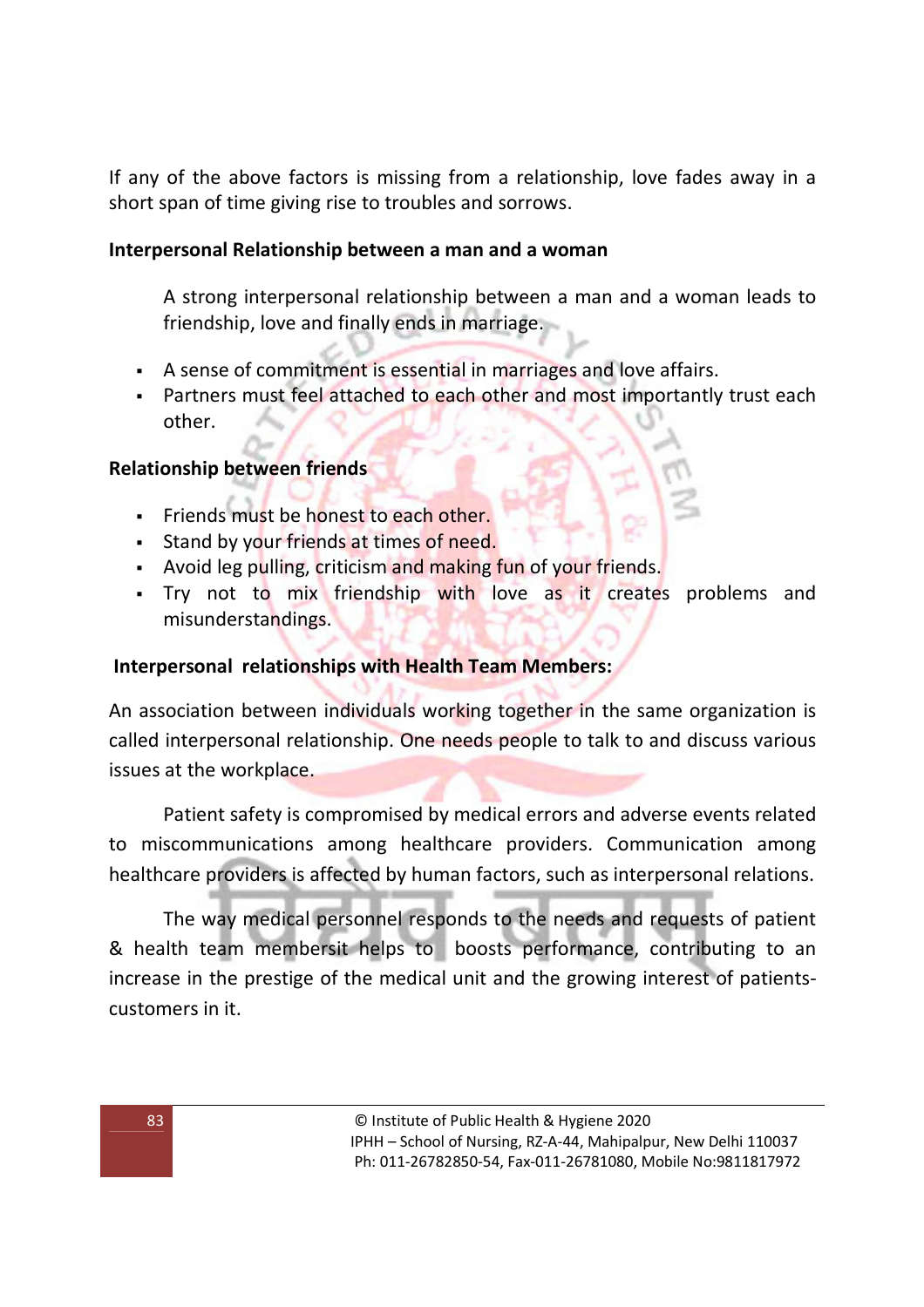If any of the above factors is missing from a relationship, love fades away in a short span of time giving rise to troubles and sorrows.

**Interpersonal Relationship between a man and a woman**

A strong interpersonal relationship between a man and a woman leads to friendship, love and finally ends in marriage.

- A sense of commitment is essential in marriages and love affairs.
- Partners must feel attached to each other and most importantly trust each other.

**Relationship between friends**

- Friends must be honest to each other.
- Stand by your friends at times of need.
- Avoid leg pulling, criticism and making fun of your friends.
- Try not to mix friendship with love as it creates problems and misunderstandings.

**Interpersonal relationships with Health Team Members:**

An association between individuals working together in the same organization is called interpersonal relationship. One needs people to talk to and discuss various issues at the workplace.

Patient safety is compromised by medical errors and adverse events related to miscommunications among healthcare providers. Communication among healthcare providers is affected by human factors, such as interpersonal relations.

The way medical personnel responds to the needs and requests of patient & health team membersit helps to boosts performance, contributing to an increase in the prestige of the medical unit and the growing interest of patients-customers in it.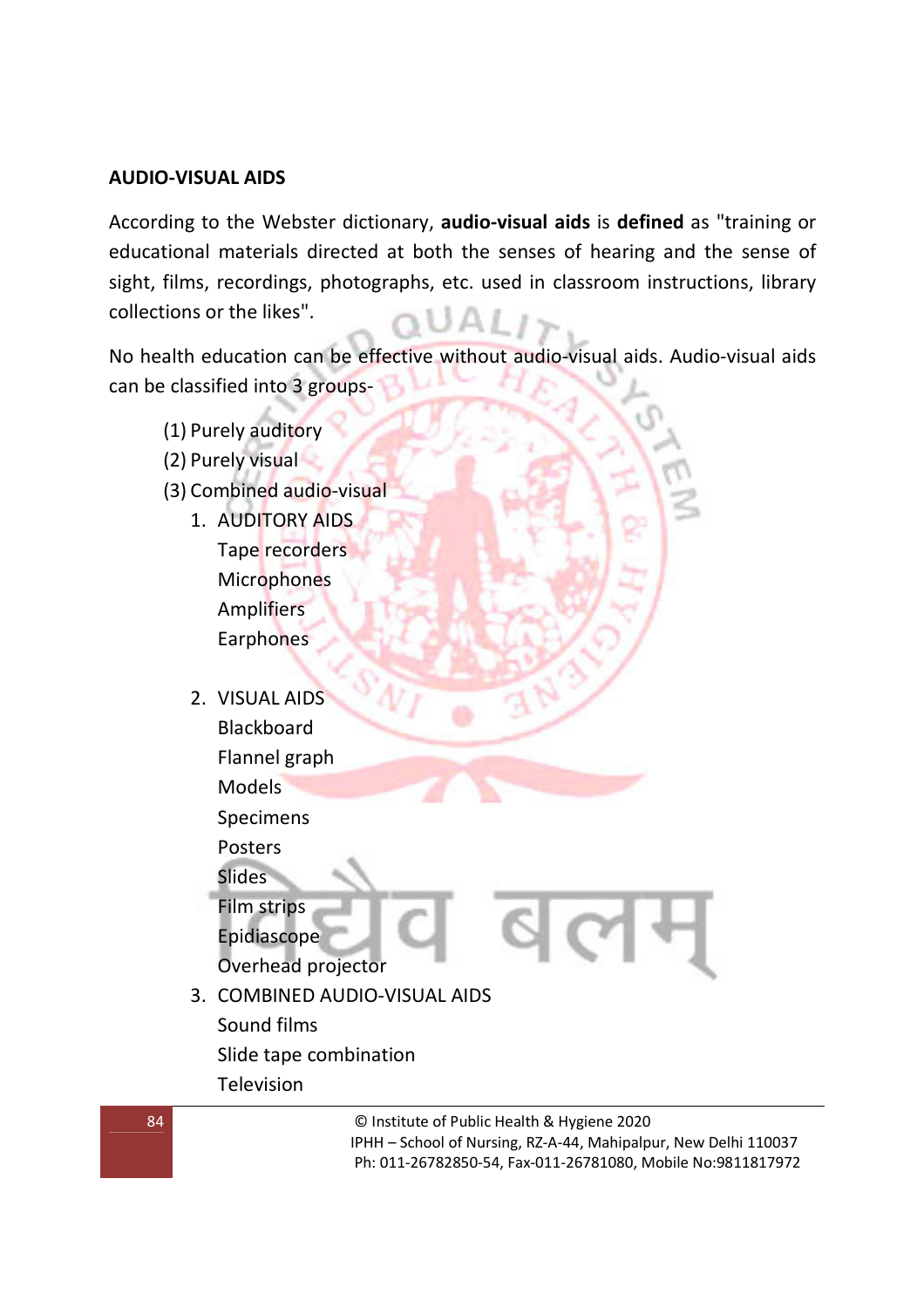## AUDIO-VISUAL AIDS

According to the Webster dictionary, **audio-visual aids** is **defined** as "training or educational materials directed at both the senses of hearing and the sense of sight, films, recordings, photographs, etc. used in classroom instructions, library collections or the likes".

No health education can be effective without audio-visual aids. Audio-visual aids can be classified into 3 groups-

(1) Purely auditory
(2) Purely visual
(3) Combined audio-visual

1. AUDITORY AIDS
   - Tape recorders
   - Microphones
   - Amplifiers
   - Earphones

2. VISUAL AIDS
   - Blackboard
   - Flannel graph
   - Models
   - Specimens
   - Posters
   - Slides
   - Film strips
   - Epidiascope
   - Overhead projector

3. COMBINED AUDIO-VISUAL AIDS
   - Sound films
   - Slide tape combination
   - Television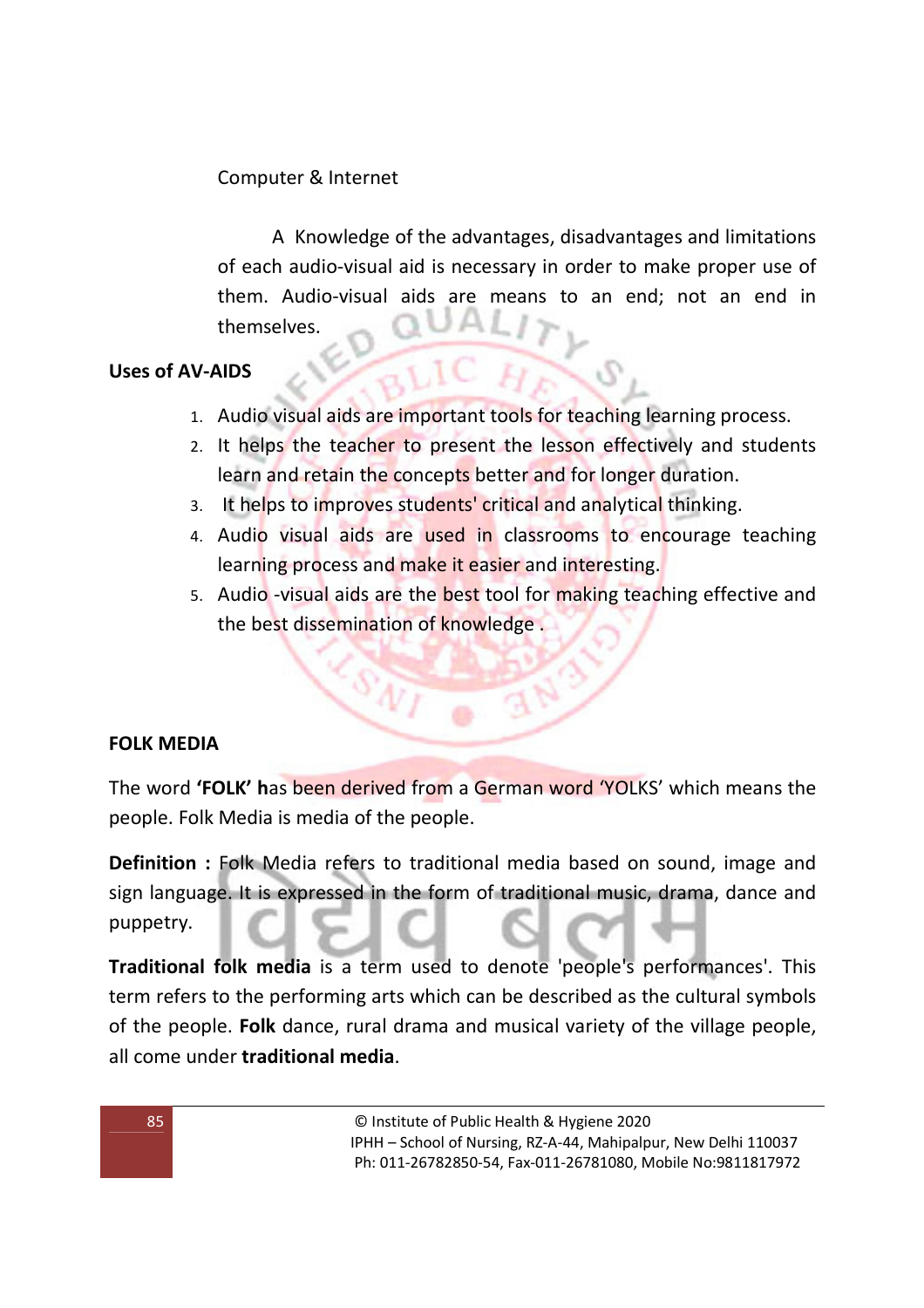Computer & Internet

A Knowledge of the advantages, disadvantages and limitations of each audio-visual aid is necessary in order to make proper use of them. Audio-visual aids are means to an end; not an end in themselves.

**Uses of AV-AIDS**

1. Audio visual aids are important tools for teaching learning process.
2. It helps the teacher to present the lesson effectively and students learn and retain the concepts better and for longer duration.
3. It helps to improves students' critical and analytical thinking.
4. Audio visual aids are used in classrooms to encourage teaching learning process and make it easier and interesting.
5. Audio -visual aids are the best tool for making teaching effective and the best dissemination of knowledge .

**FOLK MEDIA**

The word **'FOLK' h**as been derived from a German word 'YOLKS' which means the people. Folk Media is media of the people.

**Definition :** Folk Media refers to traditional media based on sound, image and sign language. It is expressed in the form of traditional music, drama, dance and puppetry.

**Traditional folk media** is a term used to denote 'people's performances'. This term refers to the performing arts which can be described as the cultural symbols of the people. **Folk** dance, rural drama and musical variety of the village people, all come under **traditional media**.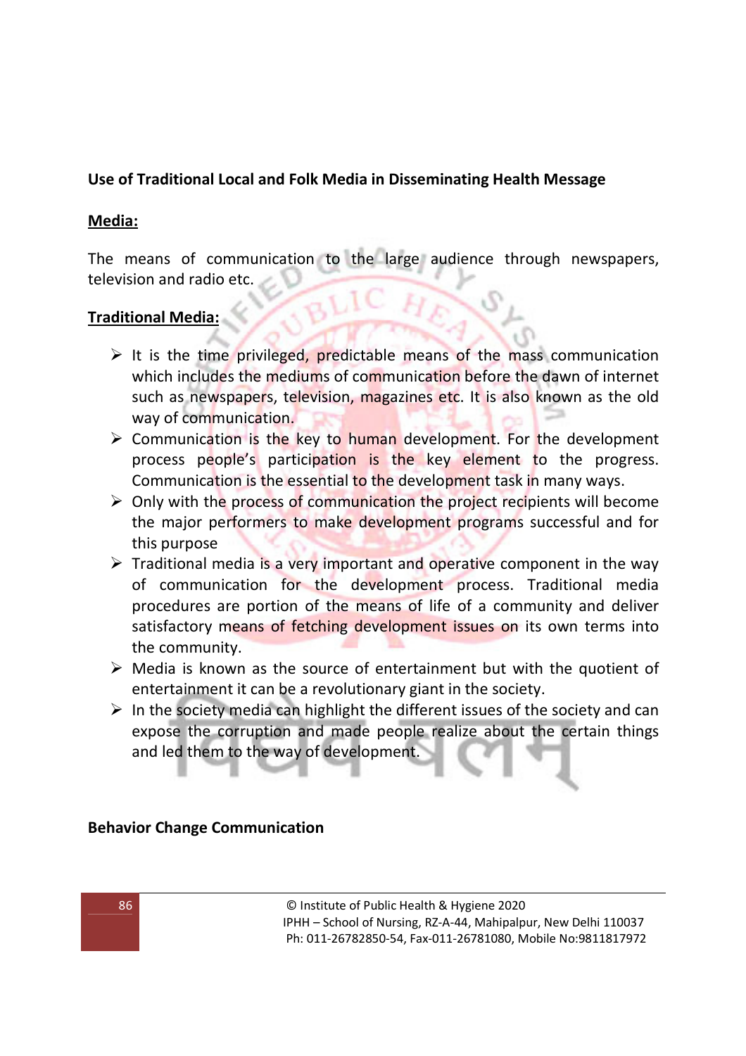**Use of Traditional Local and Folk Media in Disseminating Health Message**

**Media:**

The means of communication to the large audience through newspapers, television and radio etc.

**Traditional Media:**

- It is the time privileged, predictable means of the mass communication which includes the mediums of communication before the dawn of internet such as newspapers, television, magazines etc. It is also known as the old way of communication.
- Communication is the key to human development. For the development process people's participation is the key element to the progress. Communication is the essential to the development task in many ways.
- Only with the process of communication the project recipients will become the major performers to make development programs successful and for this purpose
- Traditional media is a very important and operative component in the way of communication for the development process. Traditional media procedures are portion of the means of life of a community and deliver satisfactory means of fetching development issues on its own terms into the community.
- Media is known as the source of entertainment but with the quotient of entertainment it can be a revolutionary giant in the society.
- In the society media can highlight the different issues of the society and can expose the corruption and made people realize about the certain things and led them to the way of development.

**Behavior Change Communication**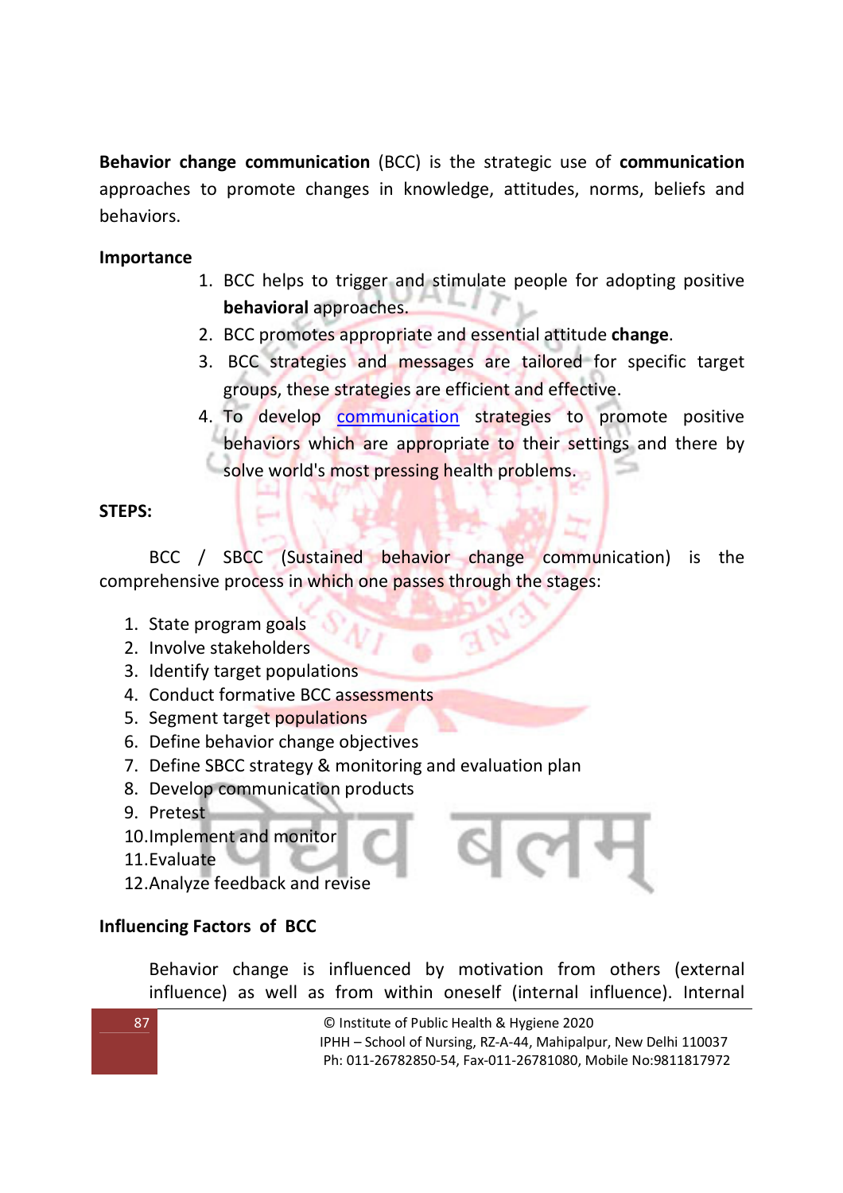**Behavior change communication** (BCC) is the strategic use of **communication** approaches to promote changes in knowledge, attitudes, norms, beliefs and behaviors.

**Importance**

1. BCC helps to trigger and stimulate people for adopting positive **behavioral** approaches.
2. BCC promotes appropriate and essential attitude **change**.
3. BCC strategies and messages are tailored for specific target groups, these strategies are efficient and effective.
4. To develop communication strategies to promote positive behaviors which are appropriate to their settings and there by solve world's most pressing health problems.

**STEPS:**

BCC / SBCC (Sustained behavior change communication) is the comprehensive process in which one passes through the stages:

1. State program goals
2. Involve stakeholders
3. Identify target populations
4. Conduct formative BCC assessments
5. Segment target populations
6. Define behavior change objectives
7. Define SBCC strategy & monitoring and evaluation plan
8. Develop communication products
9. Pretest
10. Implement and monitor
11. Evaluate
12. Analyze feedback and revise

**Influencing Factors of BCC**

Behavior change is influenced by motivation from others (external influence) as well as from within oneself (internal influence). Internal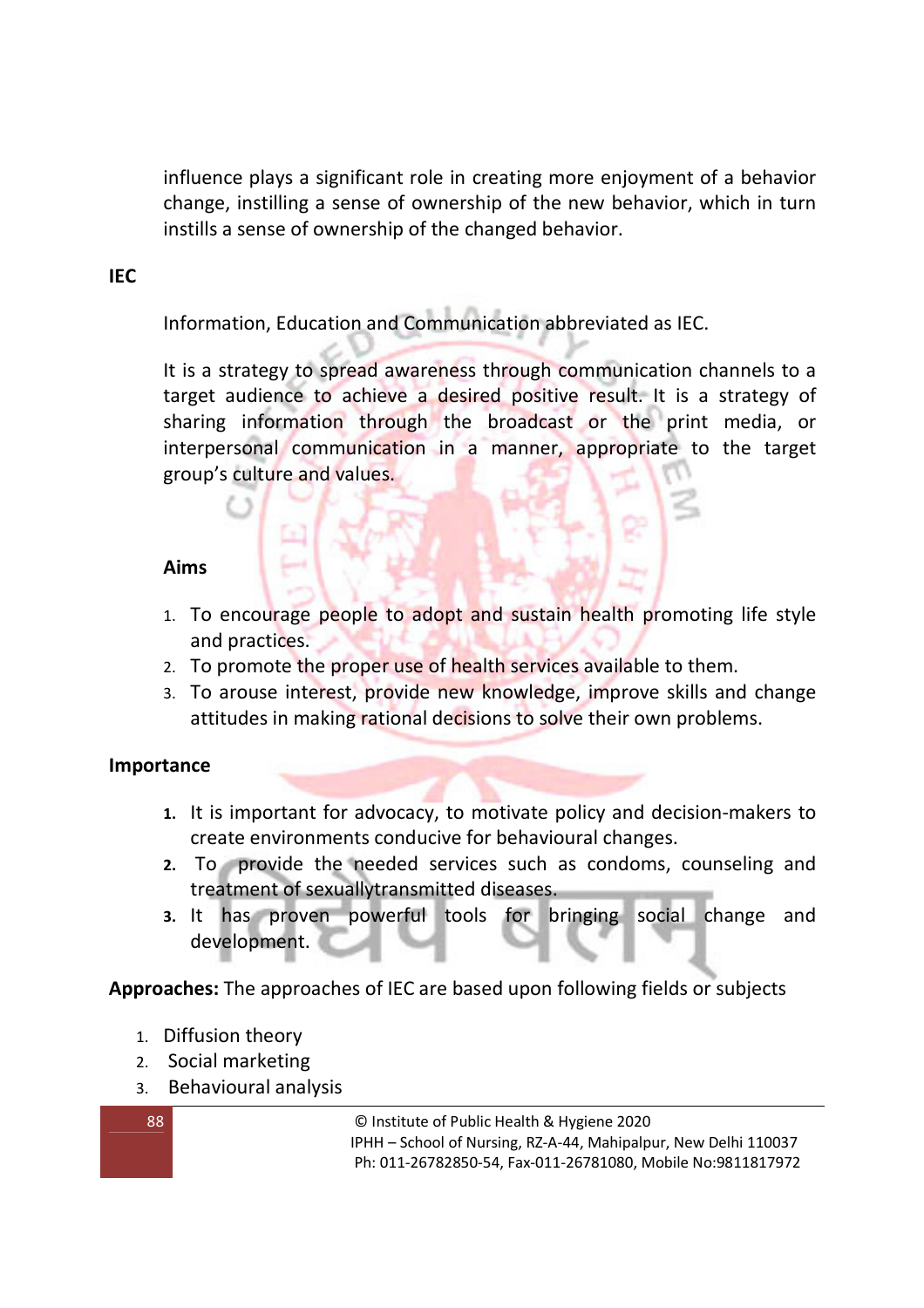influence plays a significant role in creating more enjoyment of a behavior change, instilling a sense of ownership of the new behavior, which in turn instills a sense of ownership of the changed behavior.

## IEC

Information, Education and Communication abbreviated as IEC.

It is a strategy to spread awareness through communication channels to a target audience to achieve a desired positive result. It is a strategy of sharing information through the broadcast or the print media, or interpersonal communication in a manner, appropriate to the target group's culture and values.

### Aims

1. To encourage people to adopt and sustain health promoting life style and practices.
2. To promote the proper use of health services available to them.
3. To arouse interest, provide new knowledge, improve skills and change attitudes in making rational decisions to solve their own problems.

### Importance

1. It is important for advocacy, to motivate policy and decision-makers to create environments conducive for behavioural changes.
2. To provide the needed services such as condoms, counseling and treatment of sexuallytransmitted diseases.
3. It has proven powerful tools for bringing social change and development.

**Approaches:** The approaches of IEC are based upon following fields or subjects

1. Diffusion theory
2. Social marketing
3. Behavioural analysis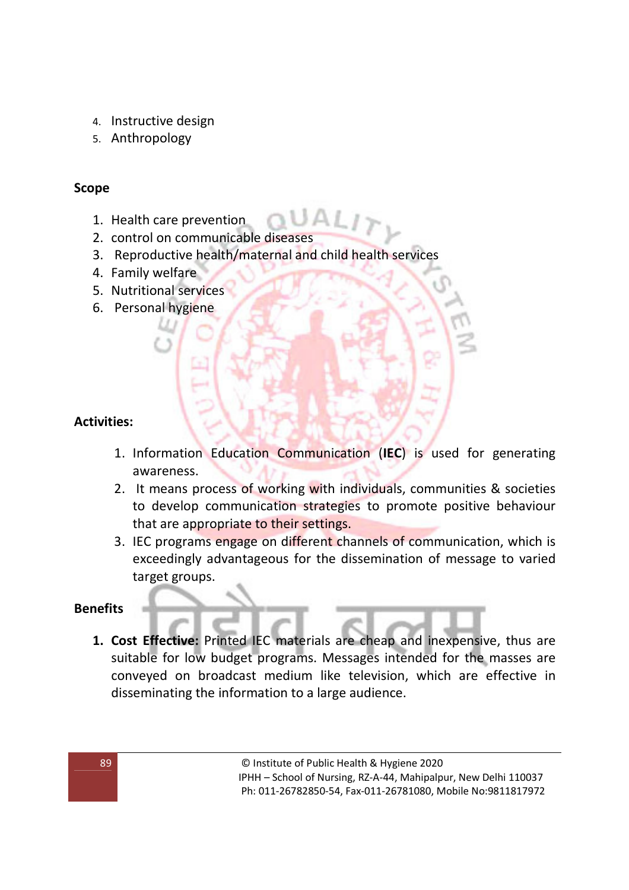4. Instructive design
5. Anthropology

**Scope**

1. Health care prevention
2. control on communicable diseases
3. Reproductive health/maternal and child health services
4. Family welfare
5. Nutritional services
6. Personal hygiene

**Activities:**

1. Information Education Communication (**IEC**) is used for generating awareness.
2. It means process of working with individuals, communities & societies to develop communication strategies to promote positive behaviour that are appropriate to their settings.
3. IEC programs engage on different channels of communication, which is exceedingly advantageous for the dissemination of message to varied target groups.

**Benefits**

1. **Cost Effective:** Printed IEC materials are cheap and inexpensive, thus are suitable for low budget programs. Messages intended for the masses are conveyed on broadcast medium like television, which are effective in disseminating the information to a large audience.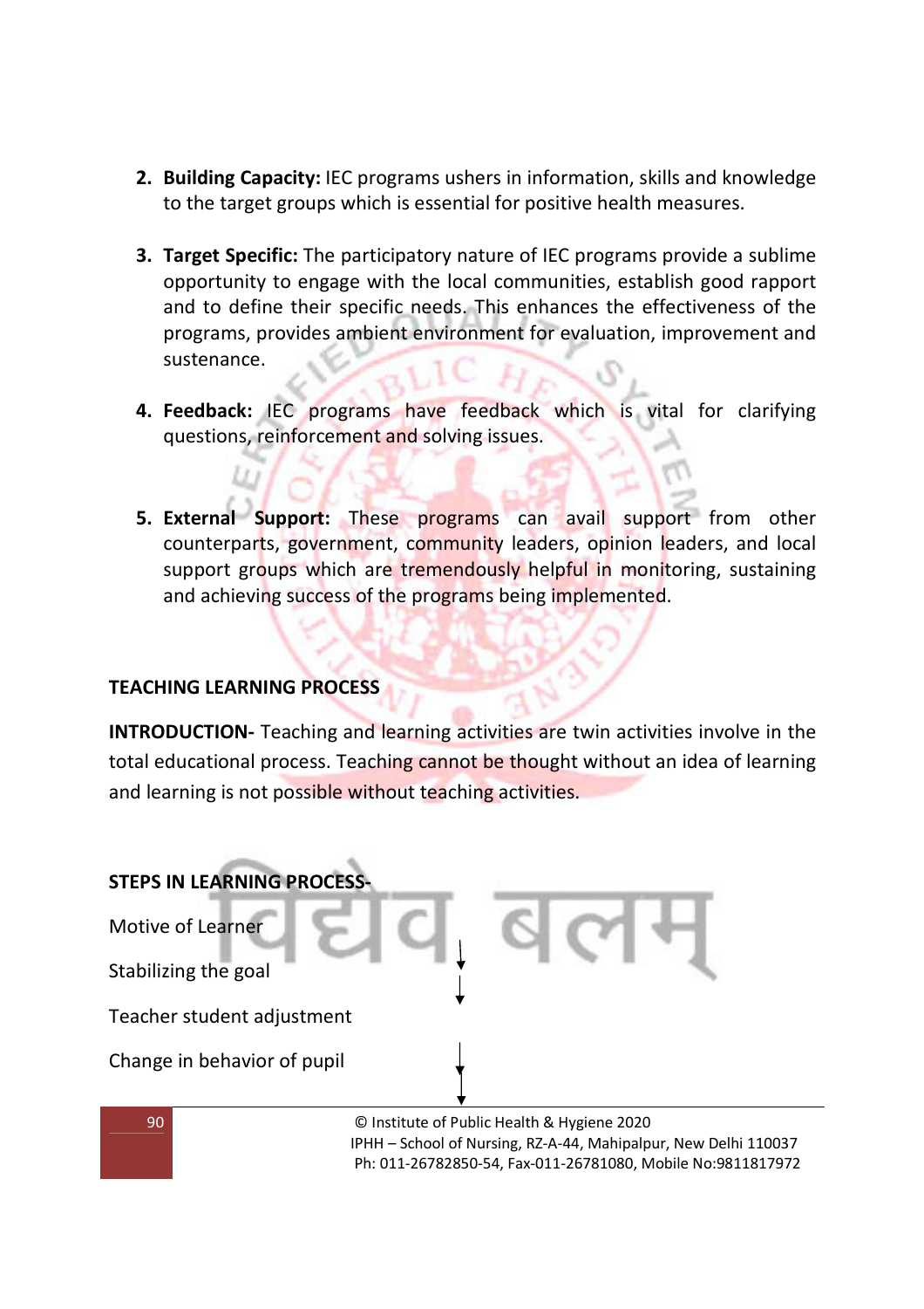2. **Building Capacity:** IEC programs ushers in information, skills and knowledge to the target groups which is essential for positive health measures.

3. **Target Specific:** The participatory nature of IEC programs provide a sublime opportunity to engage with the local communities, establish good rapport and to define their specific needs. This enhances the effectiveness of the programs, provides ambient environment for evaluation, improvement and sustenance.

4. **Feedback:** IEC programs have feedback which is vital for clarifying questions, reinforcement and solving issues.

5. **External Support:** These programs can avail support from other counterparts, government, community leaders, opinion leaders, and local support groups which are tremendously helpful in monitoring, sustaining and achieving success of the programs being implemented.

**TEACHING LEARNING PROCESS**

**INTRODUCTION-** Teaching and learning activities are twin activities involve in the total educational process. Teaching cannot be thought without an idea of learning and learning is not possible without teaching activities.

**STEPS IN LEARNING PROCESS-**

Motive of Learner

↓

Stabilizing the goal

↓

Teacher student adjustment

↓

Change in behavior of pupil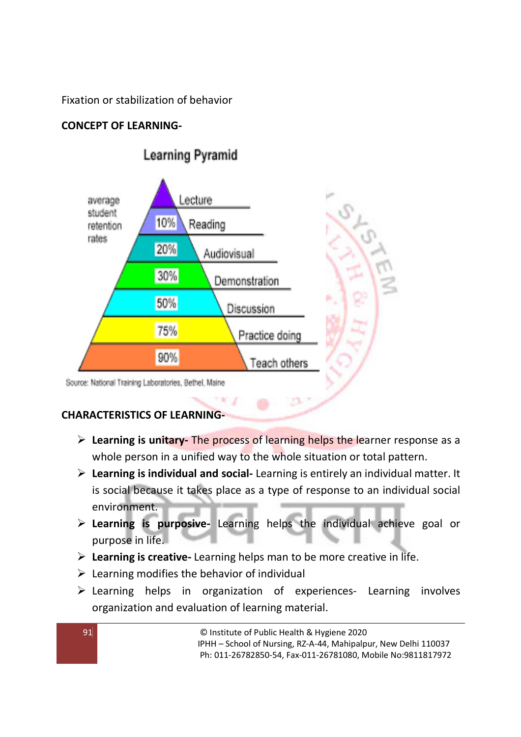Fixation or stabilization of behavior

**CONCEPT OF LEARNING-**

Learning Pyramid

| average student retention rates | |
|---|---|
| Lecture | |
| 10% | Reading |
| 20% | Audiovisual |
| 30% | Demonstration |
| 50% | Discussion |
| 75% | Practice doing |
| 90% | Teach others |

Source: National Training Laboratories, Bethel, Maine

**CHARACTERISTICS OF LEARNING-**

- **Learning is unitary-** The process of learning helps the learner response as a whole person in a unified way to the whole situation or total pattern.
- **Learning is individual and social-** Learning is entirely an individual matter. It is social because it takes place as a type of response to an individual social environment.
- **Learning is purposive-** Learning helps the individual achieve goal or purpose in life.
- **Learning is creative-** Learning helps man to be more creative in life.
- Learning modifies the behavior of individual
- Learning helps in organization of experiences- Learning involves organization and evaluation of learning material.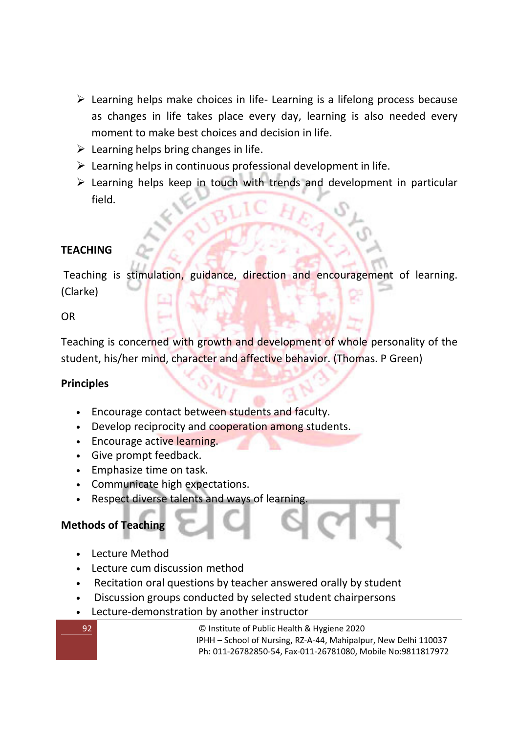- Learning helps make choices in life- Learning is a lifelong process because as changes in life takes place every day, learning is also needed every moment to make best choices and decision in life.
- Learning helps bring changes in life.
- Learning helps in continuous professional development in life.
- Learning helps keep in touch with trends and development in particular field.

**TEACHING**

Teaching is stimulation, guidance, direction and encouragement of learning. (Clarke)

OR

Teaching is concerned with growth and development of whole personality of the student, his/her mind, character and affective behavior. (Thomas. P Green)

**Principles**

- Encourage contact between students and faculty.
- Develop reciprocity and cooperation among students.
- Encourage active learning.
- Give prompt feedback.
- Emphasize time on task.
- Communicate high expectations.
- Respect diverse talents and ways of learning.

**Methods of Teaching**

- Lecture Method
- Lecture cum discussion method
- Recitation oral questions by teacher answered orally by student
- Discussion groups conducted by selected student chairpersons
- Lecture-demonstration by another instructor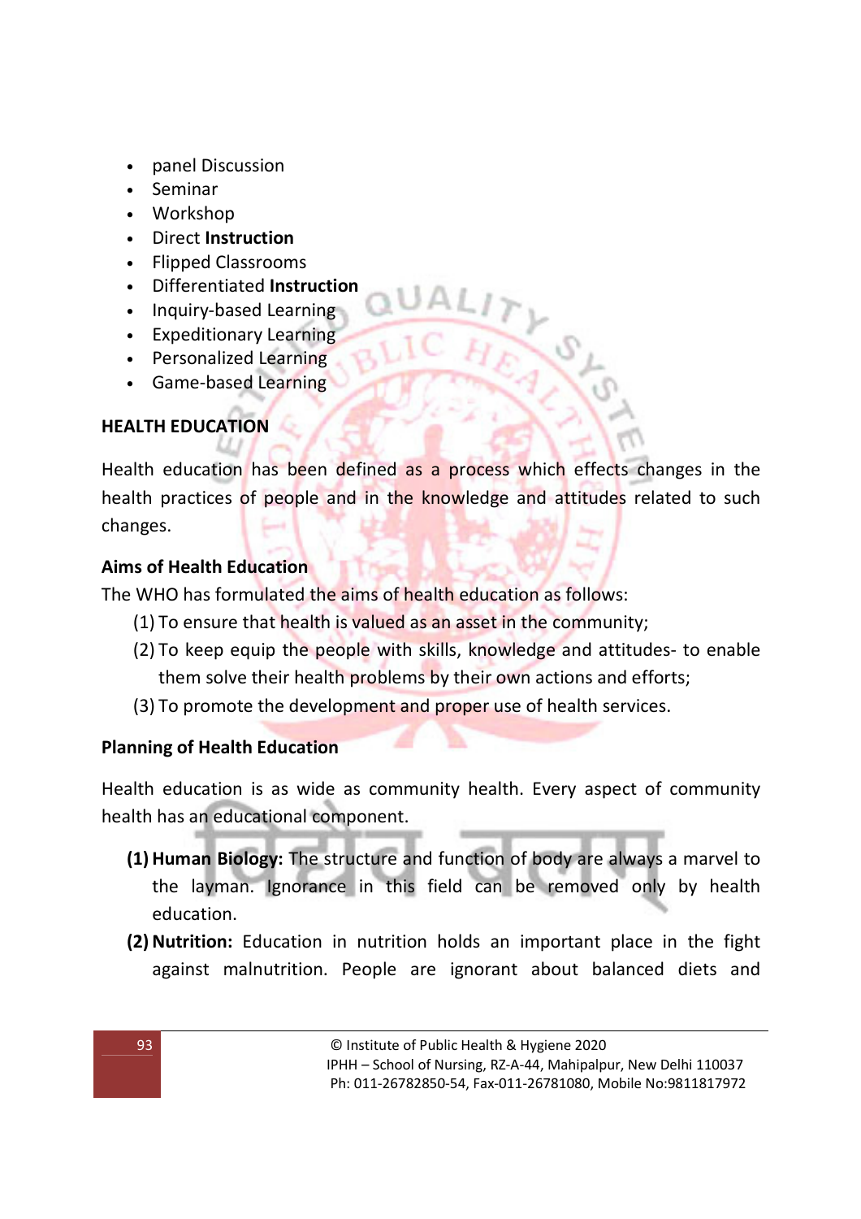- panel Discussion
- Seminar
- Workshop
- Direct **Instruction**
- Flipped Classrooms
- Differentiated **Instruction**
- Inquiry-based Learning
- Expeditionary Learning
- Personalized Learning
- Game-based Learning

## HEALTH EDUCATION

Health education has been defined as a process which effects changes in the health practices of people and in the knowledge and attitudes related to such changes.

### Aims of Health Education

The WHO has formulated the aims of health education as follows:

(1) To ensure that health is valued as an asset in the community;

(2) To keep equip the people with skills, knowledge and attitudes- to enable them solve their health problems by their own actions and efforts;

(3) To promote the development and proper use of health services.

### Planning of Health Education

Health education is as wide as community health. Every aspect of community health has an educational component.

**(1) Human Biology:** The structure and function of body are always a marvel to the layman. Ignorance in this field can be removed only by health education.

**(2) Nutrition:** Education in nutrition holds an important place in the fight against malnutrition. People are ignorant about balanced diets and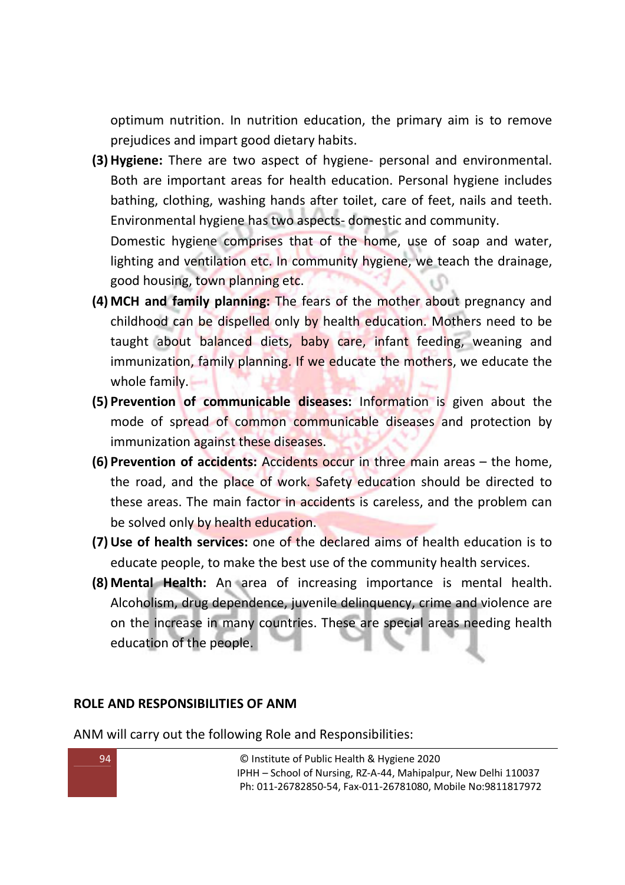optimum nutrition. In nutrition education, the primary aim is to remove prejudices and impart good dietary habits.

**(3) Hygiene:** There are two aspect of hygiene- personal and environmental. Both are important areas for health education. Personal hygiene includes bathing, clothing, washing hands after toilet, care of feet, nails and teeth. Environmental hygiene has two aspects- domestic and community.
Domestic hygiene comprises that of the home, use of soap and water, lighting and ventilation etc. In community hygiene, we teach the drainage, good housing, town planning etc.

**(4) MCH and family planning:** The fears of the mother about pregnancy and childhood can be dispelled only by health education. Mothers need to be taught about balanced diets, baby care, infant feeding, weaning and immunization, family planning. If we educate the mothers, we educate the whole family.

**(5) Prevention of communicable diseases:** Information is given about the mode of spread of common communicable diseases and protection by immunization against these diseases.

**(6) Prevention of accidents:** Accidents occur in three main areas – the home, the road, and the place of work. Safety education should be directed to these areas. The main factor in accidents is careless, and the problem can be solved only by health education.

**(7) Use of health services:** one of the declared aims of health education is to educate people, to make the best use of the community health services.

**(8) Mental Health:** An area of increasing importance is mental health. Alcoholism, drug dependence, juvenile delinquency, crime and violence are on the increase in many countries. These are special areas needing health education of the people.

**ROLE AND RESPONSIBILITIES OF ANM**

ANM will carry out the following Role and Responsibilities: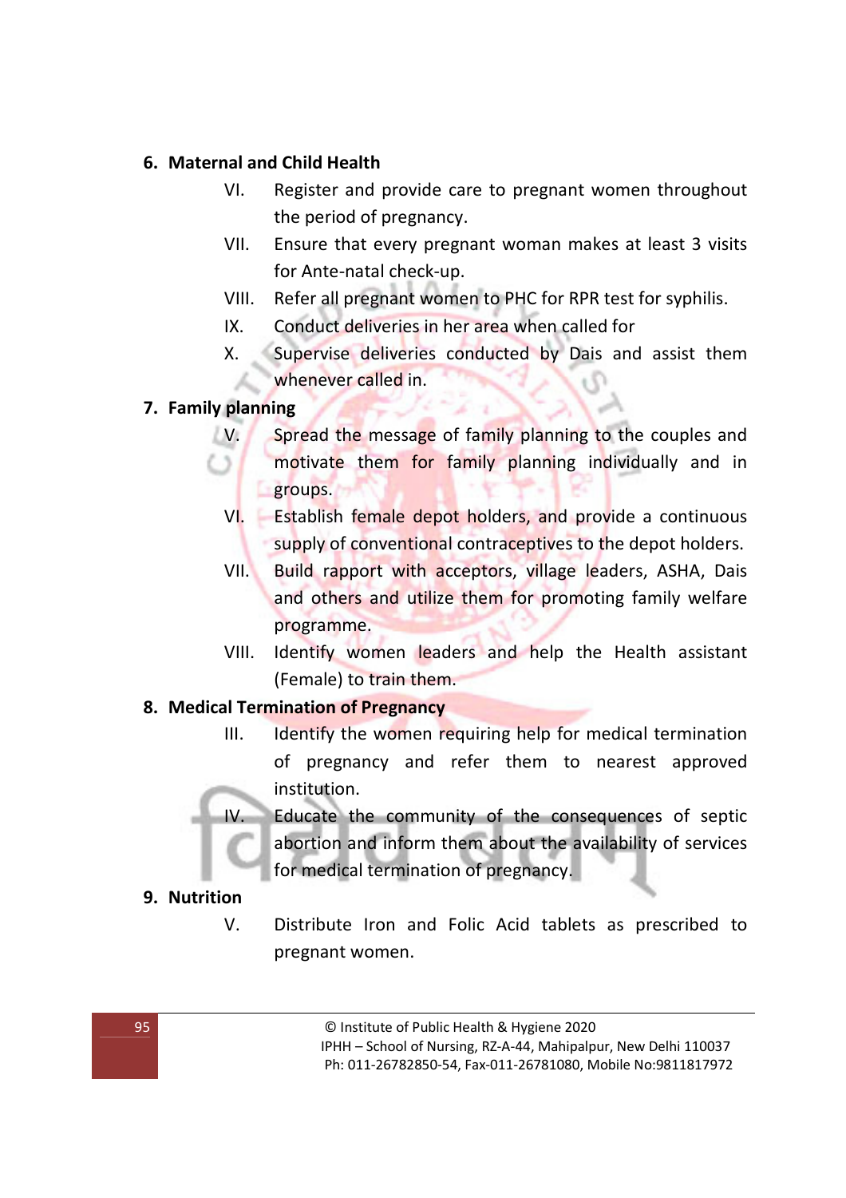6. **Maternal and Child Health**

    VI. Register and provide care to pregnant women throughout the period of pregnancy.

    VII. Ensure that every pregnant woman makes at least 3 visits for Ante-natal check-up.

    VIII. Refer all pregnant women to PHC for RPR test for syphilis.

    IX. Conduct deliveries in her area when called for

    X. Supervise deliveries conducted by Dais and assist them whenever called in.

7. **Family planning**

    V. Spread the message of family planning to the couples and motivate them for family planning individually and in groups.

    VI. Establish female depot holders, and provide a continuous supply of conventional contraceptives to the depot holders.

    VII. Build rapport with acceptors, village leaders, ASHA, Dais and others and utilize them for promoting family welfare programme.

    VIII. Identify women leaders and help the Health assistant (Female) to train them.

8. **Medical Termination of Pregnancy**

    III. Identify the women requiring help for medical termination of pregnancy and refer them to nearest approved institution.

    IV. Educate the community of the consequences of septic abortion and inform them about the availability of services for medical termination of pregnancy.

9. **Nutrition**

    V. Distribute Iron and Folic Acid tablets as prescribed to pregnant women.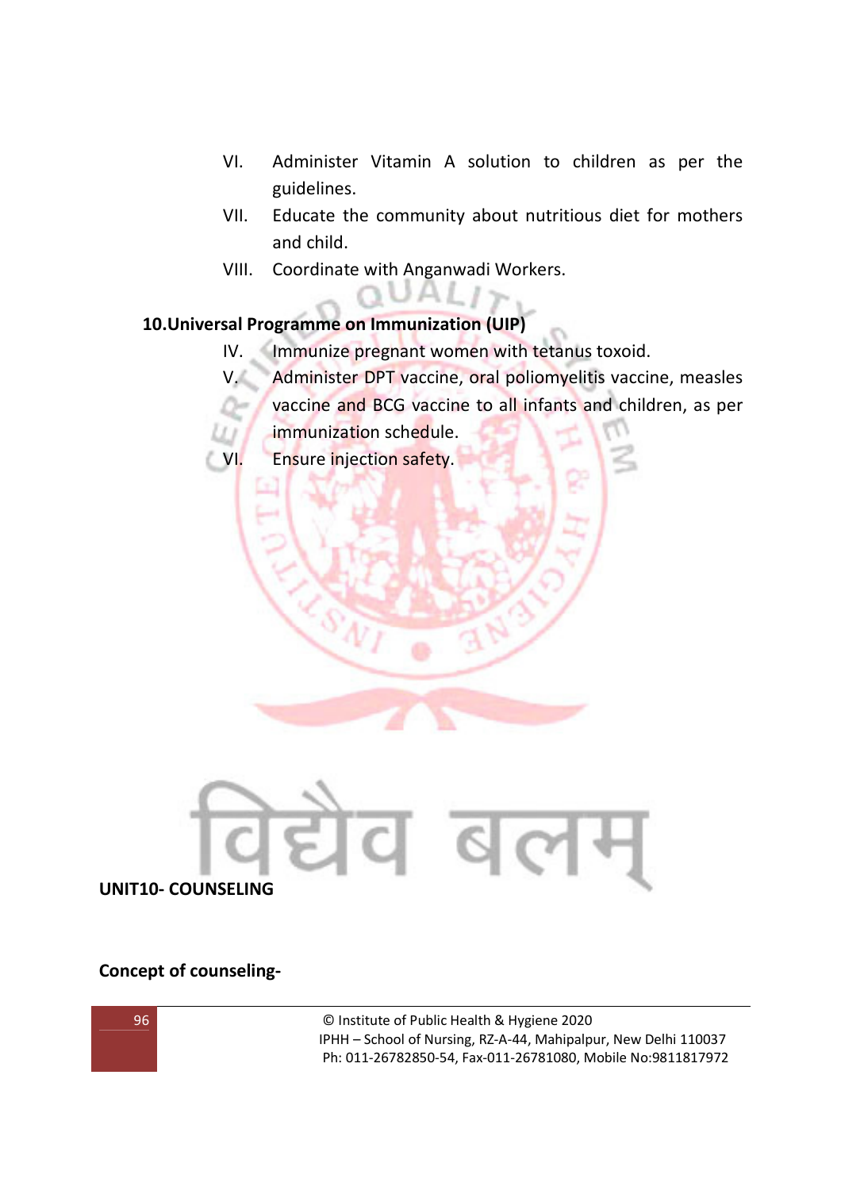VI. Administer Vitamin A solution to children as per the guidelines.

VII. Educate the community about nutritious diet for mothers and child.

VIII. Coordinate with Anganwadi Workers.

**10.Universal Programme on Immunization (UIP)**

IV. Immunize pregnant women with tetanus toxoid.

V. Administer DPT vaccine, oral poliomyelitis vaccine, measles vaccine and BCG vaccine to all infants and children, as per immunization schedule.

VI. Ensure injection safety.

**UNIT10- COUNSELING**

**Concept of counseling-**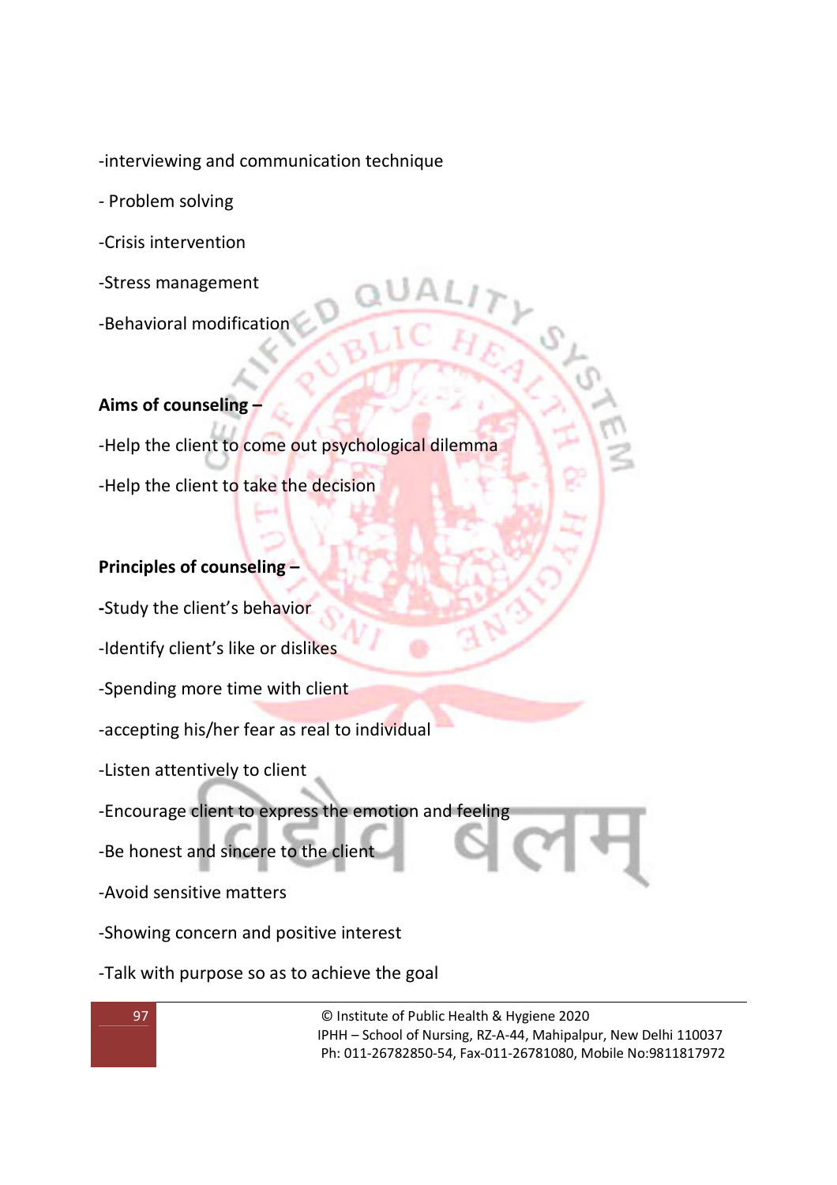-interviewing and communication technique

- Problem solving

-Crisis intervention

-Stress management

-Behavioral modification

**Aims of counseling –**

-Help the client to come out psychological dilemma

-Help the client to take the decision

**Principles of counseling –**

**-**Study the client's behavior

-Identify client's like or dislikes

-Spending more time with client

-accepting his/her fear as real to individual

-Listen attentively to client

-Encourage client to express the emotion and feeling

-Be honest and sincere to the client

-Avoid sensitive matters

-Showing concern and positive interest

-Talk with purpose so as to achieve the goal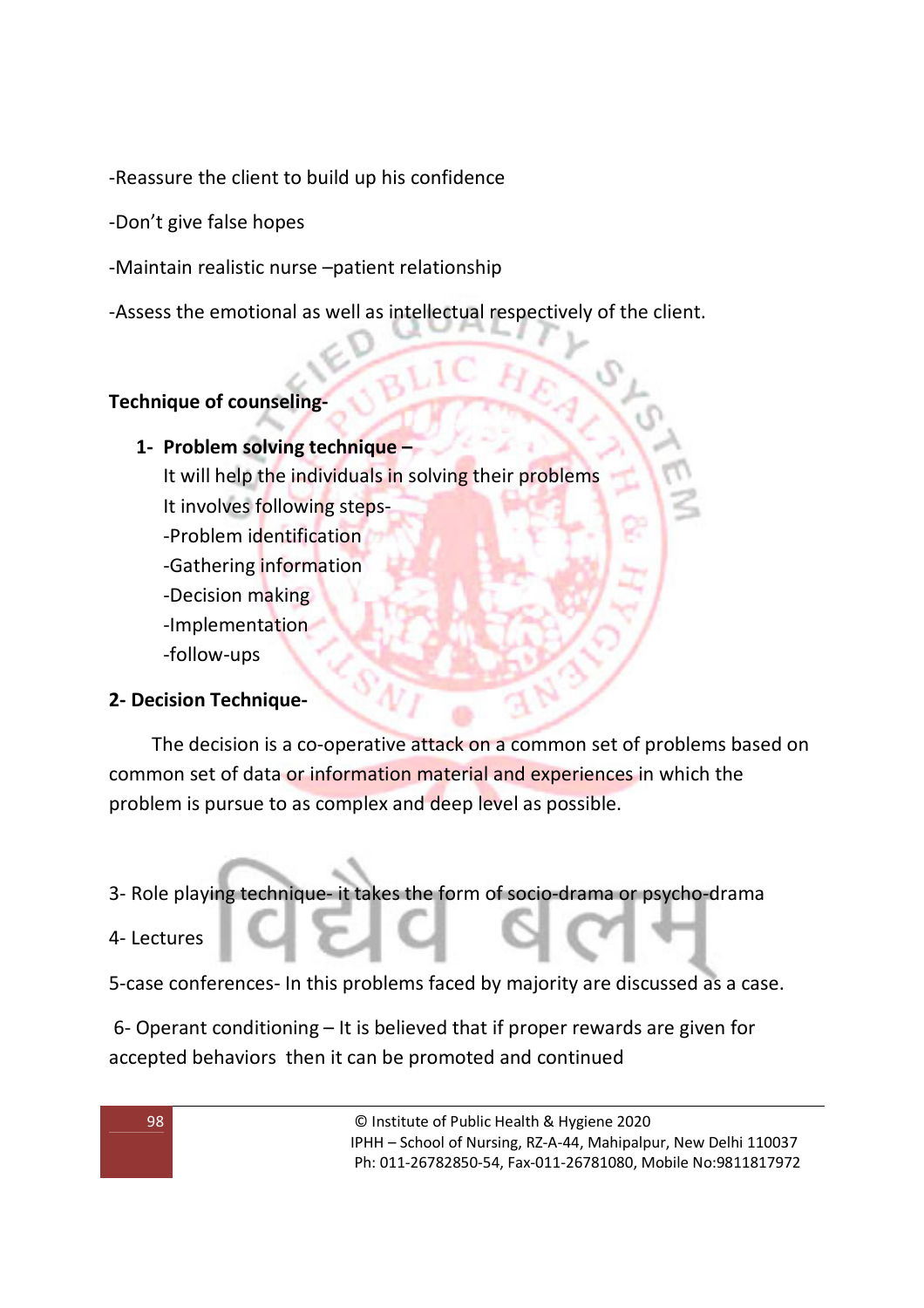-Reassure the client to build up his confidence

-Don't give false hopes

-Maintain realistic nurse –patient relationship

-Assess the emotional as well as intellectual respectively of the client.

**Technique of counseling-**

1- **Problem solving technique –**
   It will help the individuals in solving their problems
   It involves following steps-
   -Problem identification
   -Gathering information
   -Decision making
   -Implementation
   -follow-ups

**2- Decision Technique-**

The decision is a co-operative attack on a common set of problems based on common set of data or information material and experiences in which the problem is pursue to as complex and deep level as possible.

3- Role playing technique- it takes the form of socio-drama or psycho-drama

4- Lectures

5-case conferences- In this problems faced by majority are discussed as a case.

6- Operant conditioning – It is believed that if proper rewards are given for accepted behaviors then it can be promoted and continued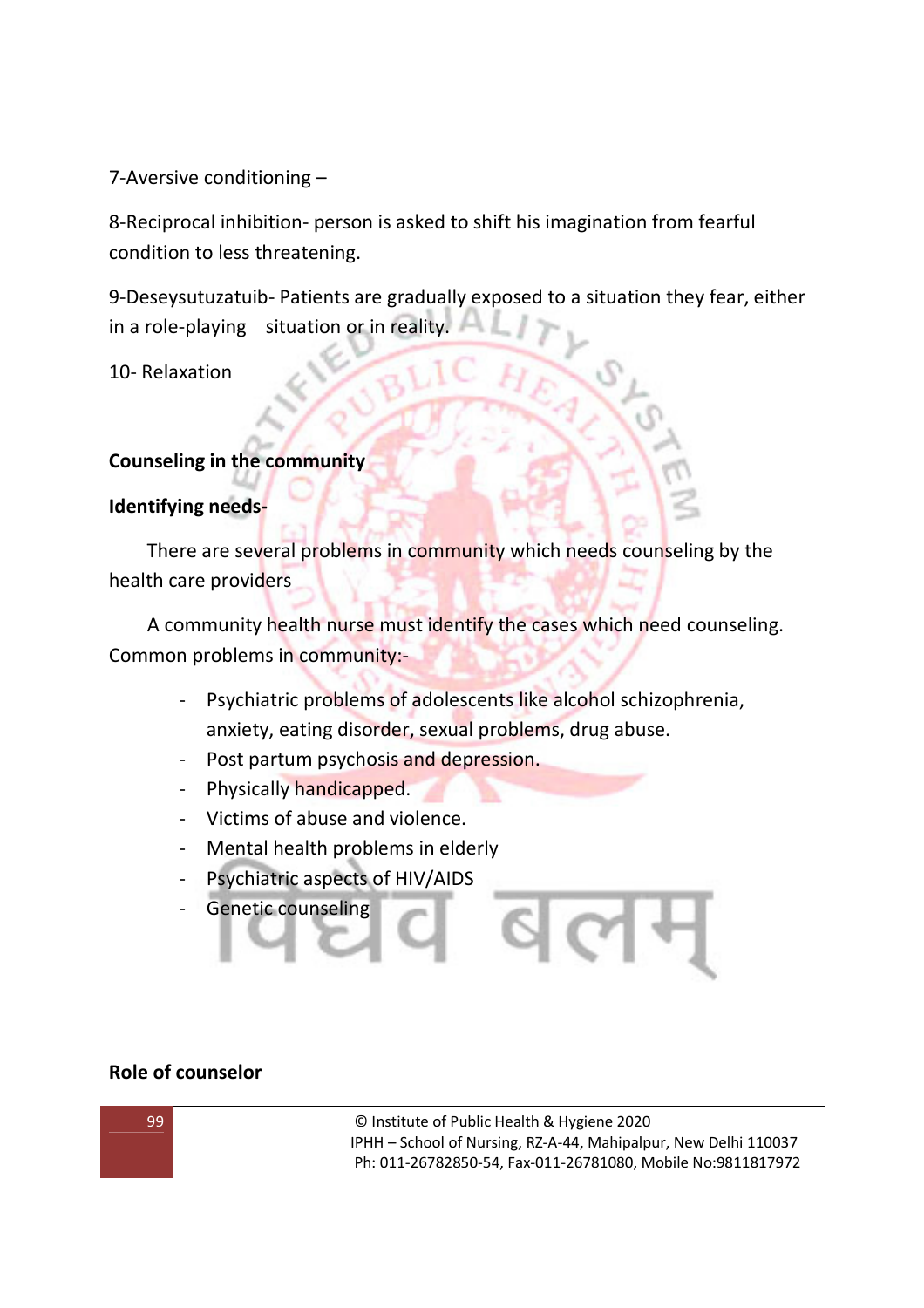7-Aversive conditioning –

8-Reciprocal inhibition- person is asked to shift his imagination from fearful condition to less threatening.

9-Deseysutuzatuib- Patients are gradually exposed to a situation they fear, either in a role-playing situation or in reality.

10- Relaxation

**Counseling in the community**

**Identifying needs-**

There are several problems in community which needs counseling by the health care providers

A community health nurse must identify the cases which need counseling. Common problems in community:-

- Psychiatric problems of adolescents like alcohol schizophrenia, anxiety, eating disorder, sexual problems, drug abuse.
- Post partum psychosis and depression.
- Physically handicapped.
- Victims of abuse and violence.
- Mental health problems in elderly
- Psychiatric aspects of HIV/AIDS
- Genetic counseling

**Role of counselor**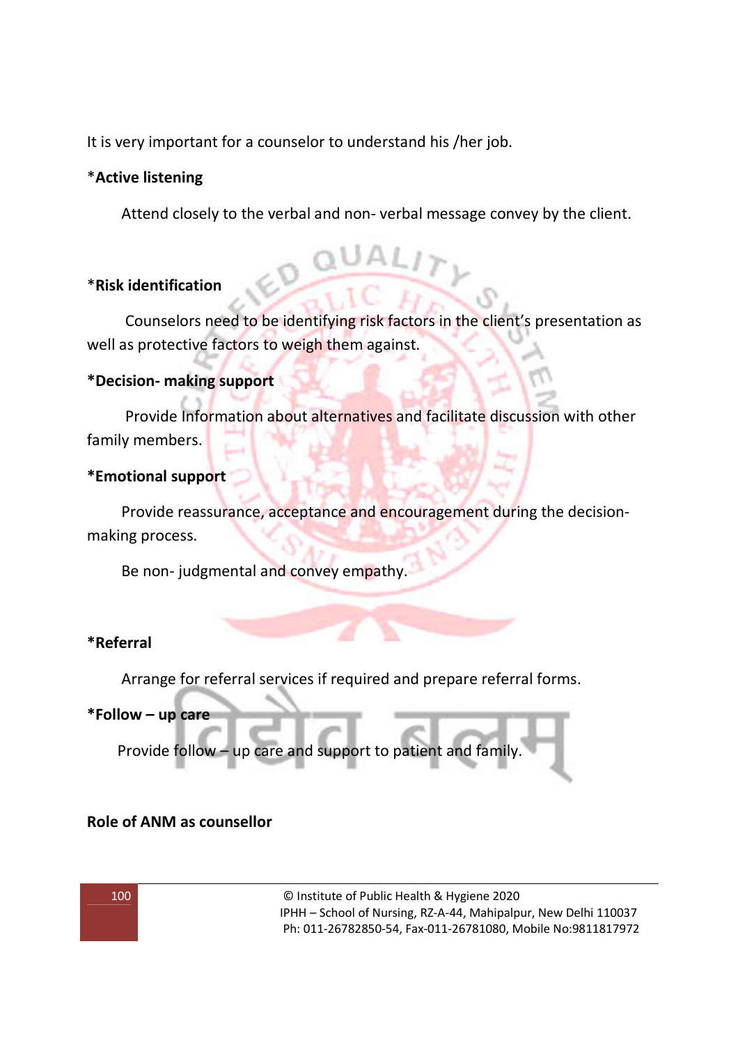It is very important for a counselor to understand his /her job.

*__Active listening__

Attend closely to the verbal and non- verbal message convey by the client.

*__Risk identification__

Counselors need to be identifying risk factors in the client's presentation as well as protective factors to weigh them against.

**\*Decision- making support**

Provide Information about alternatives and facilitate discussion with other family members.

**\*Emotional support**

Provide reassurance, acceptance and encouragement during the decision-making process.

Be non- judgmental and convey empathy.

**\*Referral**

Arrange for referral services if required and prepare referral forms.

**\*Follow – up care**

Provide follow – up care and support to patient and family.

**Role of ANM as counsellor**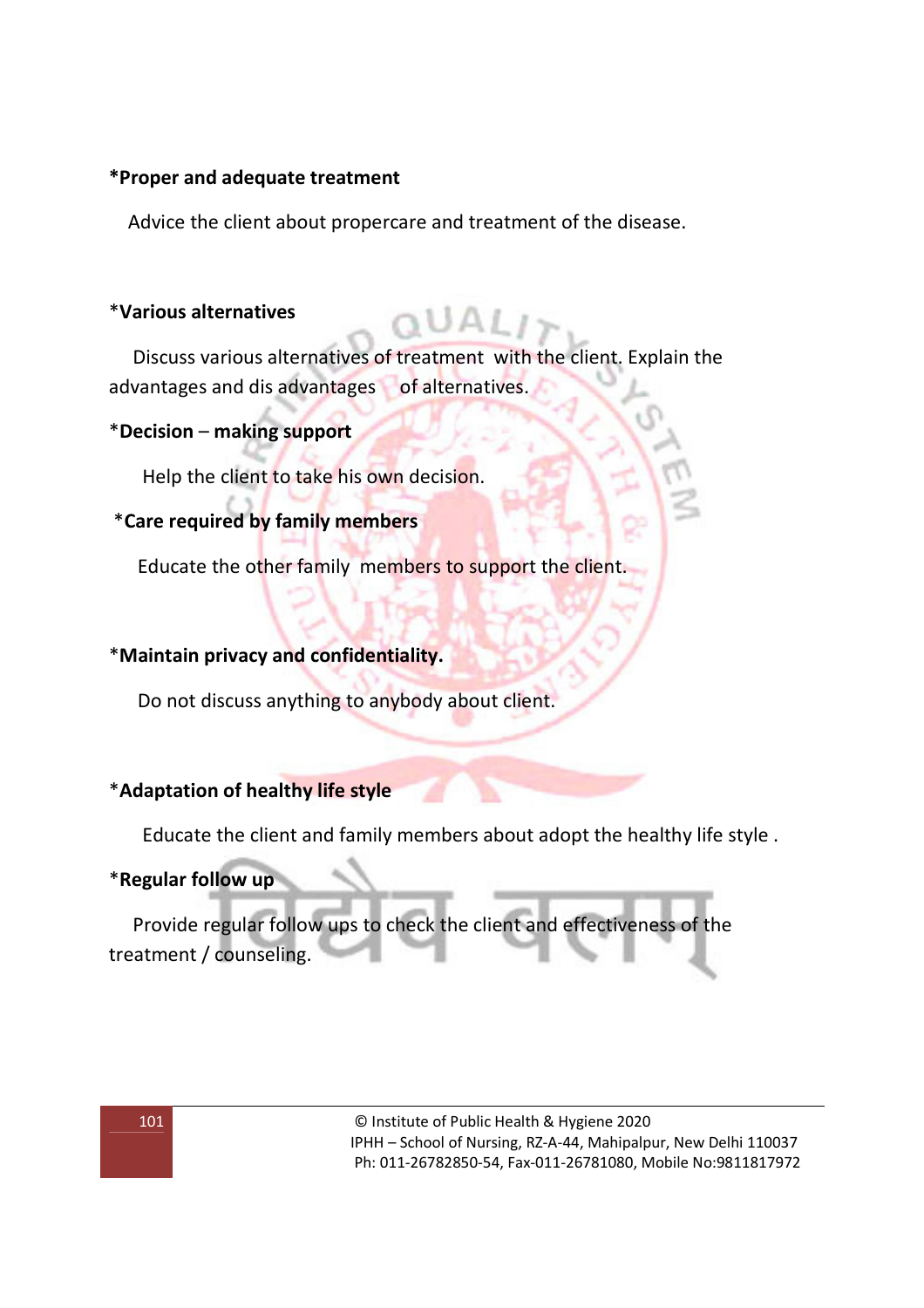***Proper and adequate treatment**

Advice the client about propercare and treatment of the disease.

*__Various alternatives__

Discuss various alternatives of treatment with the client. Explain the advantages and dis advantages of alternatives.

*__Decision – making support__

Help the client to take his own decision.

*__Care required by family members__

Educate the other family members to support the client.

*__Maintain privacy and confidentiality.__

Do not discuss anything to anybody about client.

*__Adaptation of healthy life style__

Educate the client and family members about adopt the healthy life style .

*__Regular follow up__

Provide regular follow ups to check the client and effectiveness of the treatment / counseling.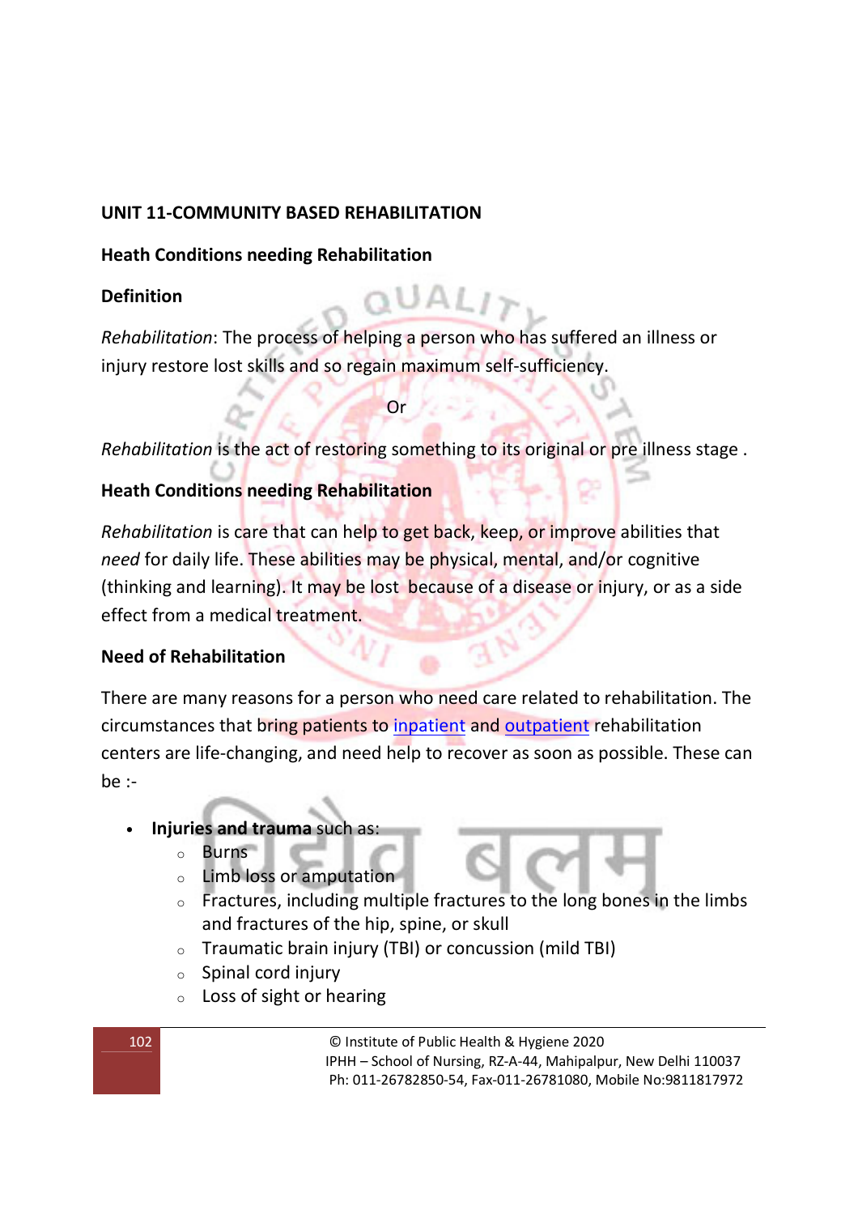**UNIT 11-COMMUNITY BASED REHABILITATION**

**Heath Conditions needing Rehabilitation**

**Definition**

*Rehabilitation*: The process of helping a person who has suffered an illness or injury restore lost skills and so regain maximum self-sufficiency.

Or

*Rehabilitation* is the act of restoring something to its original or pre illness stage .

**Heath Conditions needing Rehabilitation**

*Rehabilitation* is care that can help to get back, keep, or improve abilities that *need* for daily life. These abilities may be physical, mental, and/or cognitive (thinking and learning). It may be lost because of a disease or injury, or as a side effect from a medical treatment.

**Need of Rehabilitation**

There are many reasons for a person who need care related to rehabilitation. The circumstances that bring patients to inpatient and outpatient rehabilitation centers are life-changing, and need help to recover as soon as possible. These can be :-

- **Injuries and trauma** such as:
  - Burns
  - Limb loss or amputation
  - Fractures, including multiple fractures to the long bones in the limbs and fractures of the hip, spine, or skull
  - Traumatic brain injury (TBI) or concussion (mild TBI)
  - Spinal cord injury
  - Loss of sight or hearing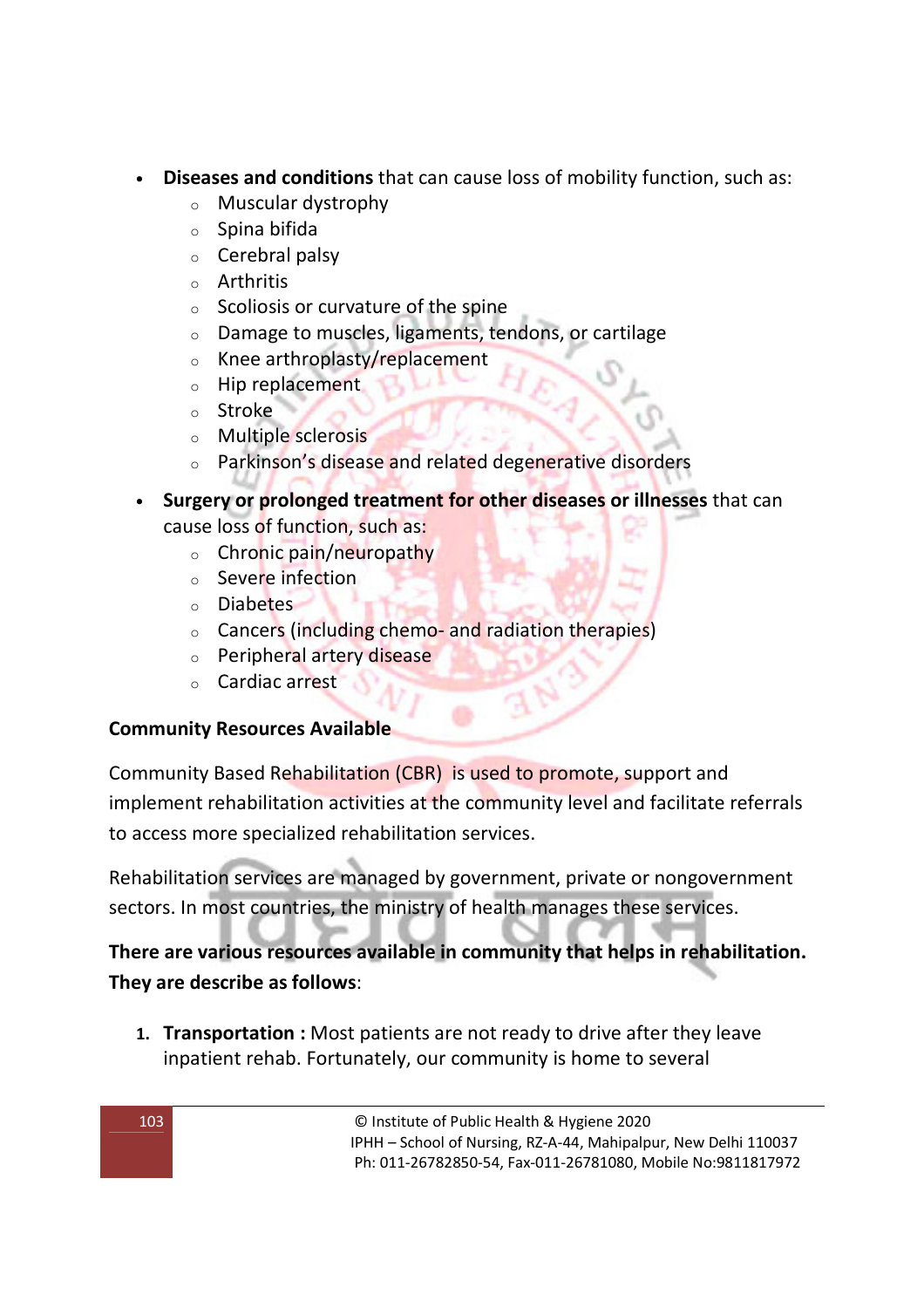- **Diseases and conditions** that can cause loss of mobility function, such as:
  - Muscular dystrophy
  - Spina bifida
  - Cerebral palsy
  - Arthritis
  - Scoliosis or curvature of the spine
  - Damage to muscles, ligaments, tendons, or cartilage
  - Knee arthroplasty/replacement
  - Hip replacement
  - Stroke
  - Multiple sclerosis
  - Parkinson's disease and related degenerative disorders
- **Surgery or prolonged treatment for other diseases or illnesses** that can cause loss of function, such as:
  - Chronic pain/neuropathy
  - Severe infection
  - Diabetes
  - Cancers (including chemo- and radiation therapies)
  - Peripheral artery disease
  - Cardiac arrest

**Community Resources Available**

Community Based Rehabilitation (CBR) is used to promote, support and implement rehabilitation activities at the community level and facilitate referrals to access more specialized rehabilitation services.

Rehabilitation services are managed by government, private or nongovernment sectors. In most countries, the ministry of health manages these services.

**There are various resources available in community that helps in rehabilitation. They are describe as follows**:

1. **Transportation :** Most patients are not ready to drive after they leave inpatient rehab. Fortunately, our community is home to several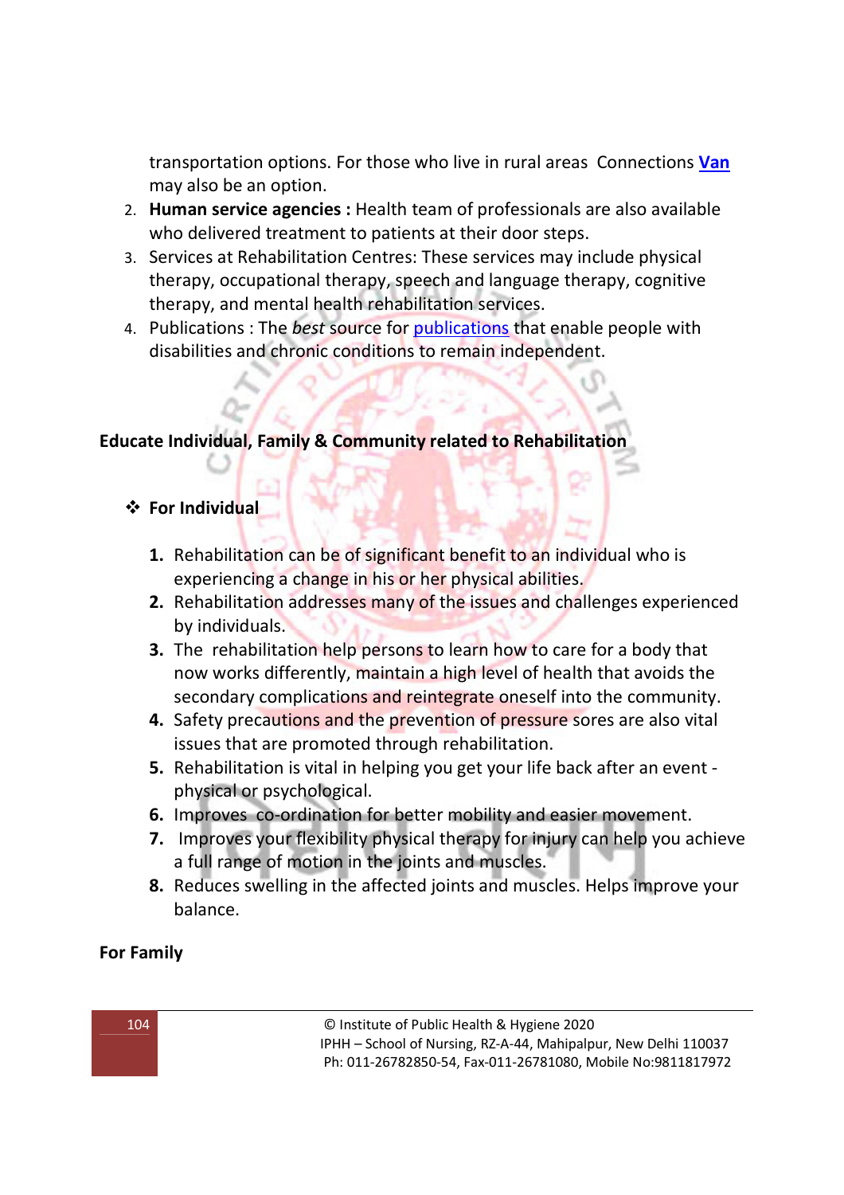transportation options. For those who live in rural areas Connections **Van** may also be an option.

2. **Human service agencies :** Health team of professionals are also available who delivered treatment to patients at their door steps.
3. Services at Rehabilitation Centres: These services may include physical therapy, occupational therapy, speech and language therapy, cognitive therapy, and mental health rehabilitation services.
4. Publications : The *best* source for publications that enable people with disabilities and chronic conditions to remain independent.

## Educate Individual, Family & Community related to Rehabilitation

### ❖ For Individual

1. Rehabilitation can be of significant benefit to an individual who is experiencing a change in his or her physical abilities.
2. Rehabilitation addresses many of the issues and challenges experienced by individuals.
3. The rehabilitation help persons to learn how to care for a body that now works differently, maintain a high level of health that avoids the secondary complications and reintegrate oneself into the community.
4. Safety precautions and the prevention of pressure sores are also vital issues that are promoted through rehabilitation.
5. Rehabilitation is vital in helping you get your life back after an event - physical or psychological.
6. Improves co-ordination for better mobility and easier movement.
7. Improves your flexibility physical therapy for injury can help you achieve a full range of motion in the joints and muscles.
8. Reduces swelling in the affected joints and muscles. Helps improve your balance.

### For Family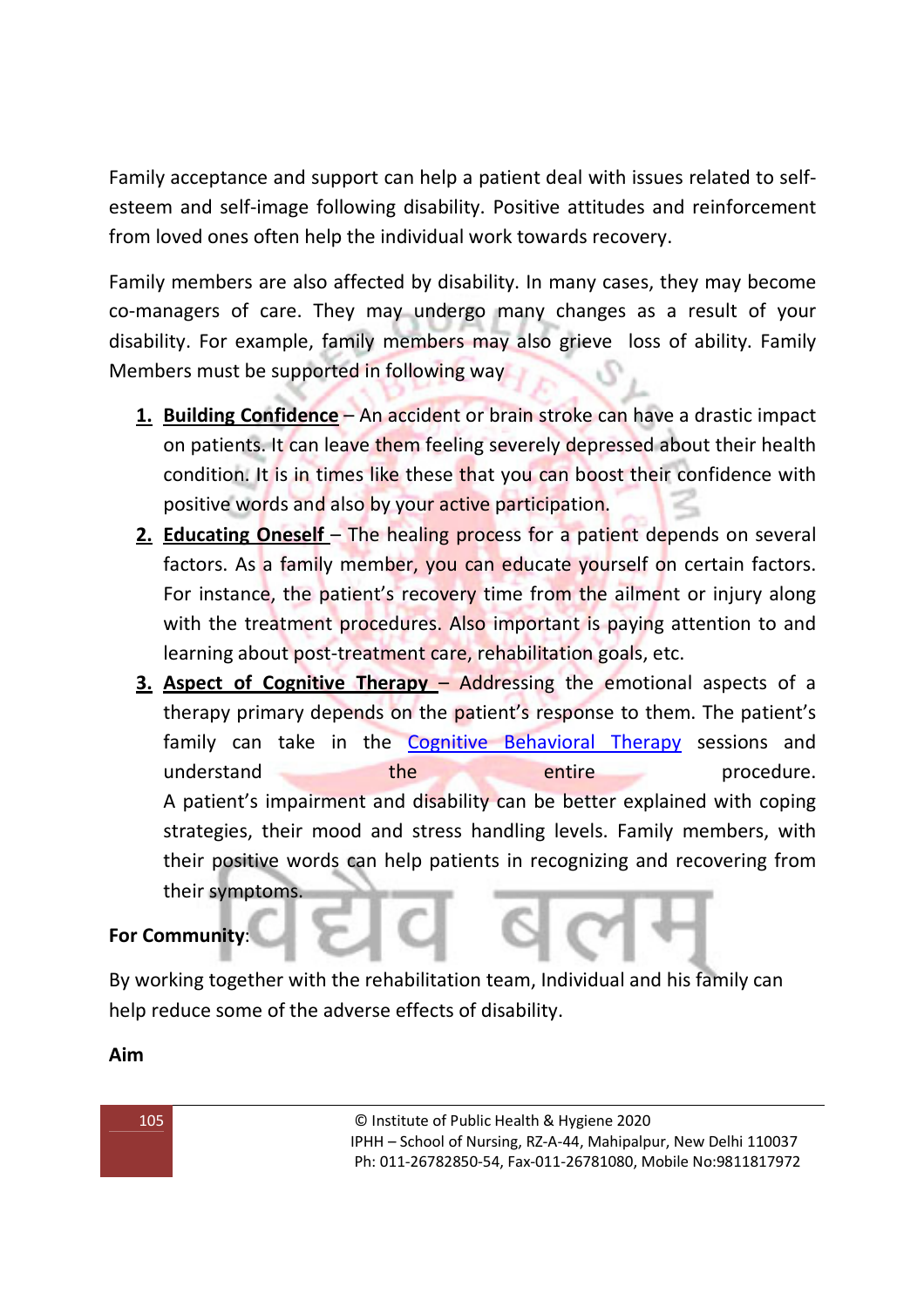Family acceptance and support can help a patient deal with issues related to self-esteem and self-image following disability. Positive attitudes and reinforcement from loved ones often help the individual work towards recovery.

Family members are also affected by disability. In many cases, they may become co-managers of care. They may undergo many changes as a result of your disability. For example, family members may also grieve loss of ability. Family Members must be supported in following way

1. **Building Confidence** – An accident or brain stroke can have a drastic impact on patients. It can leave them feeling severely depressed about their health condition. It is in times like these that you can boost their confidence with positive words and also by your active participation.
2. **Educating Oneself** – The healing process for a patient depends on several factors. As a family member, you can educate yourself on certain factors. For instance, the patient's recovery time from the ailment or injury along with the treatment procedures. Also important is paying attention to and learning about post-treatment care, rehabilitation goals, etc.
3. **Aspect of Cognitive Therapy** – Addressing the emotional aspects of a therapy primary depends on the patient's response to them. The patient's family can take in the Cognitive Behavioral Therapy sessions and understand the entire procedure. A patient's impairment and disability can be better explained with coping strategies, their mood and stress handling levels. Family members, with their positive words can help patients in recognizing and recovering from their symptoms.

**For Community**:

By working together with the rehabilitation team, Individual and his family can help reduce some of the adverse effects of disability.

**Aim**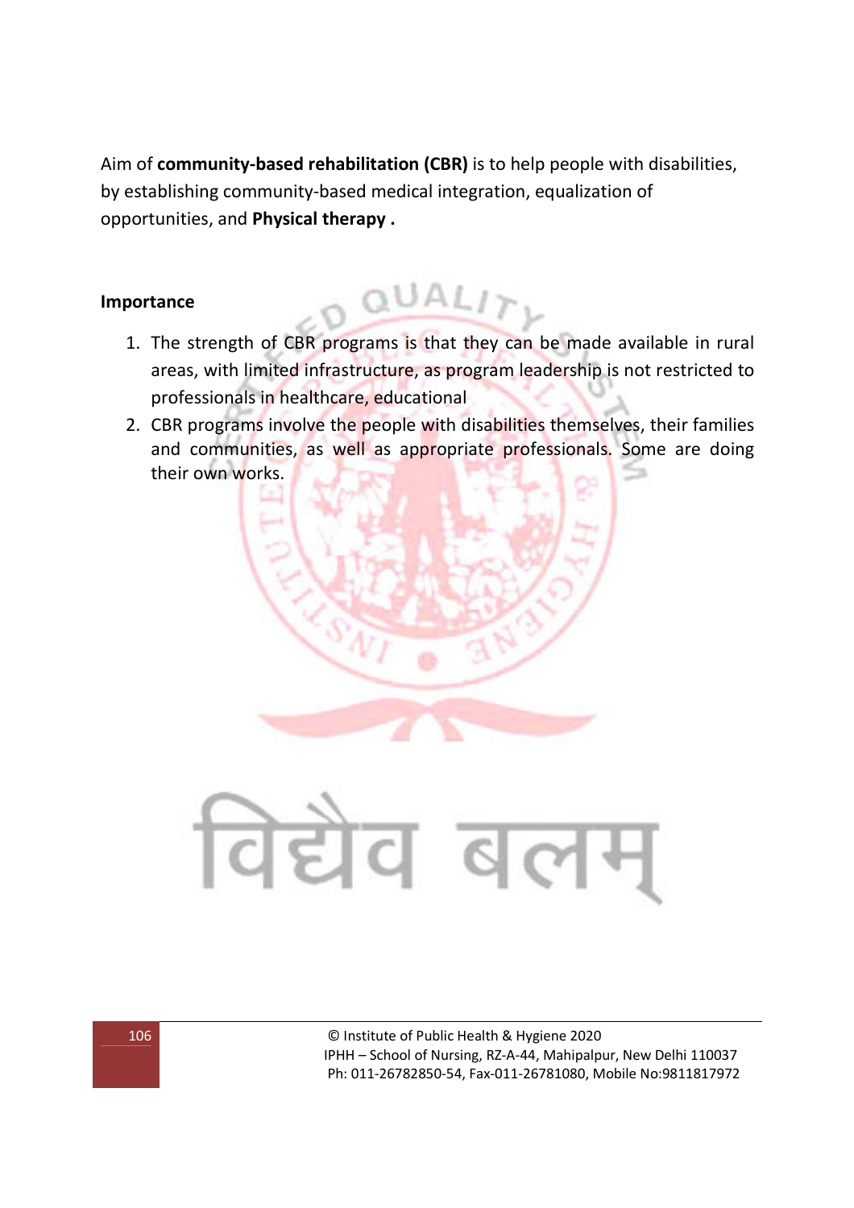Aim of **community-based rehabilitation (CBR)** is to help people with disabilities, by establishing community-based medical integration, equalization of opportunities, and **Physical therapy .**

**Importance**

1. The strength of CBR programs is that they can be made available in rural areas, with limited infrastructure, as program leadership is not restricted to professionals in healthcare, educational
2. CBR programs involve the people with disabilities themselves, their families and communities, as well as appropriate professionals. Some are doing their own works.